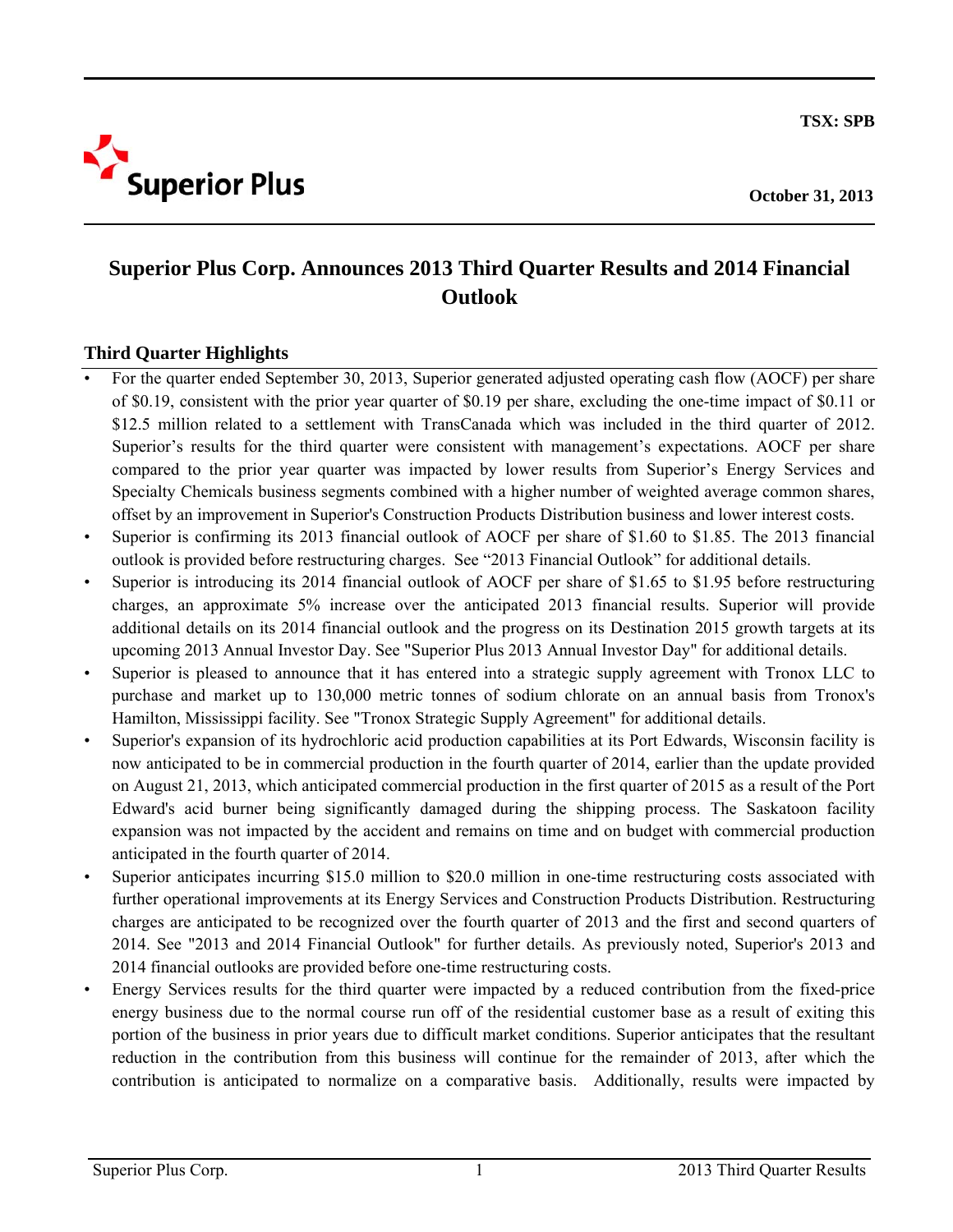TSX: SPB

Superior Plus

October 31, 2013

# Superior Plus Corp. Announces 2013 Third Quarter Results and 2014 Financial Outlook

## Third Quarter Highlights

- For the quarter ended September 30, 2013, Superior generated adjusted operating cash flow (AOCF) per share of $0.19, consistent with the prior year quarter of $0.19 per share, excluding the one-time impact of $0.11 or $12.5 million related to a settlement with TransCanada which was included in the third quarter of 2012. Superior's results for the third quarter were consistent with management's expectations. AOCF per share compared to the prior year quarter was impacted by lower results from Superior's Energy Services and Specialty Chemicals business segments combined with a higher number of weighted average common shares, offset by an improvement in Superior's Construction Products Distribution business and lower interest costs.
- Superior is confirming its 2013 financial outlook of AOCF per share of $1.60 to $1.85. The 2013 financial outlook is provided before restructuring charges. See "2013 Financial Outlook" for additional details.
- Superior is introducing its 2014 financial outlook of AOCF per share of $1.65 to $1.95 before restructuring charges, an approximate 5% increase over the anticipated 2013 financial results. Superior will provide additional details on its 2014 financial outlook and the progress on its Destination 2015 growth targets at its upcoming 2013 Annual Investor Day. See "Superior Plus 2013 Annual Investor Day" for additional details.
- Superior is pleased to announce that it has entered into a strategic supply agreement with Tronox LLC to purchase and market up to 130,000 metric tonnes of sodium chlorate on an annual basis from Tronox's Hamilton, Mississippi facility. See "Tronox Strategic Supply Agreement" for additional details.
- Superior's expansion of its hydrochloric acid production capabilities at its Port Edwards, Wisconsin facility is now anticipated to be in commercial production in the fourth quarter of 2014, earlier than the update provided on August 21, 2013, which anticipated commercial production in the first quarter of 2015 as a result of the Port Edward's acid burner being significantly damaged during the shipping process. The Saskatoon facility expansion was not impacted by the accident and remains on time and on budget with commercial production anticipated in the fourth quarter of 2014.
- Superior anticipates incurring $15.0 million to $20.0 million in one-time restructuring costs associated with further operational improvements at its Energy Services and Construction Products Distribution. Restructuring charges are anticipated to be recognized over the fourth quarter of 2013 and the first and second quarters of 2014. See "2013 and 2014 Financial Outlook" for further details. As previously noted, Superior's 2013 and 2014 financial outlooks are provided before one-time restructuring costs.
- Energy Services results for the third quarter were impacted by a reduced contribution from the fixed-price energy business due to the normal course run off of the residential customer base as a result of exiting this portion of the business in prior years due to difficult market conditions. Superior anticipates that the resultant reduction in the contribution from this business will continue for the remainder of 2013, after which the contribution is anticipated to normalize on a comparative basis. Additionally, results were impacted by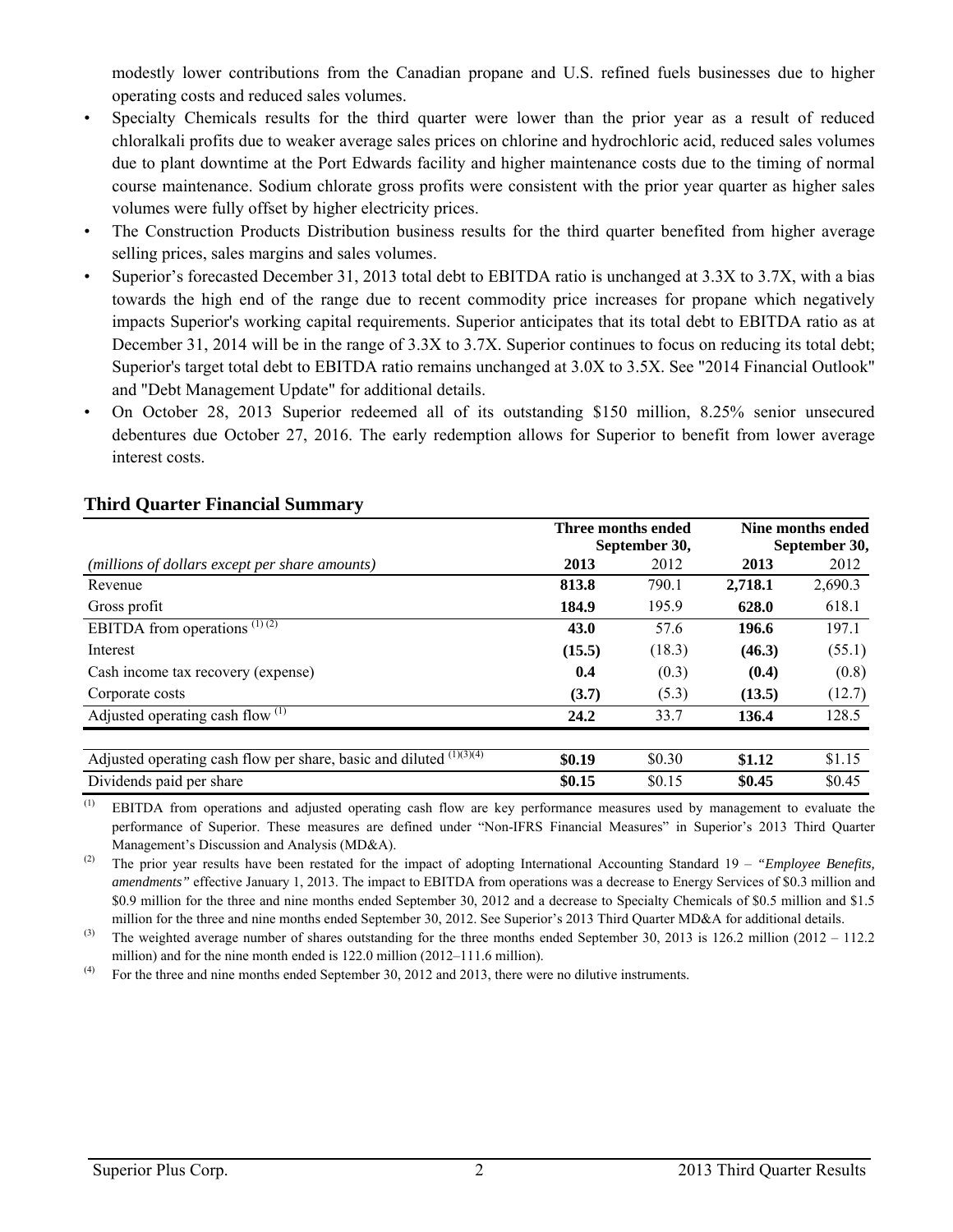modestly lower contributions from the Canadian propane and U.S. refined fuels businesses due to higher operating costs and reduced sales volumes.

- Specialty Chemicals results for the third quarter were lower than the prior year as a result of reduced chloralkali profits due to weaker average sales prices on chlorine and hydrochloric acid, reduced sales volumes due to plant downtime at the Port Edwards facility and higher maintenance costs due to the timing of normal course maintenance. Sodium chlorate gross profits were consistent with the prior year quarter as higher sales volumes were fully offset by higher electricity prices.
- The Construction Products Distribution business results for the third quarter benefited from higher average selling prices, sales margins and sales volumes.
- Superior's forecasted December 31, 2013 total debt to EBITDA ratio is unchanged at 3.3X to 3.7X, with a bias towards the high end of the range due to recent commodity price increases for propane which negatively impacts Superior's working capital requirements. Superior anticipates that its total debt to EBITDA ratio as at December 31, 2014 will be in the range of 3.3X to 3.7X. Superior continues to focus on reducing its total debt; Superior's target total debt to EBITDA ratio remains unchanged at 3.0X to 3.5X. See "2014 Financial Outlook" and "Debt Management Update" for additional details.
- On October 28, 2013 Superior redeemed all of its outstanding $150 million, 8.25% senior unsecured debentures due October 27, 2016. The early redemption allows for Superior to benefit from lower average interest costs.

## Third Quarter Financial Summary

| | Three months ended September 30, | | Nine months ended September 30, | |
|---|---|---|---|---|
| *(millions of dollars except per share amounts)* | **2013** | 2012 | **2013** | 2012 |
| Revenue | **813.8** | 790.1 | **2,718.1** | 2,690.3 |
| Gross profit | **184.9** | 195.9 | **628.0** | 618.1 |
| EBITDA from operations [(1) (2)] | **43.0** | 57.6 | **196.6** | 197.1 |
| Interest | **(15.5)** | (18.3) | **(46.3)** | (55.1) |
| Cash income tax recovery (expense) | **0.4** | (0.3) | **(0.4)** | (0.8) |
| Corporate costs | **(3.7)** | (5.3) | **(13.5)** | (12.7) |
| Adjusted operating cash flow [(1)] | **24.2** | 33.7 | **136.4** | 128.5 |
| Adjusted operating cash flow per share, basic and diluted [(1)(3)(4)] | **$0.19** | $0.30 | **$1.12** | $1.15 |
| Dividends paid per share | **$0.15** | $0.15 | **$0.45** | $0.45 |

(1) EBITDA from operations and adjusted operating cash flow are key performance measures used by management to evaluate the performance of Superior. These measures are defined under "Non-IFRS Financial Measures" in Superior's 2013 Third Quarter Management's Discussion and Analysis (MD&A).

(2) The prior year results have been restated for the impact of adopting International Accounting Standard 19 – *"Employee Benefits, amendments"* effective January 1, 2013. The impact to EBITDA from operations was a decrease to Energy Services of $0.3 million and $0.9 million for the three and nine months ended September 30, 2012 and a decrease to Specialty Chemicals of $0.5 million and $1.5 million for the three and nine months ended September 30, 2012. See Superior's 2013 Third Quarter MD&A for additional details.

(3) The weighted average number of shares outstanding for the three months ended September 30, 2013 is 126.2 million (2012 – 112.2 million) and for the nine month ended is 122.0 million (2012–111.6 million).

(4) For the three and nine months ended September 30, 2012 and 2013, there were no dilutive instruments.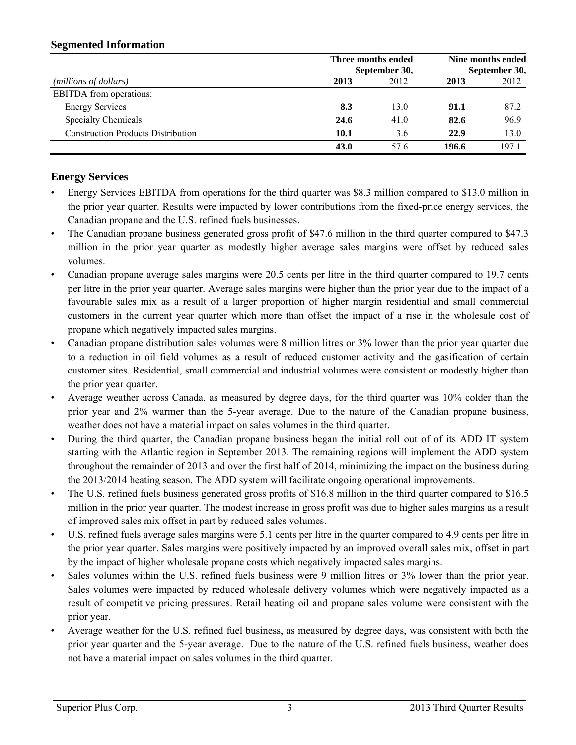## Segmented Information

| *(millions of dollars)* | Three months ended September 30, 2013 | 2012 | Nine months ended September 30, 2013 | 2012 |
|---|---|---|---|---|
| EBITDA from operations: | | | | |
| Energy Services | **8.3** | 13.0 | **91.1** | 87.2 |
| Specialty Chemicals | **24.6** | 41.0 | **82.6** | 96.9 |
| Construction Products Distribution | **10.1** | 3.6 | **22.9** | 13.0 |
| | **43.0** | 57.6 | **196.6** | 197.1 |

## Energy Services

- Energy Services EBITDA from operations for the third quarter was $8.3 million compared to $13.0 million in the prior year quarter. Results were impacted by lower contributions from the fixed-price energy services, the Canadian propane and the U.S. refined fuels businesses.
- The Canadian propane business generated gross profit of $47.6 million in the third quarter compared to $47.3 million in the prior year quarter as modestly higher average sales margins were offset by reduced sales volumes.
- Canadian propane average sales margins were 20.5 cents per litre in the third quarter compared to 19.7 cents per litre in the prior year quarter. Average sales margins were higher than the prior year due to the impact of a favourable sales mix as a result of a larger proportion of higher margin residential and small commercial customers in the current year quarter which more than offset the impact of a rise in the wholesale cost of propane which negatively impacted sales margins.
- Canadian propane distribution sales volumes were 8 million litres or 3% lower than the prior year quarter due to a reduction in oil field volumes as a result of reduced customer activity and the gasification of certain customer sites. Residential, small commercial and industrial volumes were consistent or modestly higher than the prior year quarter.
- Average weather across Canada, as measured by degree days, for the third quarter was 10% colder than the prior year and 2% warmer than the 5-year average. Due to the nature of the Canadian propane business, weather does not have a material impact on sales volumes in the third quarter.
- During the third quarter, the Canadian propane business began the initial roll out of of its ADD IT system starting with the Atlantic region in September 2013. The remaining regions will implement the ADD system throughout the remainder of 2013 and over the first half of 2014, minimizing the impact on the business during the 2013/2014 heating season. The ADD system will facilitate ongoing operational improvements.
- The U.S. refined fuels business generated gross profits of $16.8 million in the third quarter compared to $16.5 million in the prior year quarter. The modest increase in gross profit was due to higher sales margins as a result of improved sales mix offset in part by reduced sales volumes.
- U.S. refined fuels average sales margins were 5.1 cents per litre in the quarter compared to 4.9 cents per litre in the prior year quarter. Sales margins were positively impacted by an improved overall sales mix, offset in part by the impact of higher wholesale propane costs which negatively impacted sales margins.
- Sales volumes within the U.S. refined fuels business were 9 million litres or 3% lower than the prior year. Sales volumes were impacted by reduced wholesale delivery volumes which were negatively impacted as a result of competitive pricing pressures. Retail heating oil and propane sales volume were consistent with the prior year.
- Average weather for the U.S. refined fuel business, as measured by degree days, was consistent with both the prior year quarter and the 5-year average. Due to the nature of the U.S. refined fuels business, weather does not have a material impact on sales volumes in the third quarter.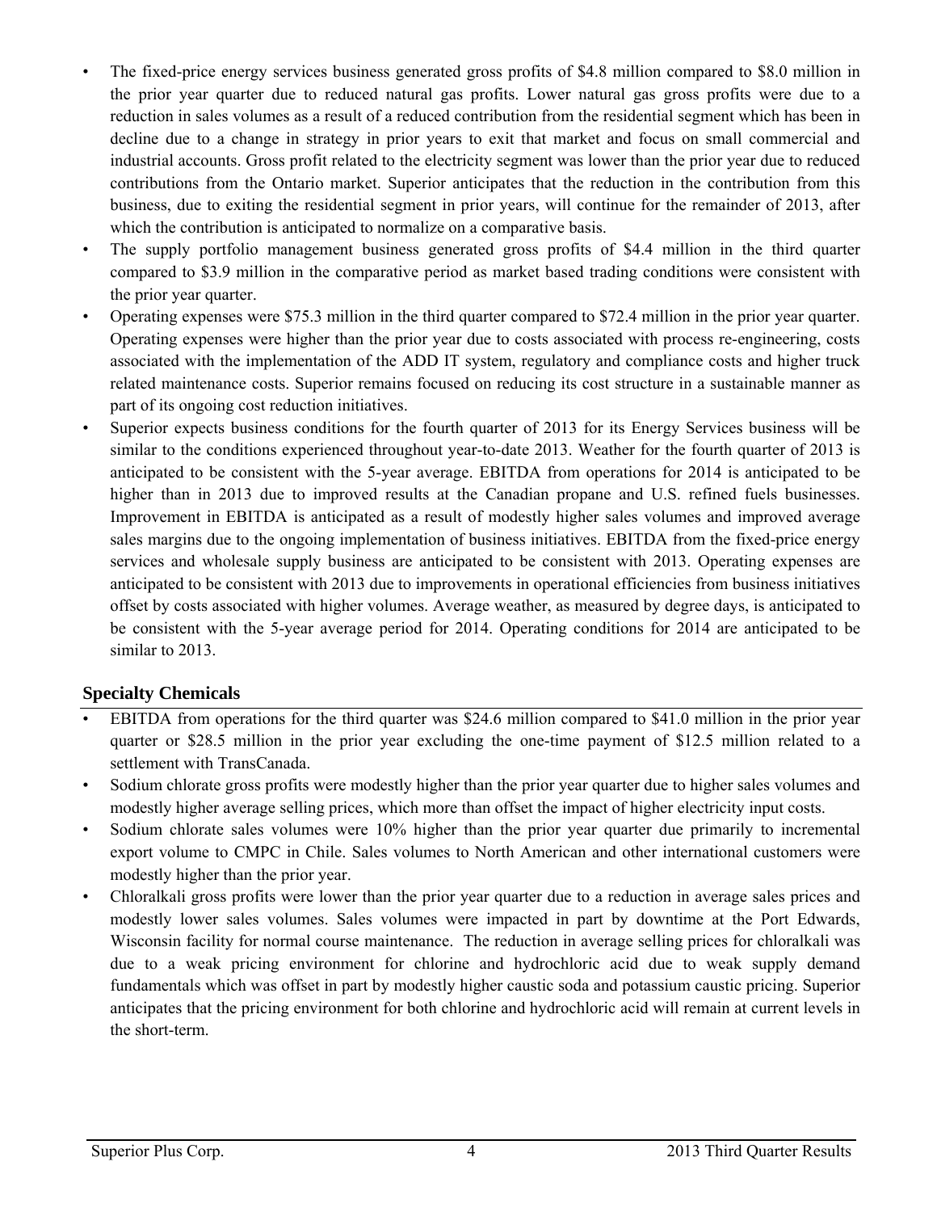- The fixed-price energy services business generated gross profits of $4.8 million compared to $8.0 million in the prior year quarter due to reduced natural gas profits. Lower natural gas gross profits were due to a reduction in sales volumes as a result of a reduced contribution from the residential segment which has been in decline due to a change in strategy in prior years to exit that market and focus on small commercial and industrial accounts. Gross profit related to the electricity segment was lower than the prior year due to reduced contributions from the Ontario market. Superior anticipates that the reduction in the contribution from this business, due to exiting the residential segment in prior years, will continue for the remainder of 2013, after which the contribution is anticipated to normalize on a comparative basis.
- The supply portfolio management business generated gross profits of $4.4 million in the third quarter compared to $3.9 million in the comparative period as market based trading conditions were consistent with the prior year quarter.
- Operating expenses were $75.3 million in the third quarter compared to $72.4 million in the prior year quarter. Operating expenses were higher than the prior year due to costs associated with process re-engineering, costs associated with the implementation of the ADD IT system, regulatory and compliance costs and higher truck related maintenance costs. Superior remains focused on reducing its cost structure in a sustainable manner as part of its ongoing cost reduction initiatives.
- Superior expects business conditions for the fourth quarter of 2013 for its Energy Services business will be similar to the conditions experienced throughout year-to-date 2013. Weather for the fourth quarter of 2013 is anticipated to be consistent with the 5-year average. EBITDA from operations for 2014 is anticipated to be higher than in 2013 due to improved results at the Canadian propane and U.S. refined fuels businesses. Improvement in EBITDA is anticipated as a result of modestly higher sales volumes and improved average sales margins due to the ongoing implementation of business initiatives. EBITDA from the fixed-price energy services and wholesale supply business are anticipated to be consistent with 2013. Operating expenses are anticipated to be consistent with 2013 due to improvements in operational efficiencies from business initiatives offset by costs associated with higher volumes. Average weather, as measured by degree days, is anticipated to be consistent with the 5-year average period for 2014. Operating conditions for 2014 are anticipated to be similar to 2013.

## Specialty Chemicals

- EBITDA from operations for the third quarter was $24.6 million compared to $41.0 million in the prior year quarter or $28.5 million in the prior year excluding the one-time payment of $12.5 million related to a settlement with TransCanada.
- Sodium chlorate gross profits were modestly higher than the prior year quarter due to higher sales volumes and modestly higher average selling prices, which more than offset the impact of higher electricity input costs.
- Sodium chlorate sales volumes were 10% higher than the prior year quarter due primarily to incremental export volume to CMPC in Chile. Sales volumes to North American and other international customers were modestly higher than the prior year.
- Chloralkali gross profits were lower than the prior year quarter due to a reduction in average sales prices and modestly lower sales volumes. Sales volumes were impacted in part by downtime at the Port Edwards, Wisconsin facility for normal course maintenance. The reduction in average selling prices for chloralkali was due to a weak pricing environment for chlorine and hydrochloric acid due to weak supply demand fundamentals which was offset in part by modestly higher caustic soda and potassium caustic pricing. Superior anticipates that the pricing environment for both chlorine and hydrochloric acid will remain at current levels in the short-term.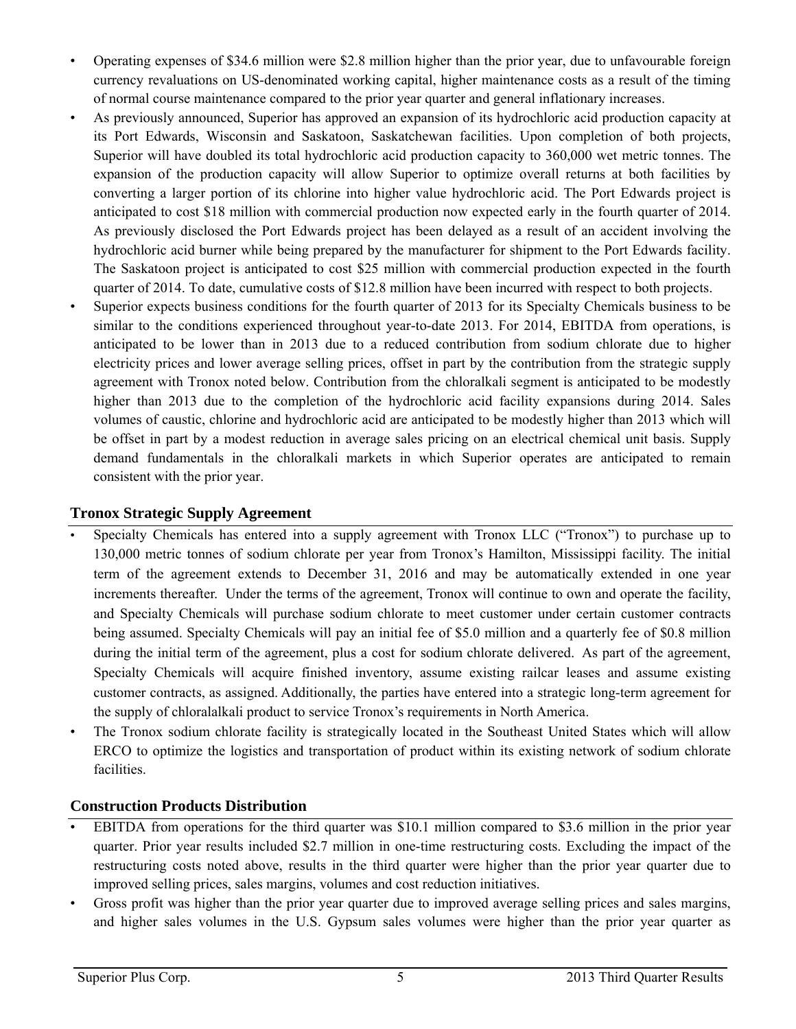- Operating expenses of $34.6 million were $2.8 million higher than the prior year, due to unfavourable foreign currency revaluations on US-denominated working capital, higher maintenance costs as a result of the timing of normal course maintenance compared to the prior year quarter and general inflationary increases.
- As previously announced, Superior has approved an expansion of its hydrochloric acid production capacity at its Port Edwards, Wisconsin and Saskatoon, Saskatchewan facilities. Upon completion of both projects, Superior will have doubled its total hydrochloric acid production capacity to 360,000 wet metric tonnes. The expansion of the production capacity will allow Superior to optimize overall returns at both facilities by converting a larger portion of its chlorine into higher value hydrochloric acid. The Port Edwards project is anticipated to cost $18 million with commercial production now expected early in the fourth quarter of 2014. As previously disclosed the Port Edwards project has been delayed as a result of an accident involving the hydrochloric acid burner while being prepared by the manufacturer for shipment to the Port Edwards facility. The Saskatoon project is anticipated to cost $25 million with commercial production expected in the fourth quarter of 2014. To date, cumulative costs of $12.8 million have been incurred with respect to both projects.
- Superior expects business conditions for the fourth quarter of 2013 for its Specialty Chemicals business to be similar to the conditions experienced throughout year-to-date 2013. For 2014, EBITDA from operations, is anticipated to be lower than in 2013 due to a reduced contribution from sodium chlorate due to higher electricity prices and lower average selling prices, offset in part by the contribution from the strategic supply agreement with Tronox noted below. Contribution from the chloralkali segment is anticipated to be modestly higher than 2013 due to the completion of the hydrochloric acid facility expansions during 2014. Sales volumes of caustic, chlorine and hydrochloric acid are anticipated to be modestly higher than 2013 which will be offset in part by a modest reduction in average sales pricing on an electrical chemical unit basis. Supply demand fundamentals in the chloralkali markets in which Superior operates are anticipated to remain consistent with the prior year.

## Tronox Strategic Supply Agreement

- Specialty Chemicals has entered into a supply agreement with Tronox LLC ("Tronox") to purchase up to 130,000 metric tonnes of sodium chlorate per year from Tronox's Hamilton, Mississippi facility. The initial term of the agreement extends to December 31, 2016 and may be automatically extended in one year increments thereafter. Under the terms of the agreement, Tronox will continue to own and operate the facility, and Specialty Chemicals will purchase sodium chlorate to meet customer under certain customer contracts being assumed. Specialty Chemicals will pay an initial fee of $5.0 million and a quarterly fee of $0.8 million during the initial term of the agreement, plus a cost for sodium chlorate delivered. As part of the agreement, Specialty Chemicals will acquire finished inventory, assume existing railcar leases and assume existing customer contracts, as assigned. Additionally, the parties have entered into a strategic long-term agreement for the supply of chloralalkali product to service Tronox's requirements in North America.
- The Tronox sodium chlorate facility is strategically located in the Southeast United States which will allow ERCO to optimize the logistics and transportation of product within its existing network of sodium chlorate facilities.

## Construction Products Distribution

- EBITDA from operations for the third quarter was $10.1 million compared to $3.6 million in the prior year quarter. Prior year results included $2.7 million in one-time restructuring costs. Excluding the impact of the restructuring costs noted above, results in the third quarter were higher than the prior year quarter due to improved selling prices, sales margins, volumes and cost reduction initiatives.
- Gross profit was higher than the prior year quarter due to improved average selling prices and sales margins, and higher sales volumes in the U.S. Gypsum sales volumes were higher than the prior year quarter as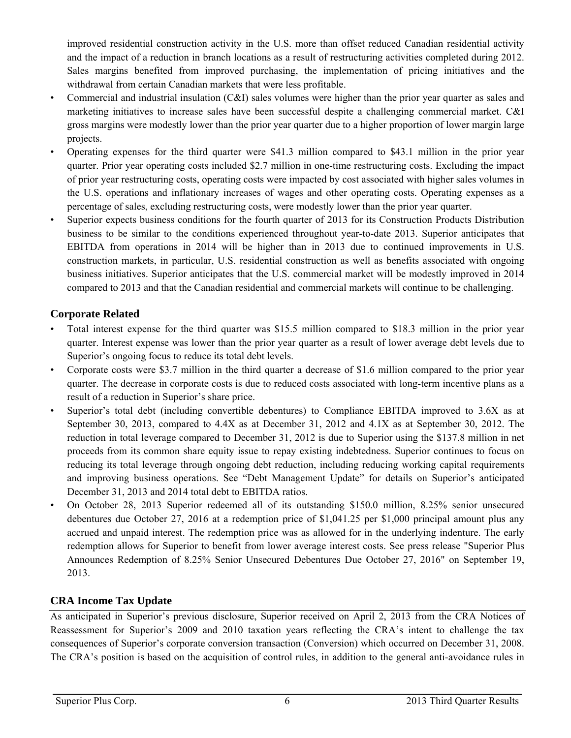improved residential construction activity in the U.S. more than offset reduced Canadian residential activity and the impact of a reduction in branch locations as a result of restructuring activities completed during 2012. Sales margins benefited from improved purchasing, the implementation of pricing initiatives and the withdrawal from certain Canadian markets that were less profitable.

- Commercial and industrial insulation (C&I) sales volumes were higher than the prior year quarter as sales and marketing initiatives to increase sales have been successful despite a challenging commercial market. C&I gross margins were modestly lower than the prior year quarter due to a higher proportion of lower margin large projects.
- Operating expenses for the third quarter were $41.3 million compared to $43.1 million in the prior year quarter. Prior year operating costs included $2.7 million in one-time restructuring costs. Excluding the impact of prior year restructuring costs, operating costs were impacted by cost associated with higher sales volumes in the U.S. operations and inflationary increases of wages and other operating costs. Operating expenses as a percentage of sales, excluding restructuring costs, were modestly lower than the prior year quarter.
- Superior expects business conditions for the fourth quarter of 2013 for its Construction Products Distribution business to be similar to the conditions experienced throughout year-to-date 2013. Superior anticipates that EBITDA from operations in 2014 will be higher than in 2013 due to continued improvements in U.S. construction markets, in particular, U.S. residential construction as well as benefits associated with ongoing business initiatives. Superior anticipates that the U.S. commercial market will be modestly improved in 2014 compared to 2013 and that the Canadian residential and commercial markets will continue to be challenging.

## Corporate Related

- Total interest expense for the third quarter was $15.5 million compared to $18.3 million in the prior year quarter. Interest expense was lower than the prior year quarter as a result of lower average debt levels due to Superior's ongoing focus to reduce its total debt levels.
- Corporate costs were $3.7 million in the third quarter a decrease of $1.6 million compared to the prior year quarter. The decrease in corporate costs is due to reduced costs associated with long-term incentive plans as a result of a reduction in Superior's share price.
- Superior's total debt (including convertible debentures) to Compliance EBITDA improved to 3.6X as at September 30, 2013, compared to 4.4X as at December 31, 2012 and 4.1X as at September 30, 2012. The reduction in total leverage compared to December 31, 2012 is due to Superior using the $137.8 million in net proceeds from its common share equity issue to repay existing indebtedness. Superior continues to focus on reducing its total leverage through ongoing debt reduction, including reducing working capital requirements and improving business operations. See "Debt Management Update" for details on Superior's anticipated December 31, 2013 and 2014 total debt to EBITDA ratios.
- On October 28, 2013 Superior redeemed all of its outstanding $150.0 million, 8.25% senior unsecured debentures due October 27, 2016 at a redemption price of $1,041.25 per $1,000 principal amount plus any accrued and unpaid interest. The redemption price was as allowed for in the underlying indenture. The early redemption allows for Superior to benefit from lower average interest costs. See press release "Superior Plus Announces Redemption of 8.25% Senior Unsecured Debentures Due October 27, 2016" on September 19, 2013.

## CRA Income Tax Update

As anticipated in Superior's previous disclosure, Superior received on April 2, 2013 from the CRA Notices of Reassessment for Superior's 2009 and 2010 taxation years reflecting the CRA's intent to challenge the tax consequences of Superior's corporate conversion transaction (Conversion) which occurred on December 31, 2008. The CRA's position is based on the acquisition of control rules, in addition to the general anti-avoidance rules in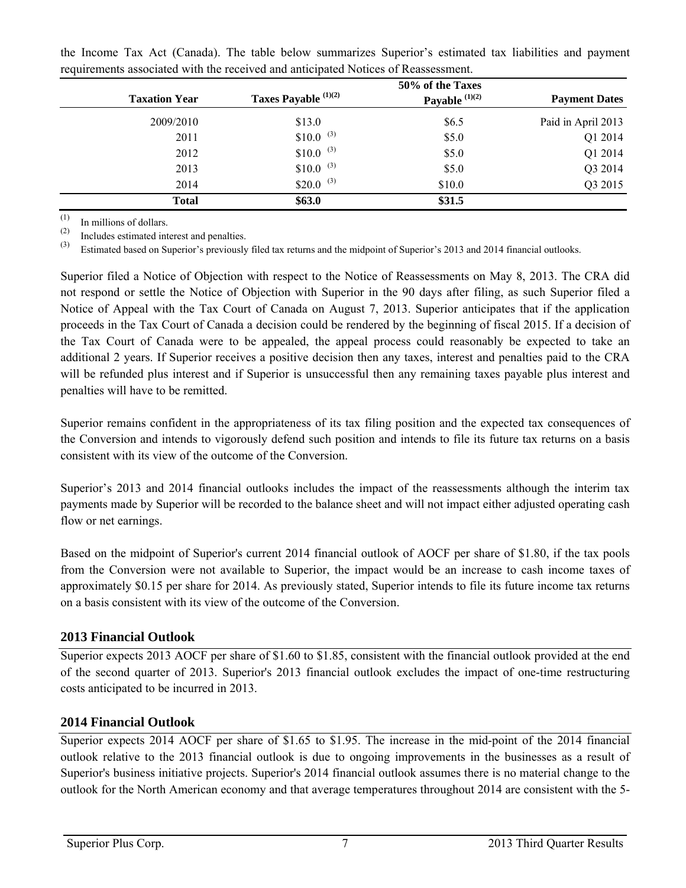the Income Tax Act (Canada). The table below summarizes Superior's estimated tax liabilities and payment requirements associated with the received and anticipated Notices of Reassessment.

| Taxation Year | Taxes Payable [(1)(2)] | 50% of the Taxes Payable [(1)(2)] | Payment Dates |
|---|---|---|---|
| 2009/2010 | $13.0 | $6.5 | Paid in April 2013 |
| 2011 | $10.0 [(3)] | $5.0 | Q1 2014 |
| 2012 | $10.0 [(3)] | $5.0 | Q1 2014 |
| 2013 | $10.0 [(3)] | $5.0 | Q3 2014 |
| 2014 | $20.0 [(3)] | $10.0 | Q3 2015 |
| **Total** | **$63.0** | **$31.5** | |

(1) In millions of dollars.
(2) Includes estimated interest and penalties.
(3) Estimated based on Superior's previously filed tax returns and the midpoint of Superior's 2013 and 2014 financial outlooks.

Superior filed a Notice of Objection with respect to the Notice of Reassessments on May 8, 2013. The CRA did not respond or settle the Notice of Objection with Superior in the 90 days after filing, as such Superior filed a Notice of Appeal with the Tax Court of Canada on August 7, 2013. Superior anticipates that if the application proceeds in the Tax Court of Canada a decision could be rendered by the beginning of fiscal 2015. If a decision of the Tax Court of Canada were to be appealed, the appeal process could reasonably be expected to take an additional 2 years. If Superior receives a positive decision then any taxes, interest and penalties paid to the CRA will be refunded plus interest and if Superior is unsuccessful then any remaining taxes payable plus interest and penalties will have to be remitted.

Superior remains confident in the appropriateness of its tax filing position and the expected tax consequences of the Conversion and intends to vigorously defend such position and intends to file its future tax returns on a basis consistent with its view of the outcome of the Conversion.

Superior's 2013 and 2014 financial outlooks includes the impact of the reassessments although the interim tax payments made by Superior will be recorded to the balance sheet and will not impact either adjusted operating cash flow or net earnings.

Based on the midpoint of Superior's current 2014 financial outlook of AOCF per share of $1.80, if the tax pools from the Conversion were not available to Superior, the impact would be an increase to cash income taxes of approximately $0.15 per share for 2014. As previously stated, Superior intends to file its future income tax returns on a basis consistent with its view of the outcome of the Conversion.

## 2013 Financial Outlook

Superior expects 2013 AOCF per share of $1.60 to $1.85, consistent with the financial outlook provided at the end of the second quarter of 2013. Superior's 2013 financial outlook excludes the impact of one-time restructuring costs anticipated to be incurred in 2013.

## 2014 Financial Outlook

Superior expects 2014 AOCF per share of $1.65 to $1.95. The increase in the mid-point of the 2014 financial outlook relative to the 2013 financial outlook is due to ongoing improvements in the businesses as a result of Superior's business initiative projects. Superior's 2014 financial outlook assumes there is no material change to the outlook for the North American economy and that average temperatures throughout 2014 are consistent with the 5-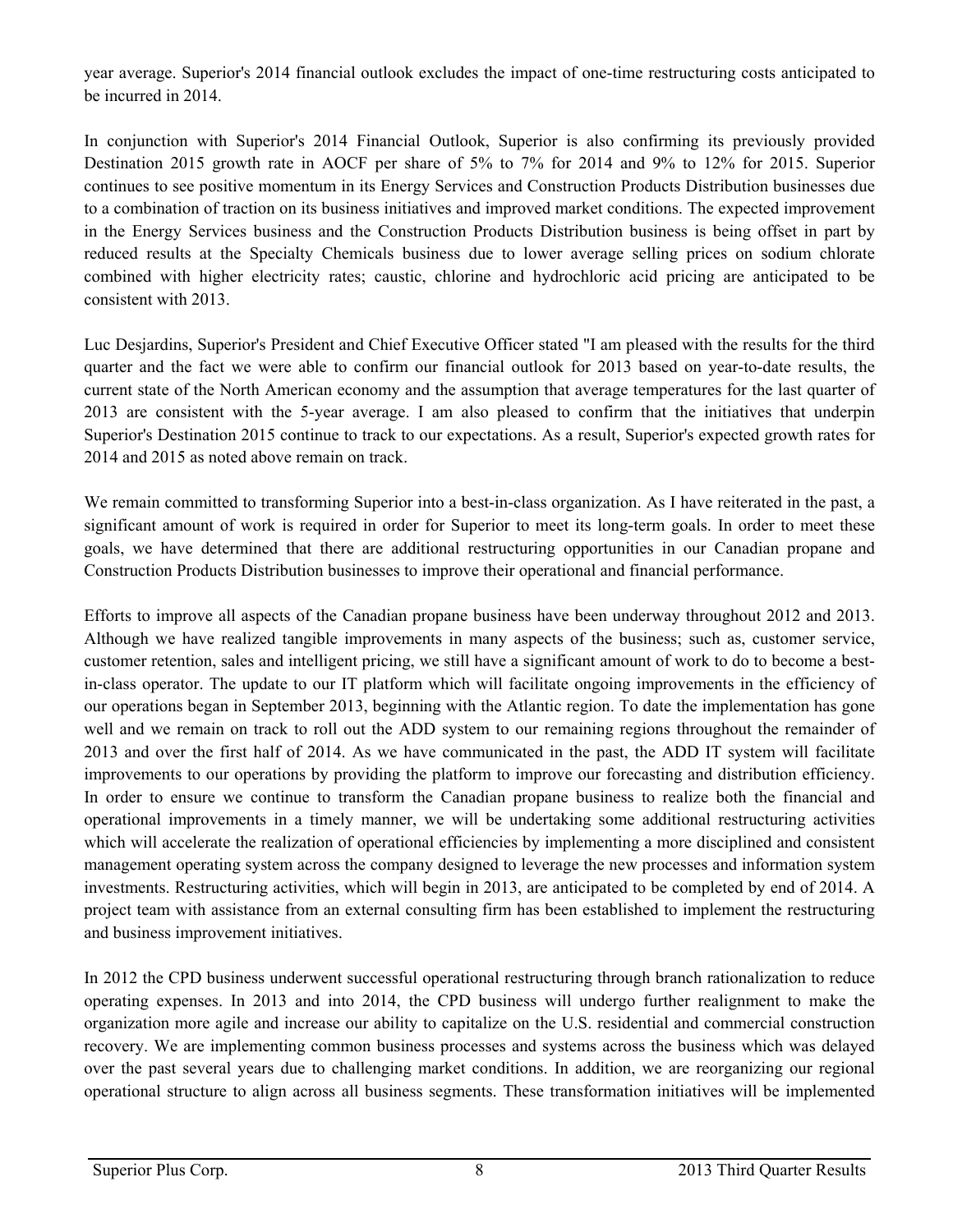year average. Superior's 2014 financial outlook excludes the impact of one-time restructuring costs anticipated to be incurred in 2014.

In conjunction with Superior's 2014 Financial Outlook, Superior is also confirming its previously provided Destination 2015 growth rate in AOCF per share of 5% to 7% for 2014 and 9% to 12% for 2015. Superior continues to see positive momentum in its Energy Services and Construction Products Distribution businesses due to a combination of traction on its business initiatives and improved market conditions. The expected improvement in the Energy Services business and the Construction Products Distribution business is being offset in part by reduced results at the Specialty Chemicals business due to lower average selling prices on sodium chlorate combined with higher electricity rates; caustic, chlorine and hydrochloric acid pricing are anticipated to be consistent with 2013.

Luc Desjardins, Superior's President and Chief Executive Officer stated "I am pleased with the results for the third quarter and the fact we were able to confirm our financial outlook for 2013 based on year-to-date results, the current state of the North American economy and the assumption that average temperatures for the last quarter of 2013 are consistent with the 5-year average. I am also pleased to confirm that the initiatives that underpin Superior's Destination 2015 continue to track to our expectations. As a result, Superior's expected growth rates for 2014 and 2015 as noted above remain on track.

We remain committed to transforming Superior into a best-in-class organization. As I have reiterated in the past, a significant amount of work is required in order for Superior to meet its long-term goals. In order to meet these goals, we have determined that there are additional restructuring opportunities in our Canadian propane and Construction Products Distribution businesses to improve their operational and financial performance.

Efforts to improve all aspects of the Canadian propane business have been underway throughout 2012 and 2013. Although we have realized tangible improvements in many aspects of the business; such as, customer service, customer retention, sales and intelligent pricing, we still have a significant amount of work to do to become a best-in-class operator. The update to our IT platform which will facilitate ongoing improvements in the efficiency of our operations began in September 2013, beginning with the Atlantic region. To date the implementation has gone well and we remain on track to roll out the ADD system to our remaining regions throughout the remainder of 2013 and over the first half of 2014. As we have communicated in the past, the ADD IT system will facilitate improvements to our operations by providing the platform to improve our forecasting and distribution efficiency. In order to ensure we continue to transform the Canadian propane business to realize both the financial and operational improvements in a timely manner, we will be undertaking some additional restructuring activities which will accelerate the realization of operational efficiencies by implementing a more disciplined and consistent management operating system across the company designed to leverage the new processes and information system investments. Restructuring activities, which will begin in 2013, are anticipated to be completed by end of 2014. A project team with assistance from an external consulting firm has been established to implement the restructuring and business improvement initiatives.

In 2012 the CPD business underwent successful operational restructuring through branch rationalization to reduce operating expenses. In 2013 and into 2014, the CPD business will undergo further realignment to make the organization more agile and increase our ability to capitalize on the U.S. residential and commercial construction recovery. We are implementing common business processes and systems across the business which was delayed over the past several years due to challenging market conditions. In addition, we are reorganizing our regional operational structure to align across all business segments. These transformation initiatives will be implemented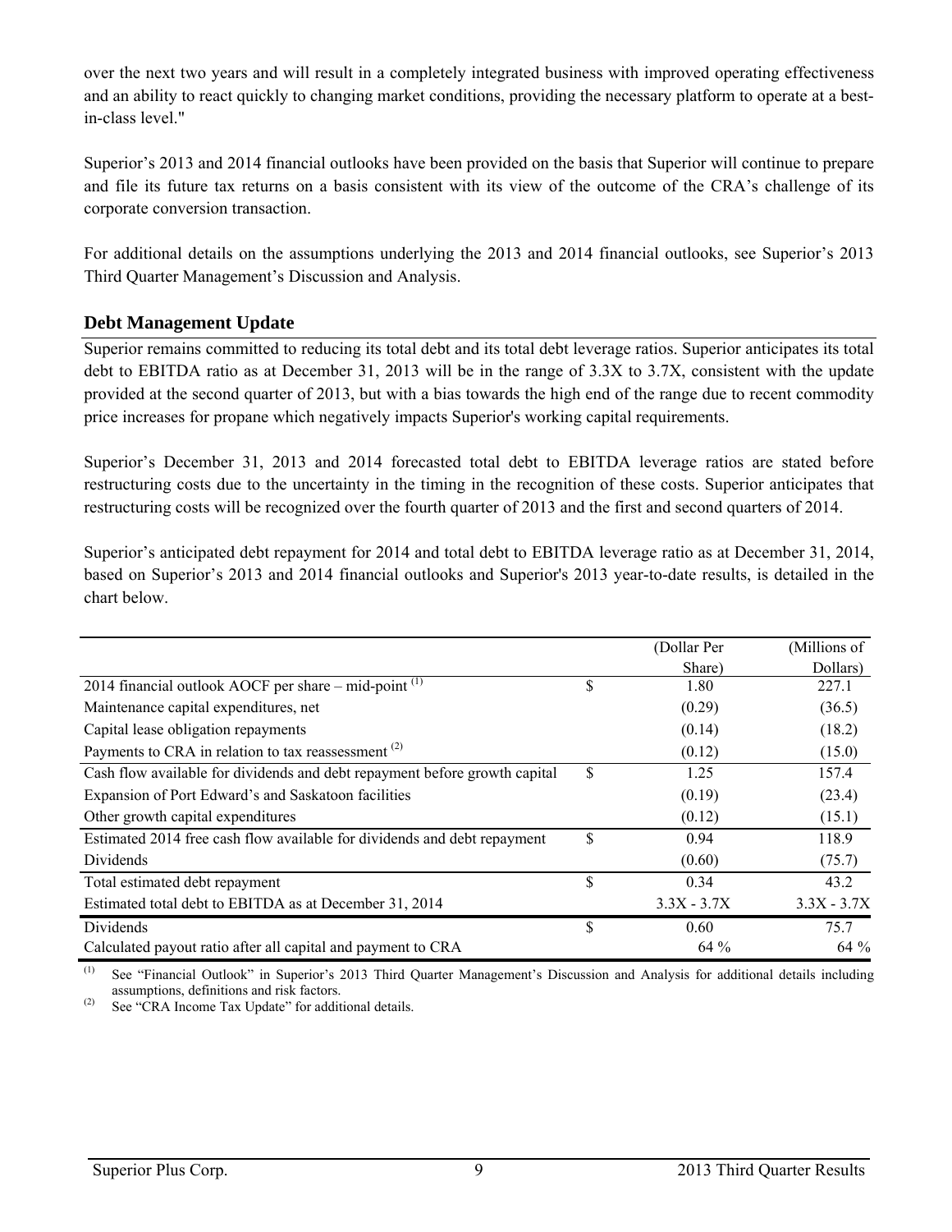over the next two years and will result in a completely integrated business with improved operating effectiveness and an ability to react quickly to changing market conditions, providing the necessary platform to operate at a best-in-class level."

Superior's 2013 and 2014 financial outlooks have been provided on the basis that Superior will continue to prepare and file its future tax returns on a basis consistent with its view of the outcome of the CRA's challenge of its corporate conversion transaction.

For additional details on the assumptions underlying the 2013 and 2014 financial outlooks, see Superior's 2013 Third Quarter Management's Discussion and Analysis.

## Debt Management Update

Superior remains committed to reducing its total debt and its total debt leverage ratios. Superior anticipates its total debt to EBITDA ratio as at December 31, 2013 will be in the range of 3.3X to 3.7X, consistent with the update provided at the second quarter of 2013, but with a bias towards the high end of the range due to recent commodity price increases for propane which negatively impacts Superior's working capital requirements.

Superior's December 31, 2013 and 2014 forecasted total debt to EBITDA leverage ratios are stated before restructuring costs due to the uncertainty in the timing in the recognition of these costs. Superior anticipates that restructuring costs will be recognized over the fourth quarter of 2013 and the first and second quarters of 2014.

Superior's anticipated debt repayment for 2014 and total debt to EBITDA leverage ratio as at December 31, 2014, based on Superior's 2013 and 2014 financial outlooks and Superior's 2013 year-to-date results, is detailed in the chart below.

| | | (Dollar Per Share) | (Millions of Dollars) |
|---|---|---|---|
| 2014 financial outlook AOCF per share – mid-point [(1)] | $ | 1.80 | 227.1 |
| Maintenance capital expenditures, net | | (0.29) | (36.5) |
| Capital lease obligation repayments | | (0.14) | (18.2) |
| Payments to CRA in relation to tax reassessment [(2)] | | (0.12) | (15.0) |
| Cash flow available for dividends and debt repayment before growth capital | $ | 1.25 | 157.4 |
| Expansion of Port Edward's and Saskatoon facilities | | (0.19) | (23.4) |
| Other growth capital expenditures | | (0.12) | (15.1) |
| Estimated 2014 free cash flow available for dividends and debt repayment | $ | 0.94 | 118.9 |
| Dividends | | (0.60) | (75.7) |
| Total estimated debt repayment | $ | 0.34 | 43.2 |
| Estimated total debt to EBITDA as at December 31, 2014 | | 3.3X - 3.7X | 3.3X - 3.7X |
| Dividends | $ | 0.60 | 75.7 |
| Calculated payout ratio after all capital and payment to CRA | | 64 % | 64 % |

(1) See "Financial Outlook" in Superior's 2013 Third Quarter Management's Discussion and Analysis for additional details including assumptions, definitions and risk factors.

(2) See "CRA Income Tax Update" for additional details.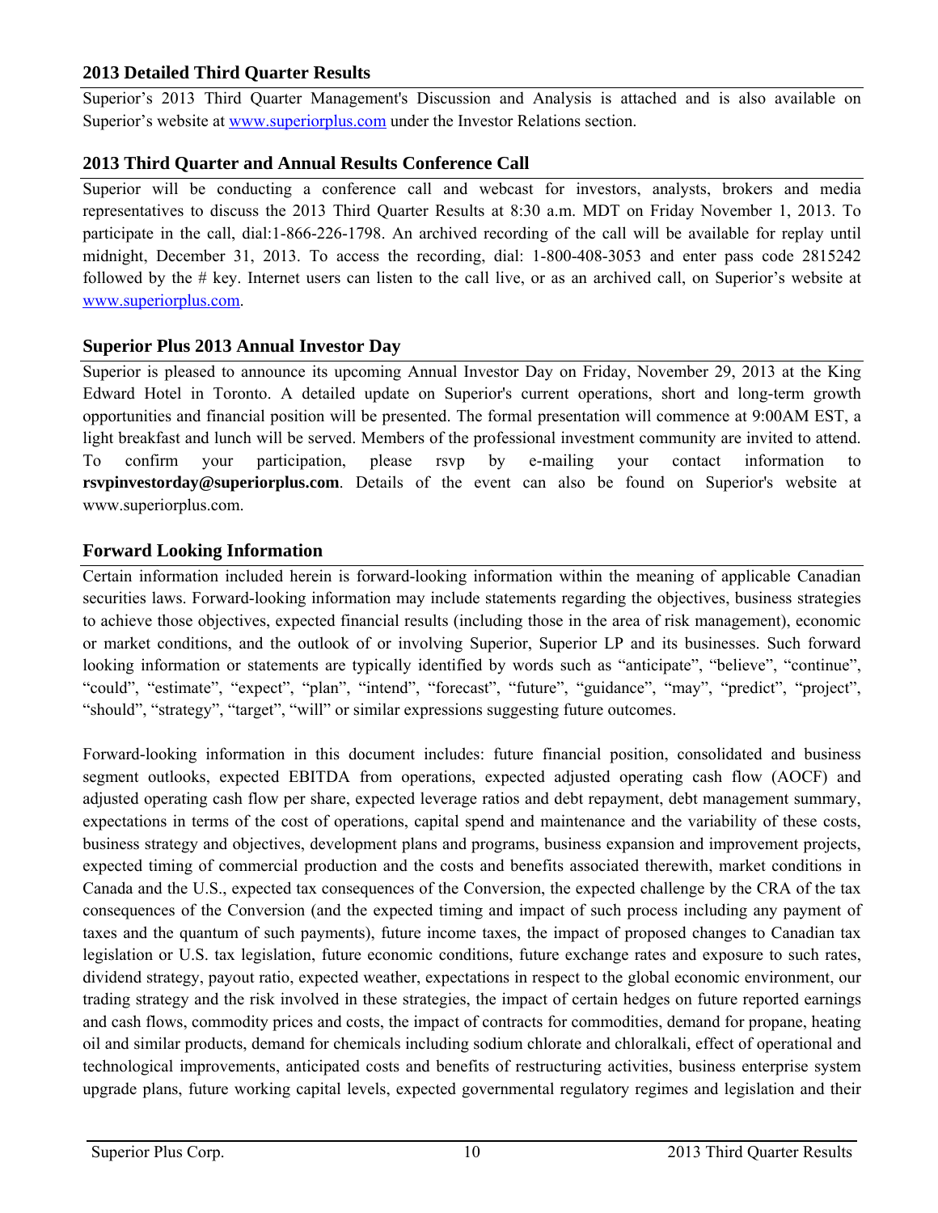## 2013 Detailed Third Quarter Results

Superior's 2013 Third Quarter Management's Discussion and Analysis is attached and is also available on Superior's website at www.superiorplus.com under the Investor Relations section.

## 2013 Third Quarter and Annual Results Conference Call

Superior will be conducting a conference call and webcast for investors, analysts, brokers and media representatives to discuss the 2013 Third Quarter Results at 8:30 a.m. MDT on Friday November 1, 2013. To participate in the call, dial:1-866-226-1798. An archived recording of the call will be available for replay until midnight, December 31, 2013. To access the recording, dial: 1-800-408-3053 and enter pass code 2815242 followed by the # key. Internet users can listen to the call live, or as an archived call, on Superior's website at www.superiorplus.com.

## Superior Plus 2013 Annual Investor Day

Superior is pleased to announce its upcoming Annual Investor Day on Friday, November 29, 2013 at the King Edward Hotel in Toronto. A detailed update on Superior's current operations, short and long-term growth opportunities and financial position will be presented. The formal presentation will commence at 9:00AM EST, a light breakfast and lunch will be served. Members of the professional investment community are invited to attend. To confirm your participation, please rsvp by e-mailing your contact information to **rsvpinvestorday@superiorplus.com**. Details of the event can also be found on Superior's website at www.superiorplus.com.

## Forward Looking Information

Certain information included herein is forward-looking information within the meaning of applicable Canadian securities laws. Forward-looking information may include statements regarding the objectives, business strategies to achieve those objectives, expected financial results (including those in the area of risk management), economic or market conditions, and the outlook of or involving Superior, Superior LP and its businesses. Such forward looking information or statements are typically identified by words such as "anticipate", "believe", "continue", "could", "estimate", "expect", "plan", "intend", "forecast", "future", "guidance", "may", "predict", "project", "should", "strategy", "target", "will" or similar expressions suggesting future outcomes.

Forward-looking information in this document includes: future financial position, consolidated and business segment outlooks, expected EBITDA from operations, expected adjusted operating cash flow (AOCF) and adjusted operating cash flow per share, expected leverage ratios and debt repayment, debt management summary, expectations in terms of the cost of operations, capital spend and maintenance and the variability of these costs, business strategy and objectives, development plans and programs, business expansion and improvement projects, expected timing of commercial production and the costs and benefits associated therewith, market conditions in Canada and the U.S., expected tax consequences of the Conversion, the expected challenge by the CRA of the tax consequences of the Conversion (and the expected timing and impact of such process including any payment of taxes and the quantum of such payments), future income taxes, the impact of proposed changes to Canadian tax legislation or U.S. tax legislation, future economic conditions, future exchange rates and exposure to such rates, dividend strategy, payout ratio, expected weather, expectations in respect to the global economic environment, our trading strategy and the risk involved in these strategies, the impact of certain hedges on future reported earnings and cash flows, commodity prices and costs, the impact of contracts for commodities, demand for propane, heating oil and similar products, demand for chemicals including sodium chlorate and chloralkali, effect of operational and technological improvements, anticipated costs and benefits of restructuring activities, business enterprise system upgrade plans, future working capital levels, expected governmental regulatory regimes and legislation and their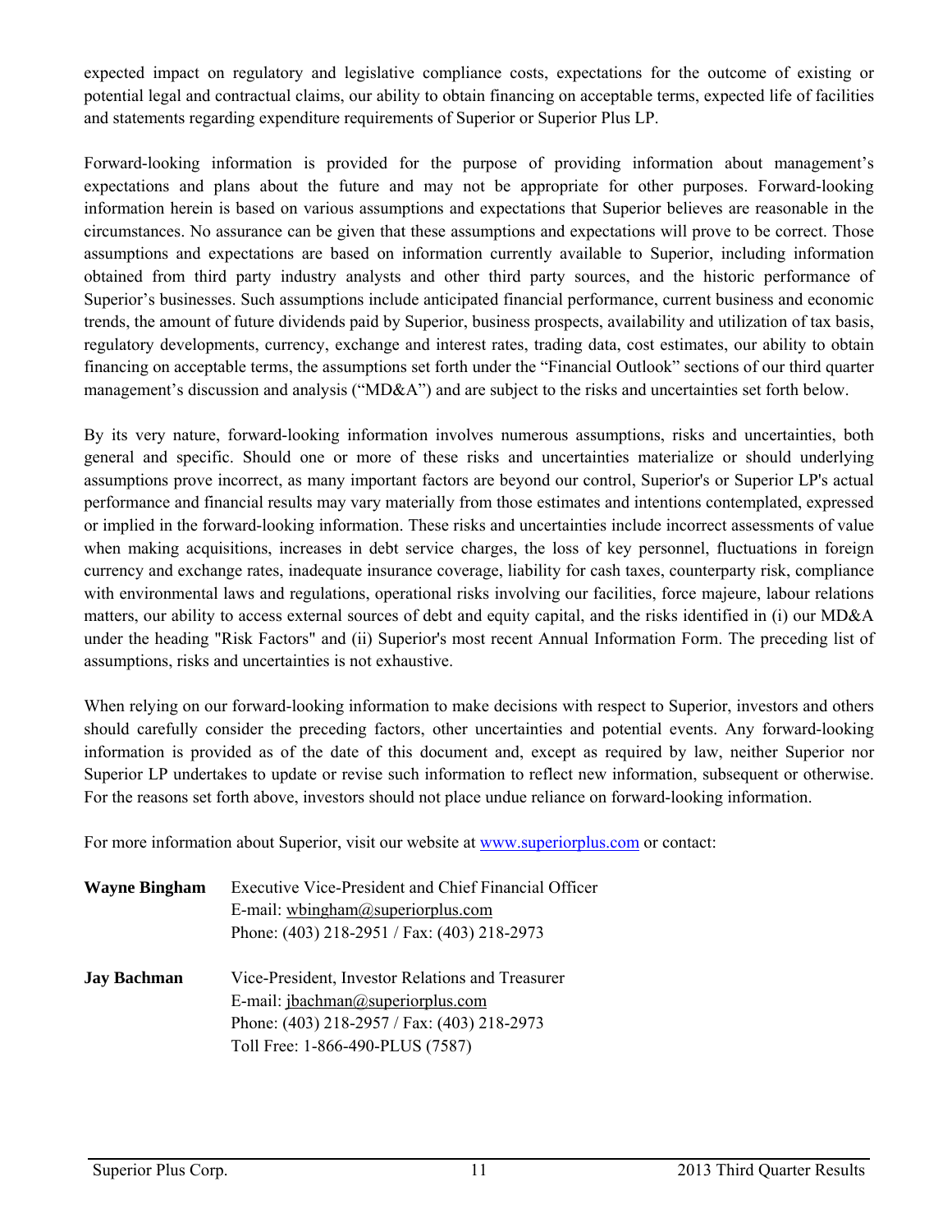expected impact on regulatory and legislative compliance costs, expectations for the outcome of existing or potential legal and contractual claims, our ability to obtain financing on acceptable terms, expected life of facilities and statements regarding expenditure requirements of Superior or Superior Plus LP.

Forward-looking information is provided for the purpose of providing information about management's expectations and plans about the future and may not be appropriate for other purposes. Forward-looking information herein is based on various assumptions and expectations that Superior believes are reasonable in the circumstances. No assurance can be given that these assumptions and expectations will prove to be correct. Those assumptions and expectations are based on information currently available to Superior, including information obtained from third party industry analysts and other third party sources, and the historic performance of Superior's businesses. Such assumptions include anticipated financial performance, current business and economic trends, the amount of future dividends paid by Superior, business prospects, availability and utilization of tax basis, regulatory developments, currency, exchange and interest rates, trading data, cost estimates, our ability to obtain financing on acceptable terms, the assumptions set forth under the "Financial Outlook" sections of our third quarter management's discussion and analysis ("MD&A") and are subject to the risks and uncertainties set forth below.

By its very nature, forward-looking information involves numerous assumptions, risks and uncertainties, both general and specific. Should one or more of these risks and uncertainties materialize or should underlying assumptions prove incorrect, as many important factors are beyond our control, Superior's or Superior LP's actual performance and financial results may vary materially from those estimates and intentions contemplated, expressed or implied in the forward-looking information. These risks and uncertainties include incorrect assessments of value when making acquisitions, increases in debt service charges, the loss of key personnel, fluctuations in foreign currency and exchange rates, inadequate insurance coverage, liability for cash taxes, counterparty risk, compliance with environmental laws and regulations, operational risks involving our facilities, force majeure, labour relations matters, our ability to access external sources of debt and equity capital, and the risks identified in (i) our MD&A under the heading "Risk Factors" and (ii) Superior's most recent Annual Information Form. The preceding list of assumptions, risks and uncertainties is not exhaustive.

When relying on our forward-looking information to make decisions with respect to Superior, investors and others should carefully consider the preceding factors, other uncertainties and potential events. Any forward-looking information is provided as of the date of this document and, except as required by law, neither Superior nor Superior LP undertakes to update or revise such information to reflect new information, subsequent or otherwise. For the reasons set forth above, investors should not place undue reliance on forward-looking information.

For more information about Superior, visit our website at www.superiorplus.com or contact:

**Wayne Bingham** Executive Vice-President and Chief Financial Officer
E-mail: wbingham@superiorplus.com
Phone: (403) 218-2951 / Fax: (403) 218-2973

**Jay Bachman** Vice-President, Investor Relations and Treasurer
E-mail: jbachman@superiorplus.com
Phone: (403) 218-2957 / Fax: (403) 218-2973
Toll Free: 1-866-490-PLUS (7587)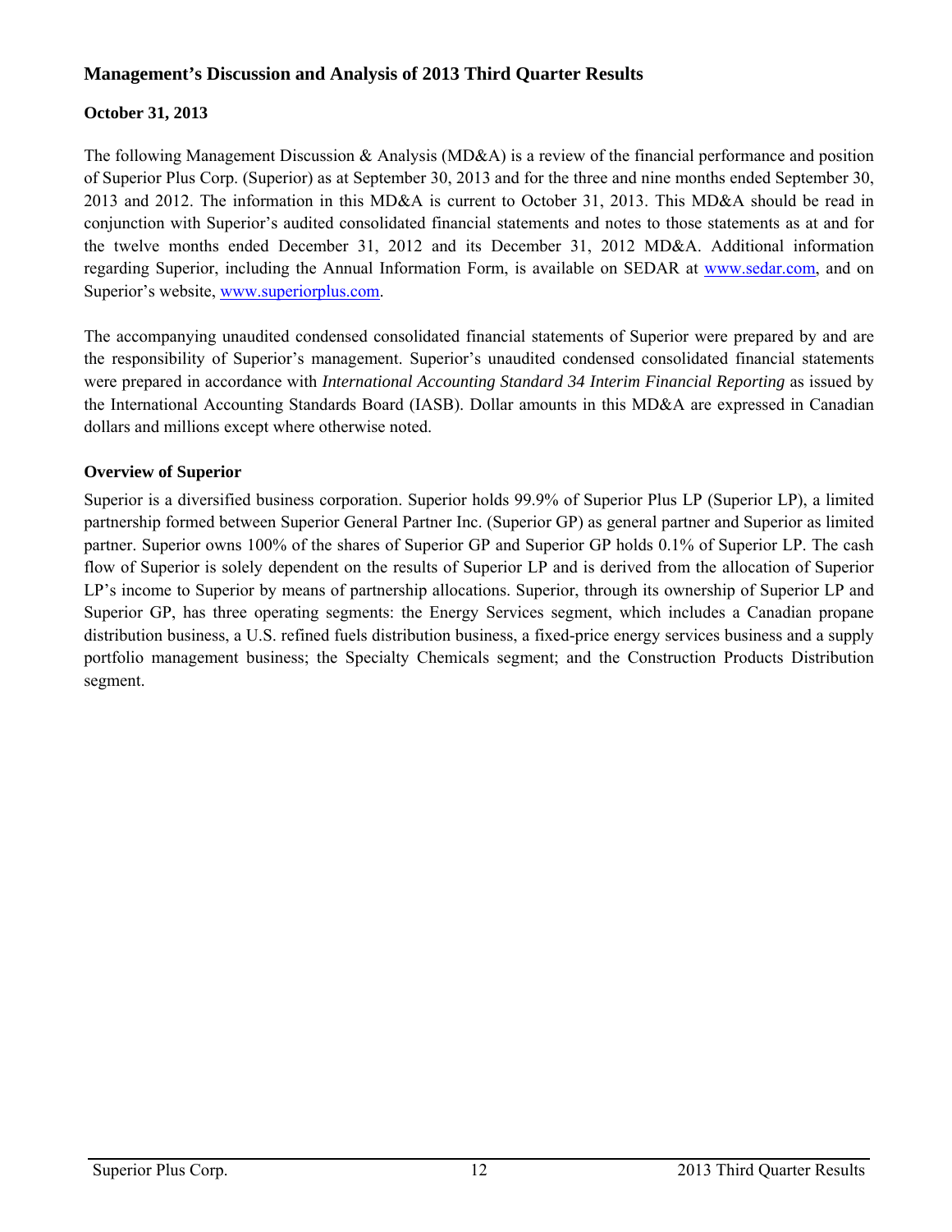## Management's Discussion and Analysis of 2013 Third Quarter Results

**October 31, 2013**

The following Management Discussion & Analysis (MD&A) is a review of the financial performance and position of Superior Plus Corp. (Superior) as at September 30, 2013 and for the three and nine months ended September 30, 2013 and 2012. The information in this MD&A is current to October 31, 2013. This MD&A should be read in conjunction with Superior's audited consolidated financial statements and notes to those statements as at and for the twelve months ended December 31, 2012 and its December 31, 2012 MD&A. Additional information regarding Superior, including the Annual Information Form, is available on SEDAR at www.sedar.com, and on Superior's website, www.superiorplus.com.

The accompanying unaudited condensed consolidated financial statements of Superior were prepared by and are the responsibility of Superior's management. Superior's unaudited condensed consolidated financial statements were prepared in accordance with *International Accounting Standard 34 Interim Financial Reporting* as issued by the International Accounting Standards Board (IASB). Dollar amounts in this MD&A are expressed in Canadian dollars and millions except where otherwise noted.

### Overview of Superior

Superior is a diversified business corporation. Superior holds 99.9% of Superior Plus LP (Superior LP), a limited partnership formed between Superior General Partner Inc. (Superior GP) as general partner and Superior as limited partner. Superior owns 100% of the shares of Superior GP and Superior GP holds 0.1% of Superior LP. The cash flow of Superior is solely dependent on the results of Superior LP and is derived from the allocation of Superior LP's income to Superior by means of partnership allocations. Superior, through its ownership of Superior LP and Superior GP, has three operating segments: the Energy Services segment, which includes a Canadian propane distribution business, a U.S. refined fuels distribution business, a fixed-price energy services business and a supply portfolio management business; the Specialty Chemicals segment; and the Construction Products Distribution segment.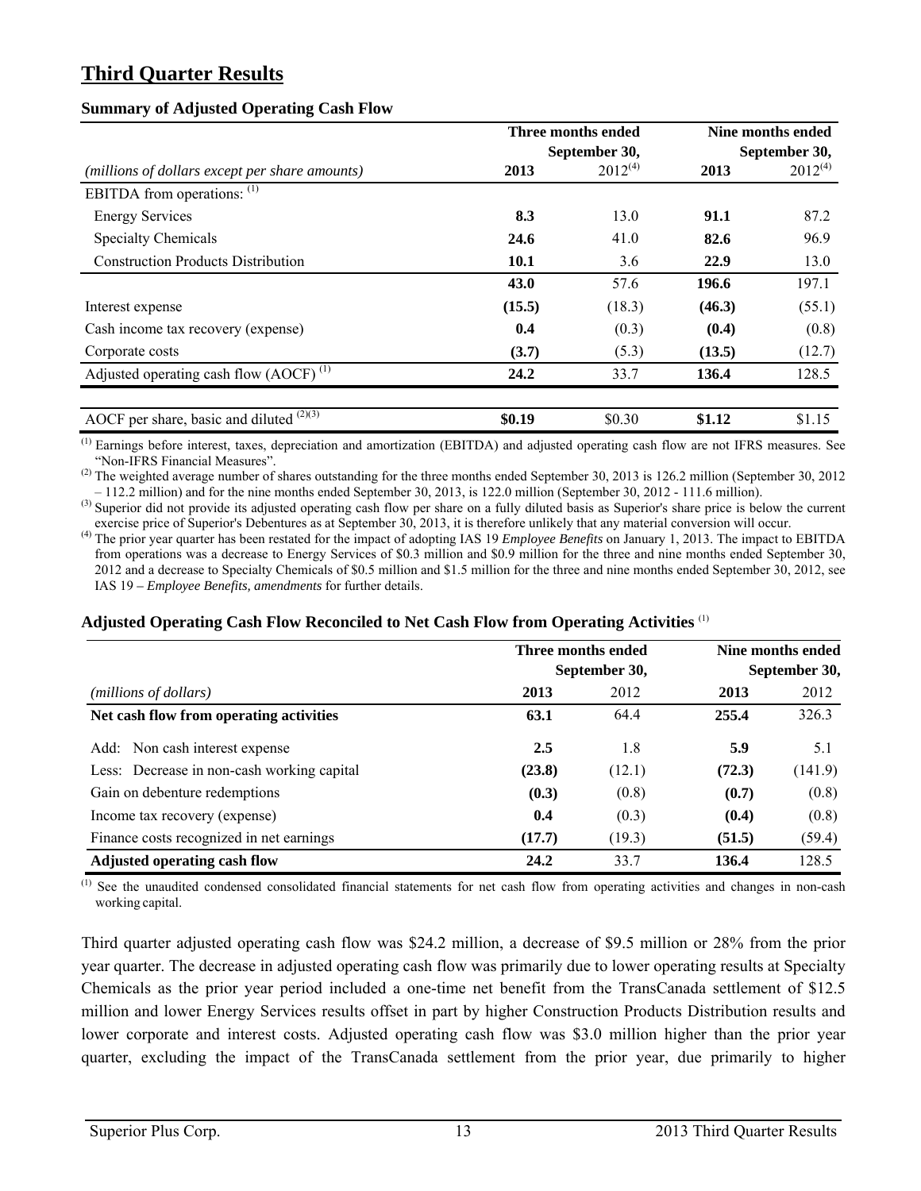# Third Quarter Results

### Summary of Adjusted Operating Cash Flow

| | Three months ended September 30, | | Nine months ended September 30, | |
|---|---|---|---|---|
| *(millions of dollars except per share amounts)* | **2013** | 2012[4] | **2013** | 2012[4] |
| EBITDA from operations: [1] | | | | |
| Energy Services | **8.3** | 13.0 | **91.1** | 87.2 |
| Specialty Chemicals | **24.6** | 41.0 | **82.6** | 96.9 |
| Construction Products Distribution | **10.1** | 3.6 | **22.9** | 13.0 |
| | **43.0** | 57.6 | **196.6** | 197.1 |
| Interest expense | **(15.5)** | (18.3) | **(46.3)** | (55.1) |
| Cash income tax recovery (expense) | **0.4** | (0.3) | **(0.4)** | (0.8) |
| Corporate costs | **(3.7)** | (5.3) | **(13.5)** | (12.7) |
| Adjusted operating cash flow (AOCF) [1] | **24.2** | 33.7 | **136.4** | 128.5 |
| AOCF per share, basic and diluted [2][3] | **$0.19** | $0.30 | **$1.12** | $1.15 |

[1] Earnings before interest, taxes, depreciation and amortization (EBITDA) and adjusted operating cash flow are not IFRS measures. See "Non-IFRS Financial Measures".

[2] The weighted average number of shares outstanding for the three months ended September 30, 2013 is 126.2 million (September 30, 2012 – 112.2 million) and for the nine months ended September 30, 2013, is 122.0 million (September 30, 2012 - 111.6 million).

[3] Superior did not provide its adjusted operating cash flow per share on a fully diluted basis as Superior's share price is below the current exercise price of Superior's Debentures as at September 30, 2013, it is therefore unlikely that any material conversion will occur.

[4] The prior year quarter has been restated for the impact of adopting IAS 19 *Employee Benefits* on January 1, 2013. The impact to EBITDA from operations was a decrease to Energy Services of $0.3 million and $0.9 million for the three and nine months ended September 30, 2012 and a decrease to Specialty Chemicals of $0.5 million and $1.5 million for the three and nine months ended September 30, 2012, see IAS 19 – *Employee Benefits, amendments* for further details.

### Adjusted Operating Cash Flow Reconciled to Net Cash Flow from Operating Activities [1]

| | Three months ended September 30, | | Nine months ended September 30, | |
|---|---|---|---|---|
| *(millions of dollars)* | **2013** | 2012 | **2013** | 2012 |
| **Net cash flow from operating activities** | **63.1** | 64.4 | **255.4** | 326.3 |
| Add: Non cash interest expense | **2.5** | 1.8 | **5.9** | 5.1 |
| Less: Decrease in non-cash working capital | **(23.8)** | (12.1) | **(72.3)** | (141.9) |
| Gain on debenture redemptions | **(0.3)** | (0.8) | **(0.7)** | (0.8) |
| Income tax recovery (expense) | **0.4** | (0.3) | **(0.4)** | (0.8) |
| Finance costs recognized in net earnings | **(17.7)** | (19.3) | **(51.5)** | (59.4) |
| **Adjusted operating cash flow** | **24.2** | 33.7 | **136.4** | 128.5 |

[1] See the unaudited condensed consolidated financial statements for net cash flow from operating activities and changes in non-cash working capital.

Third quarter adjusted operating cash flow was $24.2 million, a decrease of $9.5 million or 28% from the prior year quarter. The decrease in adjusted operating cash flow was primarily due to lower operating results at Specialty Chemicals as the prior year period included a one-time net benefit from the TransCanada settlement of $12.5 million and lower Energy Services results offset in part by higher Construction Products Distribution results and lower corporate and interest costs. Adjusted operating cash flow was $3.0 million higher than the prior year quarter, excluding the impact of the TransCanada settlement from the prior year, due primarily to higher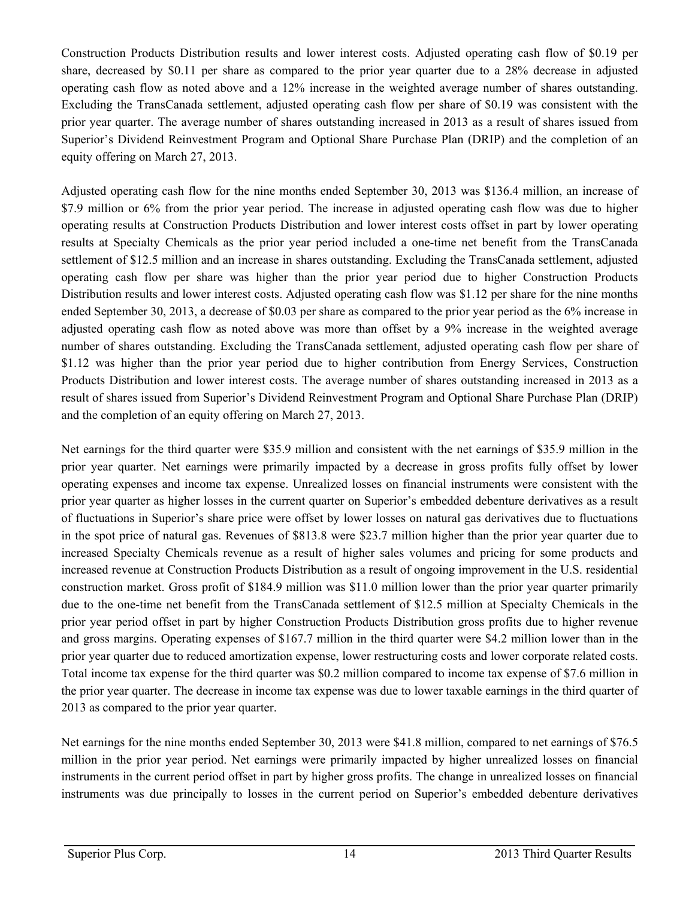Construction Products Distribution results and lower interest costs. Adjusted operating cash flow of $0.19 per share, decreased by $0.11 per share as compared to the prior year quarter due to a 28% decrease in adjusted operating cash flow as noted above and a 12% increase in the weighted average number of shares outstanding. Excluding the TransCanada settlement, adjusted operating cash flow per share of $0.19 was consistent with the prior year quarter. The average number of shares outstanding increased in 2013 as a result of shares issued from Superior's Dividend Reinvestment Program and Optional Share Purchase Plan (DRIP) and the completion of an equity offering on March 27, 2013.

Adjusted operating cash flow for the nine months ended September 30, 2013 was $136.4 million, an increase of $7.9 million or 6% from the prior year period. The increase in adjusted operating cash flow was due to higher operating results at Construction Products Distribution and lower interest costs offset in part by lower operating results at Specialty Chemicals as the prior year period included a one-time net benefit from the TransCanada settlement of $12.5 million and an increase in shares outstanding. Excluding the TransCanada settlement, adjusted operating cash flow per share was higher than the prior year period due to higher Construction Products Distribution results and lower interest costs. Adjusted operating cash flow was $1.12 per share for the nine months ended September 30, 2013, a decrease of $0.03 per share as compared to the prior year period as the 6% increase in adjusted operating cash flow as noted above was more than offset by a 9% increase in the weighted average number of shares outstanding. Excluding the TransCanada settlement, adjusted operating cash flow per share of $1.12 was higher than the prior year period due to higher contribution from Energy Services, Construction Products Distribution and lower interest costs. The average number of shares outstanding increased in 2013 as a result of shares issued from Superior's Dividend Reinvestment Program and Optional Share Purchase Plan (DRIP) and the completion of an equity offering on March 27, 2013.

Net earnings for the third quarter were $35.9 million and consistent with the net earnings of $35.9 million in the prior year quarter. Net earnings were primarily impacted by a decrease in gross profits fully offset by lower operating expenses and income tax expense. Unrealized losses on financial instruments were consistent with the prior year quarter as higher losses in the current quarter on Superior's embedded debenture derivatives as a result of fluctuations in Superior's share price were offset by lower losses on natural gas derivatives due to fluctuations in the spot price of natural gas. Revenues of $813.8 were $23.7 million higher than the prior year quarter due to increased Specialty Chemicals revenue as a result of higher sales volumes and pricing for some products and increased revenue at Construction Products Distribution as a result of ongoing improvement in the U.S. residential construction market. Gross profit of $184.9 million was $11.0 million lower than the prior year quarter primarily due to the one-time net benefit from the TransCanada settlement of $12.5 million at Specialty Chemicals in the prior year period offset in part by higher Construction Products Distribution gross profits due to higher revenue and gross margins. Operating expenses of $167.7 million in the third quarter were $4.2 million lower than in the prior year quarter due to reduced amortization expense, lower restructuring costs and lower corporate related costs. Total income tax expense for the third quarter was $0.2 million compared to income tax expense of $7.6 million in the prior year quarter. The decrease in income tax expense was due to lower taxable earnings in the third quarter of 2013 as compared to the prior year quarter.

Net earnings for the nine months ended September 30, 2013 were $41.8 million, compared to net earnings of $76.5 million in the prior year period. Net earnings were primarily impacted by higher unrealized losses on financial instruments in the current period offset in part by higher gross profits. The change in unrealized losses on financial instruments was due principally to losses in the current period on Superior's embedded debenture derivatives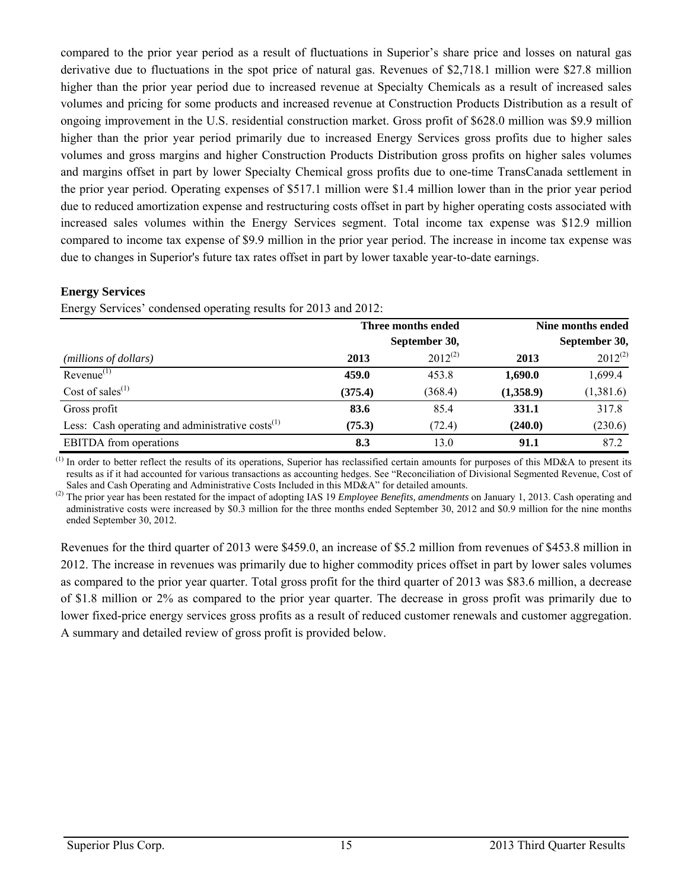compared to the prior year period as a result of fluctuations in Superior's share price and losses on natural gas derivative due to fluctuations in the spot price of natural gas. Revenues of $2,718.1 million were $27.8 million higher than the prior year period due to increased revenue at Specialty Chemicals as a result of increased sales volumes and pricing for some products and increased revenue at Construction Products Distribution as a result of ongoing improvement in the U.S. residential construction market. Gross profit of $628.0 million was $9.9 million higher than the prior year period primarily due to increased Energy Services gross profits due to higher sales volumes and gross margins and higher Construction Products Distribution gross profits on higher sales volumes and margins offset in part by lower Specialty Chemical gross profits due to one-time TransCanada settlement in the prior year period. Operating expenses of $517.1 million were $1.4 million lower than in the prior year period due to reduced amortization expense and restructuring costs offset in part by higher operating costs associated with increased sales volumes within the Energy Services segment. Total income tax expense was $12.9 million compared to income tax expense of $9.9 million in the prior year period. The increase in income tax expense was due to changes in Superior's future tax rates offset in part by lower taxable year-to-date earnings.

**Energy Services**

Energy Services' condensed operating results for 2013 and 2012:

| | Three months ended September 30, | | Nine months ended September 30, | |
|---|---|---|---|---|
| *(millions of dollars)* | **2013** | 2012[2] | **2013** | 2012[2] |
| Revenue[1] | **459.0** | 453.8 | **1,690.0** | 1,699.4 |
| Cost of sales[1] | **(375.4)** | (368.4) | **(1,358.9)** | (1,381.6) |
| Gross profit | **83.6** | 85.4 | **331.1** | 317.8 |
| Less: Cash operating and administrative costs[1] | **(75.3)** | (72.4) | **(240.0)** | (230.6) |
| EBITDA from operations | **8.3** | 13.0 | **91.1** | 87.2 |

[1] In order to better reflect the results of its operations, Superior has reclassified certain amounts for purposes of this MD&A to present its results as if it had accounted for various transactions as accounting hedges. See "Reconciliation of Divisional Segmented Revenue, Cost of Sales and Cash Operating and Administrative Costs Included in this MD&A" for detailed amounts.

[2] The prior year has been restated for the impact of adopting IAS 19 *Employee Benefits, amendments* on January 1, 2013. Cash operating and administrative costs were increased by $0.3 million for the three months ended September 30, 2012 and $0.9 million for the nine months ended September 30, 2012.

Revenues for the third quarter of 2013 were $459.0, an increase of $5.2 million from revenues of $453.8 million in 2012. The increase in revenues was primarily due to higher commodity prices offset in part by lower sales volumes as compared to the prior year quarter. Total gross profit for the third quarter of 2013 was $83.6 million, a decrease of $1.8 million or 2% as compared to the prior year quarter. The decrease in gross profit was primarily due to lower fixed-price energy services gross profits as a result of reduced customer renewals and customer aggregation. A summary and detailed review of gross profit is provided below.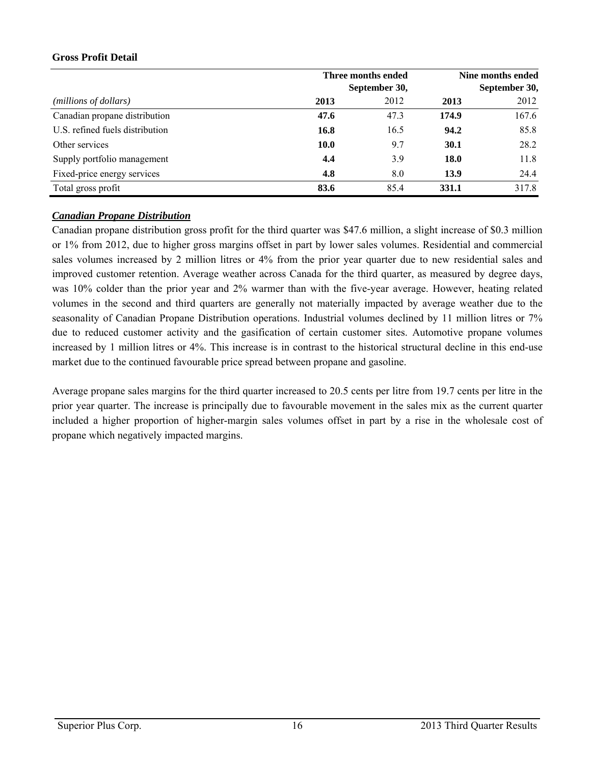**Gross Profit Detail**

| | Three months ended September 30, | | Nine months ended September 30, | |
|---|---|---|---|---|
| *(millions of dollars)* | **2013** | 2012 | **2013** | 2012 |
| Canadian propane distribution | **47.6** | 47.3 | **174.9** | 167.6 |
| U.S. refined fuels distribution | **16.8** | 16.5 | **94.2** | 85.8 |
| Other services | **10.0** | 9.7 | **30.1** | 28.2 |
| Supply portfolio management | **4.4** | 3.9 | **18.0** | 11.8 |
| Fixed-price energy services | **4.8** | 8.0 | **13.9** | 24.4 |
| Total gross profit | **83.6** | 85.4 | **331.1** | 317.8 |

***Canadian Propane Distribution***

Canadian propane distribution gross profit for the third quarter was $47.6 million, a slight increase of $0.3 million or 1% from 2012, due to higher gross margins offset in part by lower sales volumes. Residential and commercial sales volumes increased by 2 million litres or 4% from the prior year quarter due to new residential sales and improved customer retention. Average weather across Canada for the third quarter, as measured by degree days, was 10% colder than the prior year and 2% warmer than with the five-year average. However, heating related volumes in the second and third quarters are generally not materially impacted by average weather due to the seasonality of Canadian Propane Distribution operations. Industrial volumes declined by 11 million litres or 7% due to reduced customer activity and the gasification of certain customer sites. Automotive propane volumes increased by 1 million litres or 4%. This increase is in contrast to the historical structural decline in this end-use market due to the continued favourable price spread between propane and gasoline.

Average propane sales margins for the third quarter increased to 20.5 cents per litre from 19.7 cents per litre in the prior year quarter. The increase is principally due to favourable movement in the sales mix as the current quarter included a higher proportion of higher-margin sales volumes offset in part by a rise in the wholesale cost of propane which negatively impacted margins.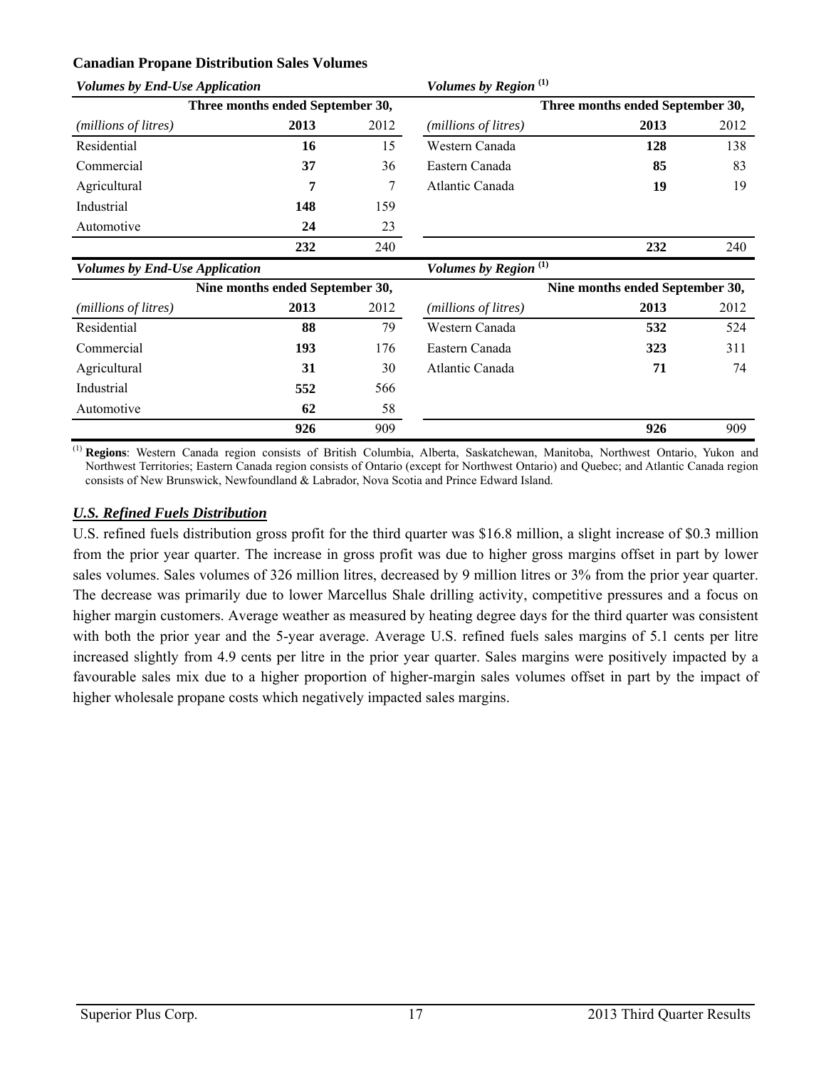## Canadian Propane Distribution Sales Volumes

| *Volumes by End-Use Application* | | | *Volumes by Region* [1] | | |
|---|---|---|---|---|---|
| | **Three months ended September 30,** | | | **Three months ended September 30,** | |
| *(millions of litres)* | **2013** | 2012 | *(millions of litres)* | **2013** | 2012 |
| Residential | **16** | 15 | Western Canada | **128** | 138 |
| Commercial | **37** | 36 | Eastern Canada | **85** | 83 |
| Agricultural | **7** | 7 | Atlantic Canada | **19** | 19 |
| Industrial | **148** | 159 | | | |
| Automotive | **24** | 23 | | | |
| | **232** | 240 | | **232** | 240 |

| *Volumes by End-Use Application* | | | *Volumes by Region* [1] | | |
|---|---|---|---|---|---|
| | **Nine months ended September 30,** | | | **Nine months ended September 30,** | |
| *(millions of litres)* | **2013** | 2012 | *(millions of litres)* | **2013** | 2012 |
| Residential | **88** | 79 | Western Canada | **532** | 524 |
| Commercial | **193** | 176 | Eastern Canada | **323** | 311 |
| Agricultural | **31** | 30 | Atlantic Canada | **71** | 74 |
| Industrial | **552** | 566 | | | |
| Automotive | **62** | 58 | | | |
| | **926** | 909 | | **926** | 909 |

[1] **Regions**: Western Canada region consists of British Columbia, Alberta, Saskatchewan, Manitoba, Northwest Ontario, Yukon and Northwest Territories; Eastern Canada region consists of Ontario (except for Northwest Ontario) and Quebec; and Atlantic Canada region consists of New Brunswick, Newfoundland & Labrador, Nova Scotia and Prince Edward Island.

### ***U.S. Refined Fuels Distribution***

U.S. refined fuels distribution gross profit for the third quarter was $16.8 million, a slight increase of $0.3 million from the prior year quarter. The increase in gross profit was due to higher gross margins offset in part by lower sales volumes. Sales volumes of 326 million litres, decreased by 9 million litres or 3% from the prior year quarter. The decrease was primarily due to lower Marcellus Shale drilling activity, competitive pressures and a focus on higher margin customers. Average weather as measured by heating degree days for the third quarter was consistent with both the prior year and the 5-year average. Average U.S. refined fuels sales margins of 5.1 cents per litre increased slightly from 4.9 cents per litre in the prior year quarter. Sales margins were positively impacted by a favourable sales mix due to a higher proportion of higher-margin sales volumes offset in part by the impact of higher wholesale propane costs which negatively impacted sales margins.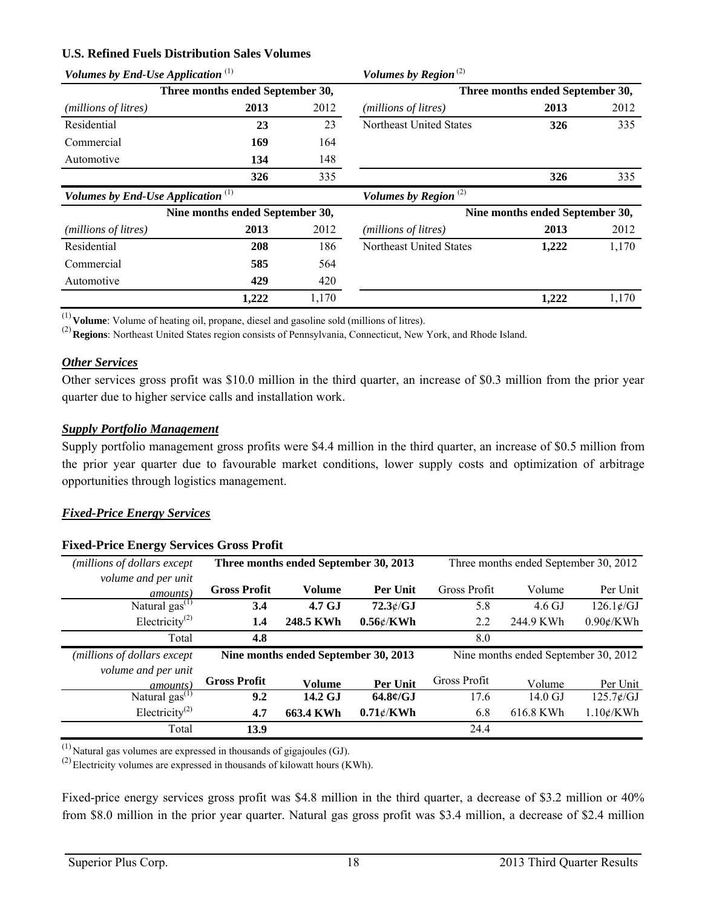### U.S. Refined Fuels Distribution Sales Volumes

| *Volumes by End-Use Application* [1] | | | *Volumes by Region* [2] | | |
|---|---|---|---|---|---|
| | Three months ended September 30, | | | Three months ended September 30, | |
| *(millions of litres)* | **2013** | 2012 | *(millions of litres)* | **2013** | 2012 |
| Residential | **23** | 23 | Northeast United States | **326** | 335 |
| Commercial | **169** | 164 | | | |
| Automotive | **134** | 148 | | | |
| | **326** | 335 | | **326** | 335 |

| *Volumes by End-Use Application* [1] | | | *Volumes by Region* [2] | | |
|---|---|---|---|---|---|
| | Nine months ended September 30, | | | Nine months ended September 30, | |
| *(millions of litres)* | **2013** | 2012 | *(millions of litres)* | **2013** | 2012 |
| Residential | **208** | 186 | Northeast United States | **1,222** | 1,170 |
| Commercial | **585** | 564 | | | |
| Automotive | **429** | 420 | | | |
| | **1,222** | 1,170 | | **1,222** | 1,170 |

(1) **Volume**: Volume of heating oil, propane, diesel and gasoline sold (millions of litres).
(2) **Regions**: Northeast United States region consists of Pennsylvania, Connecticut, New York, and Rhode Island.

### *Other Services*

Other services gross profit was $10.0 million in the third quarter, an increase of $0.3 million from the prior year quarter due to higher service calls and installation work.

### *Supply Portfolio Management*

Supply portfolio management gross profits were $4.4 million in the third quarter, an increase of $0.5 million from the prior year quarter due to favourable market conditions, lower supply costs and optimization of arbitrage opportunities through logistics management.

### *Fixed-Price Energy Services*

#### Fixed-Price Energy Services Gross Profit

| *(millions of dollars except volume and per unit amounts)* | Three months ended September 30, 2013 | | | Three months ended September 30, 2012 | | |
|---|---|---|---|---|---|---|
| | **Gross Profit** | **Volume** | **Per Unit** | Gross Profit | Volume | Per Unit |
| Natural gas[1] | **3.4** | **4.7 GJ** | **72.3¢/GJ** | 5.8 | 4.6 GJ | 126.1¢/GJ |
| Electricity[2] | **1.4** | **248.5 KWh** | **0.56¢/KWh** | 2.2 | 244.9 KWh | 0.90¢/KWh |
| Total | **4.8** | | | 8.0 | | |
| *(millions of dollars except volume and per unit amounts)* | **Nine months ended September 30, 2013** | | | Nine months ended September 30, 2012 | | |
| | **Gross Profit** | **Volume** | **Per Unit** | Gross Profit | Volume | Per Unit |
| Natural gas[1] | **9.2** | **14.2 GJ** | **64.8¢/GJ** | 17.6 | 14.0 GJ | 125.7¢/GJ |
| Electricity[2] | **4.7** | **663.4 KWh** | **0.71¢/KWh** | 6.8 | 616.8 KWh | 1.10¢/KWh |
| Total | **13.9** | | | 24.4 | | |

(1) Natural gas volumes are expressed in thousands of gigajoules (GJ).
(2) Electricity volumes are expressed in thousands of kilowatt hours (KWh).

Fixed-price energy services gross profit was $4.8 million in the third quarter, a decrease of $3.2 million or 40% from $8.0 million in the prior year quarter. Natural gas gross profit was $3.4 million, a decrease of $2.4 million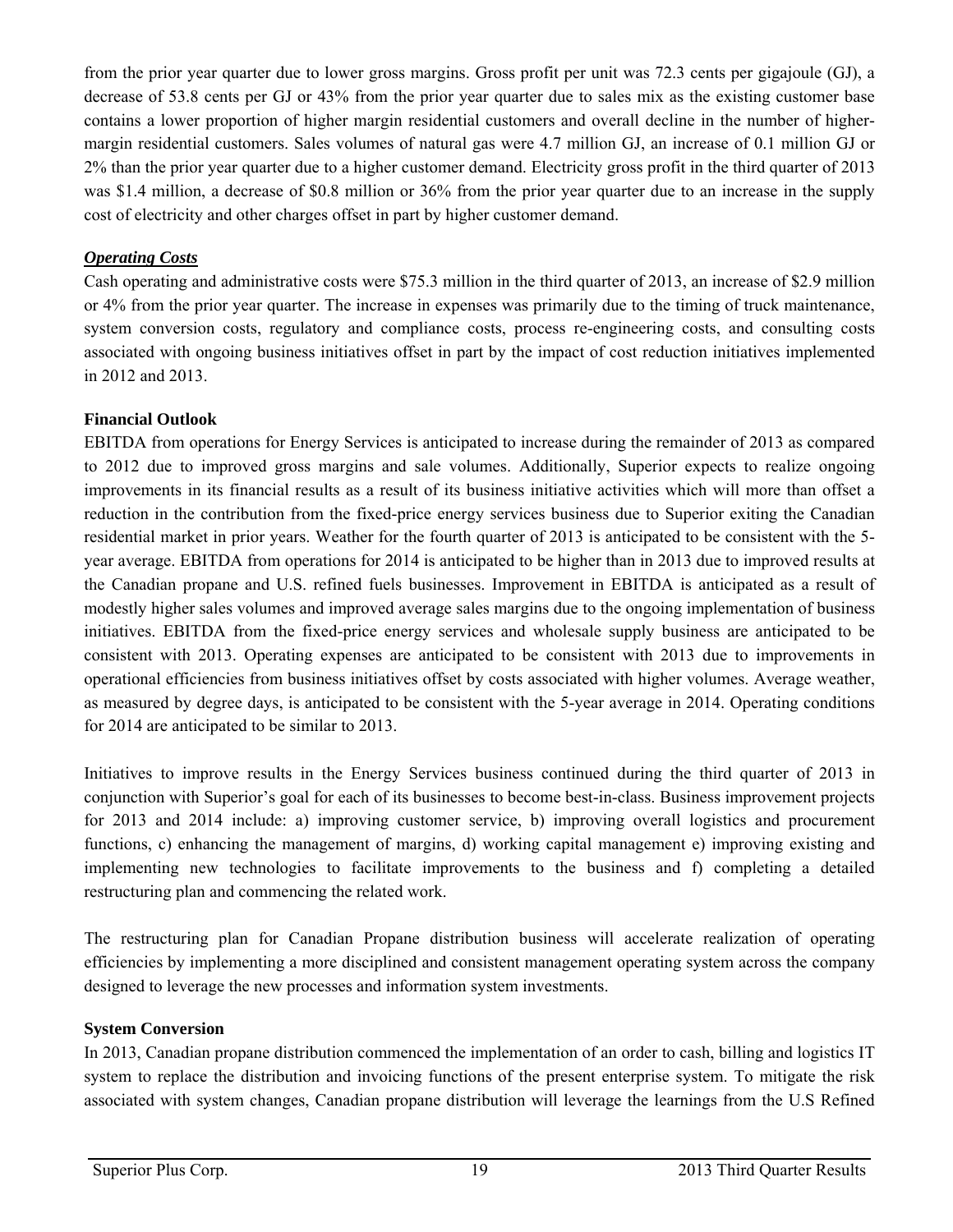from the prior year quarter due to lower gross margins. Gross profit per unit was 72.3 cents per gigajoule (GJ), a decrease of 53.8 cents per GJ or 43% from the prior year quarter due to sales mix as the existing customer base contains a lower proportion of higher margin residential customers and overall decline in the number of higher-margin residential customers. Sales volumes of natural gas were 4.7 million GJ, an increase of 0.1 million GJ or 2% than the prior year quarter due to a higher customer demand. Electricity gross profit in the third quarter of 2013 was $1.4 million, a decrease of $0.8 million or 36% from the prior year quarter due to an increase in the supply cost of electricity and other charges offset in part by higher customer demand.

***Operating Costs***

Cash operating and administrative costs were $75.3 million in the third quarter of 2013, an increase of $2.9 million or 4% from the prior year quarter. The increase in expenses was primarily due to the timing of truck maintenance, system conversion costs, regulatory and compliance costs, process re-engineering costs, and consulting costs associated with ongoing business initiatives offset in part by the impact of cost reduction initiatives implemented in 2012 and 2013.

**Financial Outlook**

EBITDA from operations for Energy Services is anticipated to increase during the remainder of 2013 as compared to 2012 due to improved gross margins and sale volumes. Additionally, Superior expects to realize ongoing improvements in its financial results as a result of its business initiative activities which will more than offset a reduction in the contribution from the fixed-price energy services business due to Superior exiting the Canadian residential market in prior years. Weather for the fourth quarter of 2013 is anticipated to be consistent with the 5-year average. EBITDA from operations for 2014 is anticipated to be higher than in 2013 due to improved results at the Canadian propane and U.S. refined fuels businesses. Improvement in EBITDA is anticipated as a result of modestly higher sales volumes and improved average sales margins due to the ongoing implementation of business initiatives. EBITDA from the fixed-price energy services and wholesale supply business are anticipated to be consistent with 2013. Operating expenses are anticipated to be consistent with 2013 due to improvements in operational efficiencies from business initiatives offset by costs associated with higher volumes. Average weather, as measured by degree days, is anticipated to be consistent with the 5-year average in 2014. Operating conditions for 2014 are anticipated to be similar to 2013.

Initiatives to improve results in the Energy Services business continued during the third quarter of 2013 in conjunction with Superior's goal for each of its businesses to become best-in-class. Business improvement projects for 2013 and 2014 include: a) improving customer service, b) improving overall logistics and procurement functions, c) enhancing the management of margins, d) working capital management e) improving existing and implementing new technologies to facilitate improvements to the business and f) completing a detailed restructuring plan and commencing the related work.

The restructuring plan for Canadian Propane distribution business will accelerate realization of operating efficiencies by implementing a more disciplined and consistent management operating system across the company designed to leverage the new processes and information system investments.

**System Conversion**

In 2013, Canadian propane distribution commenced the implementation of an order to cash, billing and logistics IT system to replace the distribution and invoicing functions of the present enterprise system. To mitigate the risk associated with system changes, Canadian propane distribution will leverage the learnings from the U.S Refined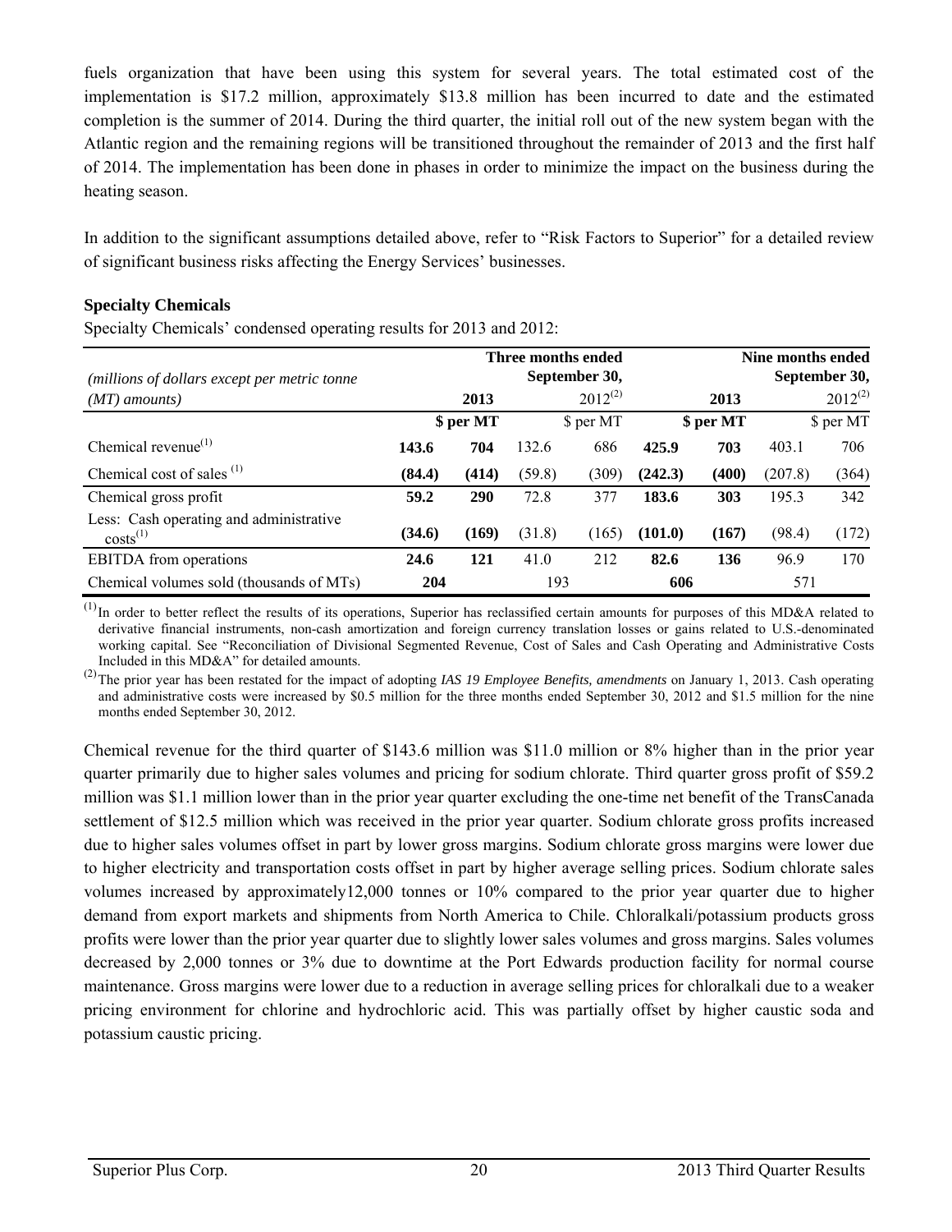fuels organization that have been using this system for several years. The total estimated cost of the implementation is $17.2 million, approximately $13.8 million has been incurred to date and the estimated completion is the summer of 2014. During the third quarter, the initial roll out of the new system began with the Atlantic region and the remaining regions will be transitioned throughout the remainder of 2013 and the first half of 2014. The implementation has been done in phases in order to minimize the impact on the business during the heating season.

In addition to the significant assumptions detailed above, refer to "Risk Factors to Superior" for a detailed review of significant business risks affecting the Energy Services' businesses.

**Specialty Chemicals**

Specialty Chemicals' condensed operating results for 2013 and 2012:

| *(millions of dollars except per metric tonne (MT) amounts)* | **Three months ended September 30,** | | | | **Nine months ended September 30,** | | | |
|---|---|---|---|---|---|---|---|---|
| | **2013** | | 2012[(2)] | | **2013** | | 2012[(2)] | |
| | | **\$ per MT** | | \$ per MT | | **\$ per MT** | | \$ per MT |
| Chemical revenue[(1)] | **143.6** | **704** | 132.6 | 686 | **425.9** | **703** | 403.1 | 706 |
| Chemical cost of sales [(1)] | **(84.4)** | **(414)** | (59.8) | (309) | **(242.3)** | **(400)** | (207.8) | (364) |
| Chemical gross profit | **59.2** | **290** | 72.8 | 377 | **183.6** | **303** | 195.3 | 342 |
| Less: Cash operating and administrative costs[(1)] | **(34.6)** | **(169)** | (31.8) | (165) | **(101.0)** | **(167)** | (98.4) | (172) |
| EBITDA from operations | **24.6** | **121** | 41.0 | 212 | **82.6** | **136** | 96.9 | 170 |
| Chemical volumes sold (thousands of MTs) | **204** | | 193 | | **606** | | 571 | |

[(1)] In order to better reflect the results of its operations, Superior has reclassified certain amounts for purposes of this MD&A related to derivative financial instruments, non-cash amortization and foreign currency translation losses or gains related to U.S.-denominated working capital. See "Reconciliation of Divisional Segmented Revenue, Cost of Sales and Cash Operating and Administrative Costs Included in this MD&A" for detailed amounts.

[(2)] The prior year has been restated for the impact of adopting *IAS 19 Employee Benefits, amendments* on January 1, 2013. Cash operating and administrative costs were increased by $0.5 million for the three months ended September 30, 2012 and $1.5 million for the nine months ended September 30, 2012.

Chemical revenue for the third quarter of $143.6 million was $11.0 million or 8% higher than in the prior year quarter primarily due to higher sales volumes and pricing for sodium chlorate. Third quarter gross profit of $59.2 million was $1.1 million lower than in the prior year quarter excluding the one-time net benefit of the TransCanada settlement of $12.5 million which was received in the prior year quarter. Sodium chlorate gross profits increased due to higher sales volumes offset in part by lower gross margins. Sodium chlorate gross margins were lower due to higher electricity and transportation costs offset in part by higher average selling prices. Sodium chlorate sales volumes increased by approximately12,000 tonnes or 10% compared to the prior year quarter due to higher demand from export markets and shipments from North America to Chile. Chloralkali/potassium products gross profits were lower than the prior year quarter due to slightly lower sales volumes and gross margins. Sales volumes decreased by 2,000 tonnes or 3% due to downtime at the Port Edwards production facility for normal course maintenance. Gross margins were lower due to a reduction in average selling prices for chloralkali due to a weaker pricing environment for chlorine and hydrochloric acid. This was partially offset by higher caustic soda and potassium caustic pricing.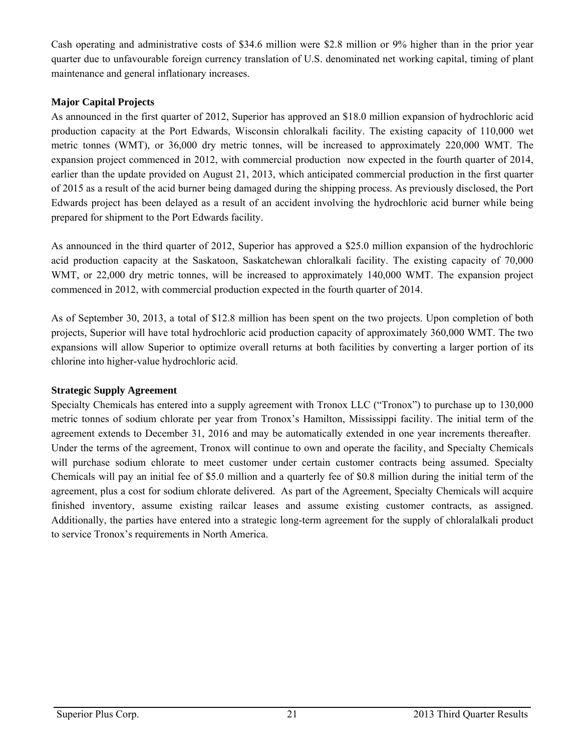Cash operating and administrative costs of $34.6 million were $2.8 million or 9% higher than in the prior year quarter due to unfavourable foreign currency translation of U.S. denominated net working capital, timing of plant maintenance and general inflationary increases.

**Major Capital Projects**

As announced in the first quarter of 2012, Superior has approved an $18.0 million expansion of hydrochloric acid production capacity at the Port Edwards, Wisconsin chloralkali facility. The existing capacity of 110,000 wet metric tonnes (WMT), or 36,000 dry metric tonnes, will be increased to approximately 220,000 WMT. The expansion project commenced in 2012, with commercial production now expected in the fourth quarter of 2014, earlier than the update provided on August 21, 2013, which anticipated commercial production in the first quarter of 2015 as a result of the acid burner being damaged during the shipping process. As previously disclosed, the Port Edwards project has been delayed as a result of an accident involving the hydrochloric acid burner while being prepared for shipment to the Port Edwards facility.

As announced in the third quarter of 2012, Superior has approved a $25.0 million expansion of the hydrochloric acid production capacity at the Saskatoon, Saskatchewan chloralkali facility. The existing capacity of 70,000 WMT, or 22,000 dry metric tonnes, will be increased to approximately 140,000 WMT. The expansion project commenced in 2012, with commercial production expected in the fourth quarter of 2014.

As of September 30, 2013, a total of $12.8 million has been spent on the two projects. Upon completion of both projects, Superior will have total hydrochloric acid production capacity of approximately 360,000 WMT. The two expansions will allow Superior to optimize overall returns at both facilities by converting a larger portion of its chlorine into higher-value hydrochloric acid.

**Strategic Supply Agreement**

Specialty Chemicals has entered into a supply agreement with Tronox LLC ("Tronox") to purchase up to 130,000 metric tonnes of sodium chlorate per year from Tronox's Hamilton, Mississippi facility. The initial term of the agreement extends to December 31, 2016 and may be automatically extended in one year increments thereafter. Under the terms of the agreement, Tronox will continue to own and operate the facility, and Specialty Chemicals will purchase sodium chlorate to meet customer under certain customer contracts being assumed. Specialty Chemicals will pay an initial fee of $5.0 million and a quarterly fee of $0.8 million during the initial term of the agreement, plus a cost for sodium chlorate delivered. As part of the Agreement, Specialty Chemicals will acquire finished inventory, assume existing railcar leases and assume existing customer contracts, as assigned. Additionally, the parties have entered into a strategic long-term agreement for the supply of chloralalkali product to service Tronox's requirements in North America.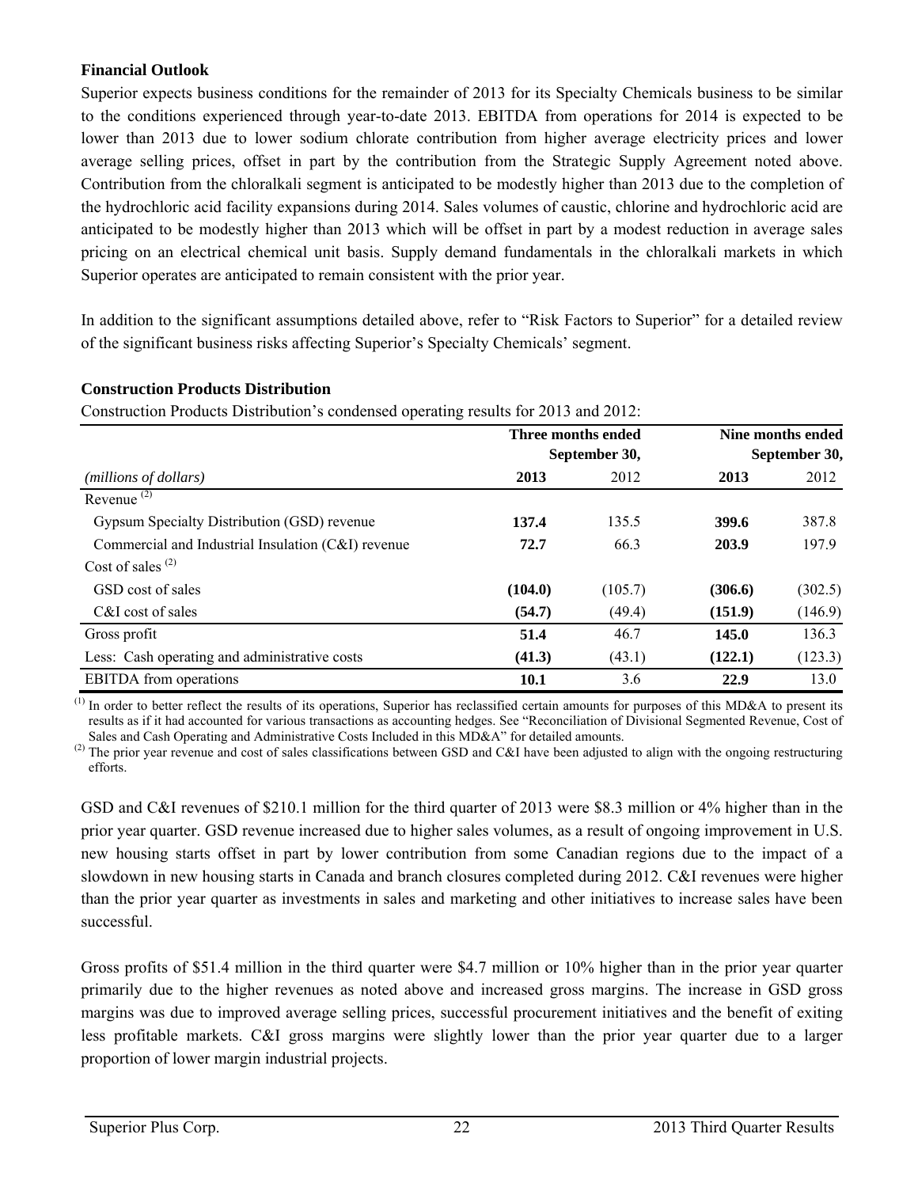### Financial Outlook

Superior expects business conditions for the remainder of 2013 for its Specialty Chemicals business to be similar to the conditions experienced through year-to-date 2013. EBITDA from operations for 2014 is expected to be lower than 2013 due to lower sodium chlorate contribution from higher average electricity prices and lower average selling prices, offset in part by the contribution from the Strategic Supply Agreement noted above. Contribution from the chloralkali segment is anticipated to be modestly higher than 2013 due to the completion of the hydrochloric acid facility expansions during 2014. Sales volumes of caustic, chlorine and hydrochloric acid are anticipated to be modestly higher than 2013 which will be offset in part by a modest reduction in average sales pricing on an electrical chemical unit basis. Supply demand fundamentals in the chloralkali markets in which Superior operates are anticipated to remain consistent with the prior year.

In addition to the significant assumptions detailed above, refer to "Risk Factors to Superior" for a detailed review of the significant business risks affecting Superior's Specialty Chemicals' segment.

### Construction Products Distribution

Construction Products Distribution's condensed operating results for 2013 and 2012:

| | Three months ended September 30, | | Nine months ended September 30, | |
|---|---|---|---|---|
| *(millions of dollars)* | **2013** | 2012 | **2013** | 2012 |
| Revenue [(2)] | | | | |
| Gypsum Specialty Distribution (GSD) revenue | **137.4** | 135.5 | **399.6** | 387.8 |
| Commercial and Industrial Insulation (C&I) revenue | **72.7** | 66.3 | **203.9** | 197.9 |
| Cost of sales [(2)] | | | | |
| GSD cost of sales | **(104.0)** | (105.7) | **(306.6)** | (302.5) |
| C&I cost of sales | **(54.7)** | (49.4) | **(151.9)** | (146.9) |
| Gross profit | **51.4** | 46.7 | **145.0** | 136.3 |
| Less: Cash operating and administrative costs | **(41.3)** | (43.1) | **(122.1)** | (123.3) |
| EBITDA from operations | **10.1** | 3.6 | **22.9** | 13.0 |

(1) In order to better reflect the results of its operations, Superior has reclassified certain amounts for purposes of this MD&A to present its results as if it had accounted for various transactions as accounting hedges. See "Reconciliation of Divisional Segmented Revenue, Cost of Sales and Cash Operating and Administrative Costs Included in this MD&A" for detailed amounts.

(2) The prior year revenue and cost of sales classifications between GSD and C&I have been adjusted to align with the ongoing restructuring efforts.

GSD and C&I revenues of $210.1 million for the third quarter of 2013 were $8.3 million or 4% higher than in the prior year quarter. GSD revenue increased due to higher sales volumes, as a result of ongoing improvement in U.S. new housing starts offset in part by lower contribution from some Canadian regions due to the impact of a slowdown in new housing starts in Canada and branch closures completed during 2012. C&I revenues were higher than the prior year quarter as investments in sales and marketing and other initiatives to increase sales have been successful.

Gross profits of $51.4 million in the third quarter were $4.7 million or 10% higher than in the prior year quarter primarily due to the higher revenues as noted above and increased gross margins. The increase in GSD gross margins was due to improved average selling prices, successful procurement initiatives and the benefit of exiting less profitable markets. C&I gross margins were slightly lower than the prior year quarter due to a larger proportion of lower margin industrial projects.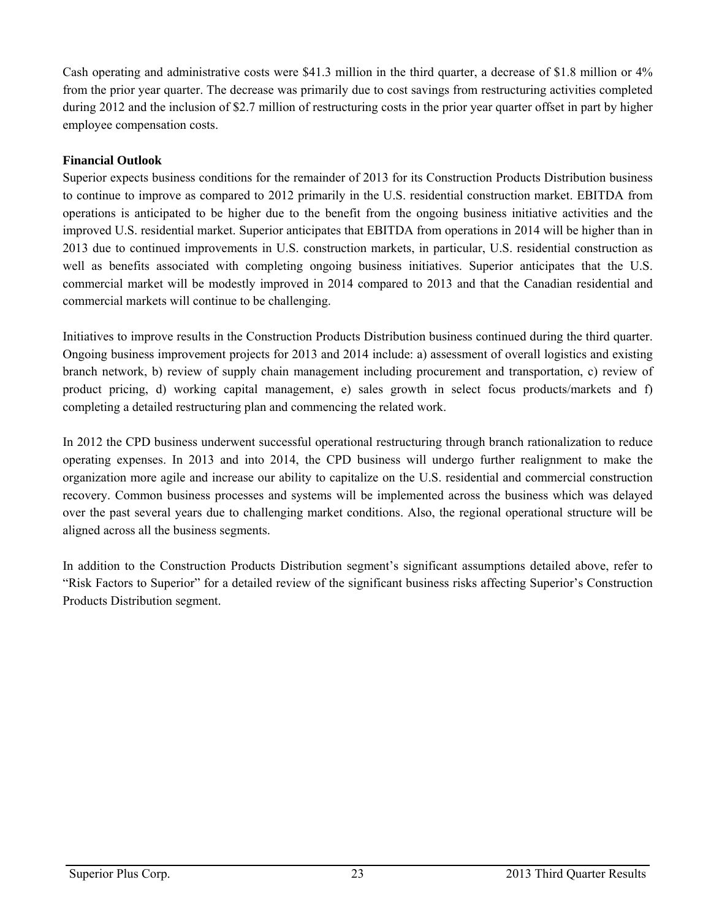Cash operating and administrative costs were $41.3 million in the third quarter, a decrease of $1.8 million or 4% from the prior year quarter. The decrease was primarily due to cost savings from restructuring activities completed during 2012 and the inclusion of $2.7 million of restructuring costs in the prior year quarter offset in part by higher employee compensation costs.

**Financial Outlook**

Superior expects business conditions for the remainder of 2013 for its Construction Products Distribution business to continue to improve as compared to 2012 primarily in the U.S. residential construction market. EBITDA from operations is anticipated to be higher due to the benefit from the ongoing business initiative activities and the improved U.S. residential market. Superior anticipates that EBITDA from operations in 2014 will be higher than in 2013 due to continued improvements in U.S. construction markets, in particular, U.S. residential construction as well as benefits associated with completing ongoing business initiatives. Superior anticipates that the U.S. commercial market will be modestly improved in 2014 compared to 2013 and that the Canadian residential and commercial markets will continue to be challenging.

Initiatives to improve results in the Construction Products Distribution business continued during the third quarter. Ongoing business improvement projects for 2013 and 2014 include: a) assessment of overall logistics and existing branch network, b) review of supply chain management including procurement and transportation, c) review of product pricing, d) working capital management, e) sales growth in select focus products/markets and f) completing a detailed restructuring plan and commencing the related work.

In 2012 the CPD business underwent successful operational restructuring through branch rationalization to reduce operating expenses. In 2013 and into 2014, the CPD business will undergo further realignment to make the organization more agile and increase our ability to capitalize on the U.S. residential and commercial construction recovery. Common business processes and systems will be implemented across the business which was delayed over the past several years due to challenging market conditions. Also, the regional operational structure will be aligned across all the business segments.

In addition to the Construction Products Distribution segment's significant assumptions detailed above, refer to "Risk Factors to Superior" for a detailed review of the significant business risks affecting Superior's Construction Products Distribution segment.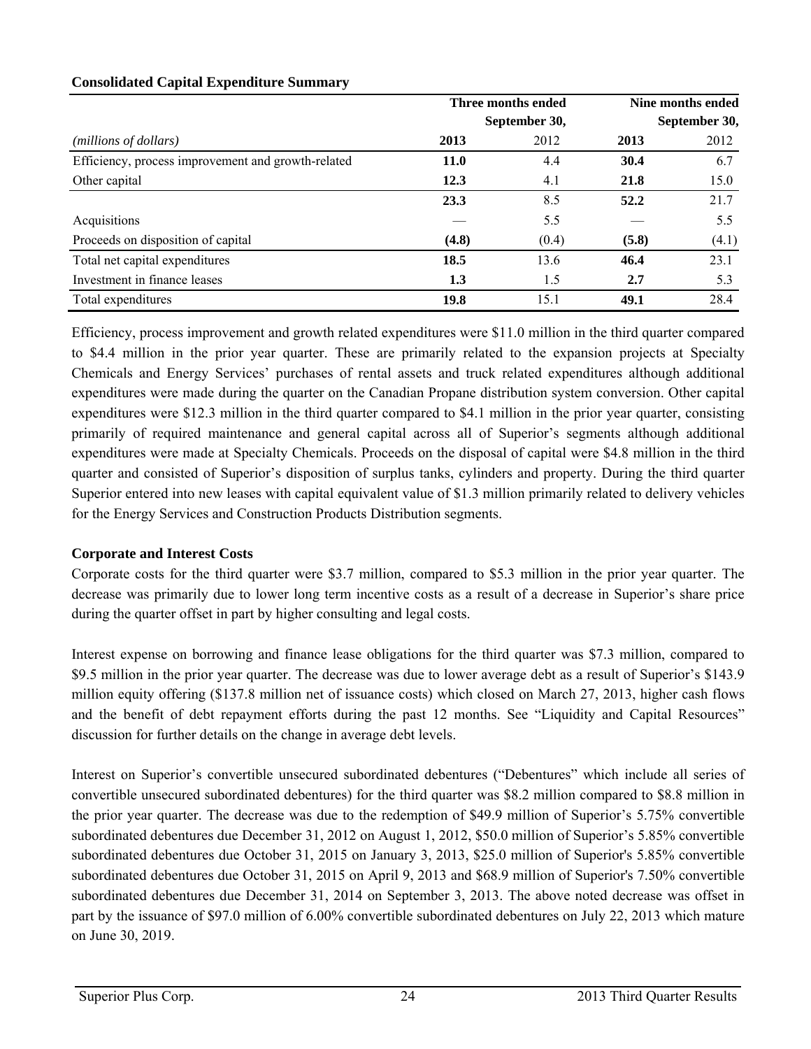**Consolidated Capital Expenditure Summary**

| | Three months ended September 30, | | Nine months ended September 30, | |
|---|---|---|---|---|
| *(millions of dollars)* | **2013** | 2012 | **2013** | 2012 |
| Efficiency, process improvement and growth-related | **11.0** | 4.4 | **30.4** | 6.7 |
| Other capital | **12.3** | 4.1 | **21.8** | 15.0 |
| | **23.3** | 8.5 | **52.2** | 21.7 |
| Acquisitions | — | 5.5 | — | 5.5 |
| Proceeds on disposition of capital | **(4.8)** | (0.4) | **(5.8)** | (4.1) |
| Total net capital expenditures | **18.5** | 13.6 | **46.4** | 23.1 |
| Investment in finance leases | **1.3** | 1.5 | **2.7** | 5.3 |
| Total expenditures | **19.8** | 15.1 | **49.1** | 28.4 |

Efficiency, process improvement and growth related expenditures were $11.0 million in the third quarter compared to $4.4 million in the prior year quarter. These are primarily related to the expansion projects at Specialty Chemicals and Energy Services' purchases of rental assets and truck related expenditures although additional expenditures were made during the quarter on the Canadian Propane distribution system conversion. Other capital expenditures were $12.3 million in the third quarter compared to $4.1 million in the prior year quarter, consisting primarily of required maintenance and general capital across all of Superior's segments although additional expenditures were made at Specialty Chemicals. Proceeds on the disposal of capital were $4.8 million in the third quarter and consisted of Superior's disposition of surplus tanks, cylinders and property. During the third quarter Superior entered into new leases with capital equivalent value of $1.3 million primarily related to delivery vehicles for the Energy Services and Construction Products Distribution segments.

**Corporate and Interest Costs**

Corporate costs for the third quarter were $3.7 million, compared to $5.3 million in the prior year quarter. The decrease was primarily due to lower long term incentive costs as a result of a decrease in Superior's share price during the quarter offset in part by higher consulting and legal costs.

Interest expense on borrowing and finance lease obligations for the third quarter was $7.3 million, compared to $9.5 million in the prior year quarter. The decrease was due to lower average debt as a result of Superior's $143.9 million equity offering ($137.8 million net of issuance costs) which closed on March 27, 2013, higher cash flows and the benefit of debt repayment efforts during the past 12 months. See "Liquidity and Capital Resources" discussion for further details on the change in average debt levels.

Interest on Superior's convertible unsecured subordinated debentures ("Debentures" which include all series of convertible unsecured subordinated debentures) for the third quarter was $8.2 million compared to $8.8 million in the prior year quarter. The decrease was due to the redemption of $49.9 million of Superior's 5.75% convertible subordinated debentures due December 31, 2012 on August 1, 2012, $50.0 million of Superior's 5.85% convertible subordinated debentures due October 31, 2015 on January 3, 2013, $25.0 million of Superior's 5.85% convertible subordinated debentures due October 31, 2015 on April 9, 2013 and $68.9 million of Superior's 7.50% convertible subordinated debentures due December 31, 2014 on September 3, 2013. The above noted decrease was offset in part by the issuance of $97.0 million of 6.00% convertible subordinated debentures on July 22, 2013 which mature on June 30, 2019.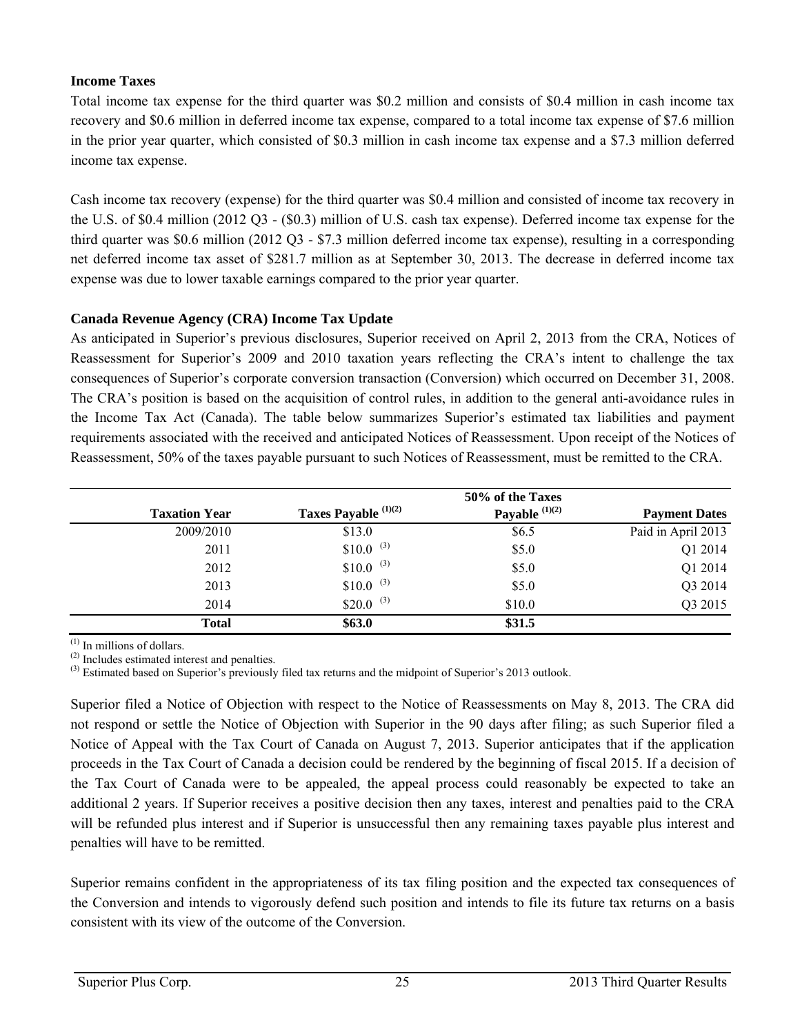**Income Taxes**

Total income tax expense for the third quarter was $0.2 million and consists of $0.4 million in cash income tax recovery and $0.6 million in deferred income tax expense, compared to a total income tax expense of $7.6 million in the prior year quarter, which consisted of $0.3 million in cash income tax expense and a $7.3 million deferred income tax expense.

Cash income tax recovery (expense) for the third quarter was $0.4 million and consisted of income tax recovery in the U.S. of $0.4 million (2012 Q3 - ($0.3) million of U.S. cash tax expense). Deferred income tax expense for the third quarter was $0.6 million (2012 Q3 - $7.3 million deferred income tax expense), resulting in a corresponding net deferred income tax asset of $281.7 million as at September 30, 2013. The decrease in deferred income tax expense was due to lower taxable earnings compared to the prior year quarter.

**Canada Revenue Agency (CRA) Income Tax Update**

As anticipated in Superior's previous disclosures, Superior received on April 2, 2013 from the CRA, Notices of Reassessment for Superior's 2009 and 2010 taxation years reflecting the CRA's intent to challenge the tax consequences of Superior's corporate conversion transaction (Conversion) which occurred on December 31, 2008. The CRA's position is based on the acquisition of control rules, in addition to the general anti-avoidance rules in the Income Tax Act (Canada). The table below summarizes Superior's estimated tax liabilities and payment requirements associated with the received and anticipated Notices of Reassessment. Upon receipt of the Notices of Reassessment, 50% of the taxes payable pursuant to such Notices of Reassessment, must be remitted to the CRA.

| Taxation Year | Taxes Payable (1)(2) | 50% of the Taxes Payable (1)(2) | Payment Dates |
|---|---|---|---|
| 2009/2010 | $13.0 | $6.5 | Paid in April 2013 |
| 2011 | $10.0 (3) | $5.0 | Q1 2014 |
| 2012 | $10.0 (3) | $5.0 | Q1 2014 |
| 2013 | $10.0 (3) | $5.0 | Q3 2014 |
| 2014 | $20.0 (3) | $10.0 | Q3 2015 |
| **Total** | **$63.0** | **$31.5** | |

(1) In millions of dollars.
(2) Includes estimated interest and penalties.
(3) Estimated based on Superior's previously filed tax returns and the midpoint of Superior's 2013 outlook.

Superior filed a Notice of Objection with respect to the Notice of Reassessments on May 8, 2013. The CRA did not respond or settle the Notice of Objection with Superior in the 90 days after filing; as such Superior filed a Notice of Appeal with the Tax Court of Canada on August 7, 2013. Superior anticipates that if the application proceeds in the Tax Court of Canada a decision could be rendered by the beginning of fiscal 2015. If a decision of the Tax Court of Canada were to be appealed, the appeal process could reasonably be expected to take an additional 2 years. If Superior receives a positive decision then any taxes, interest and penalties paid to the CRA will be refunded plus interest and if Superior is unsuccessful then any remaining taxes payable plus interest and penalties will have to be remitted.

Superior remains confident in the appropriateness of its tax filing position and the expected tax consequences of the Conversion and intends to vigorously defend such position and intends to file its future tax returns on a basis consistent with its view of the outcome of the Conversion.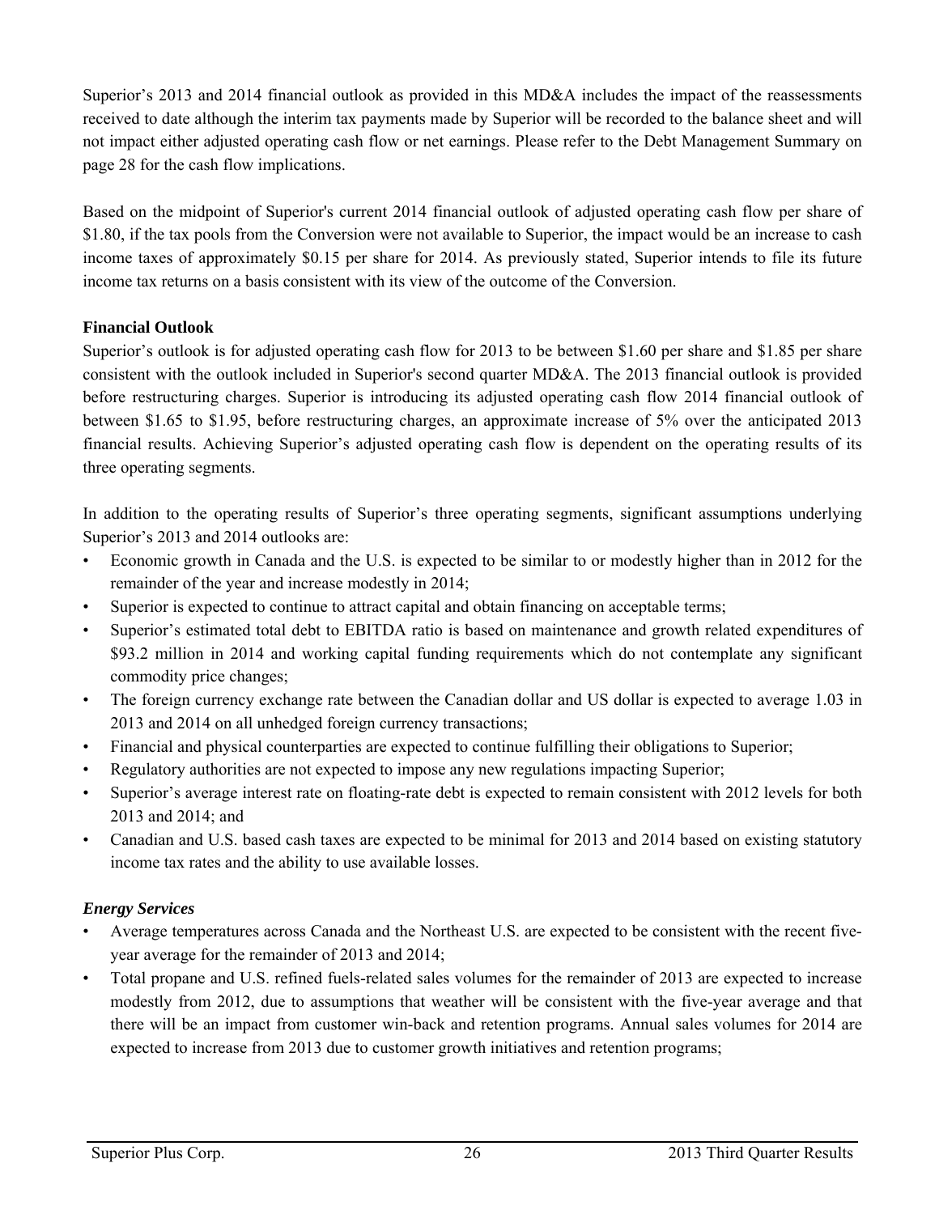Superior's 2013 and 2014 financial outlook as provided in this MD&A includes the impact of the reassessments received to date although the interim tax payments made by Superior will be recorded to the balance sheet and will not impact either adjusted operating cash flow or net earnings. Please refer to the Debt Management Summary on page 28 for the cash flow implications.

Based on the midpoint of Superior's current 2014 financial outlook of adjusted operating cash flow per share of $1.80, if the tax pools from the Conversion were not available to Superior, the impact would be an increase to cash income taxes of approximately $0.15 per share for 2014. As previously stated, Superior intends to file its future income tax returns on a basis consistent with its view of the outcome of the Conversion.

**Financial Outlook**

Superior's outlook is for adjusted operating cash flow for 2013 to be between $1.60 per share and $1.85 per share consistent with the outlook included in Superior's second quarter MD&A. The 2013 financial outlook is provided before restructuring charges. Superior is introducing its adjusted operating cash flow 2014 financial outlook of between $1.65 to $1.95, before restructuring charges, an approximate increase of 5% over the anticipated 2013 financial results. Achieving Superior's adjusted operating cash flow is dependent on the operating results of its three operating segments.

In addition to the operating results of Superior's three operating segments, significant assumptions underlying Superior's 2013 and 2014 outlooks are:

- Economic growth in Canada and the U.S. is expected to be similar to or modestly higher than in 2012 for the remainder of the year and increase modestly in 2014;
- Superior is expected to continue to attract capital and obtain financing on acceptable terms;
- Superior's estimated total debt to EBITDA ratio is based on maintenance and growth related expenditures of $93.2 million in 2014 and working capital funding requirements which do not contemplate any significant commodity price changes;
- The foreign currency exchange rate between the Canadian dollar and US dollar is expected to average 1.03 in 2013 and 2014 on all unhedged foreign currency transactions;
- Financial and physical counterparties are expected to continue fulfilling their obligations to Superior;
- Regulatory authorities are not expected to impose any new regulations impacting Superior;
- Superior's average interest rate on floating-rate debt is expected to remain consistent with 2012 levels for both 2013 and 2014; and
- Canadian and U.S. based cash taxes are expected to be minimal for 2013 and 2014 based on existing statutory income tax rates and the ability to use available losses.

***Energy Services***

- Average temperatures across Canada and the Northeast U.S. are expected to be consistent with the recent five-year average for the remainder of 2013 and 2014;
- Total propane and U.S. refined fuels-related sales volumes for the remainder of 2013 are expected to increase modestly from 2012, due to assumptions that weather will be consistent with the five-year average and that there will be an impact from customer win-back and retention programs. Annual sales volumes for 2014 are expected to increase from 2013 due to customer growth initiatives and retention programs;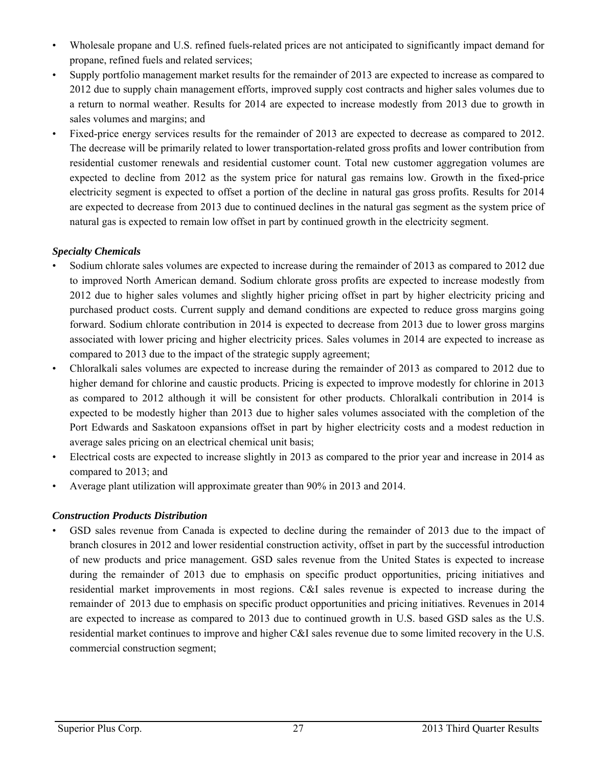- Wholesale propane and U.S. refined fuels-related prices are not anticipated to significantly impact demand for propane, refined fuels and related services;
- Supply portfolio management market results for the remainder of 2013 are expected to increase as compared to 2012 due to supply chain management efforts, improved supply cost contracts and higher sales volumes due to a return to normal weather. Results for 2014 are expected to increase modestly from 2013 due to growth in sales volumes and margins; and
- Fixed-price energy services results for the remainder of 2013 are expected to decrease as compared to 2012. The decrease will be primarily related to lower transportation-related gross profits and lower contribution from residential customer renewals and residential customer count. Total new customer aggregation volumes are expected to decline from 2012 as the system price for natural gas remains low. Growth in the fixed-price electricity segment is expected to offset a portion of the decline in natural gas gross profits. Results for 2014 are expected to decrease from 2013 due to continued declines in the natural gas segment as the system price of natural gas is expected to remain low offset in part by continued growth in the electricity segment.

### *Specialty Chemicals*

- Sodium chlorate sales volumes are expected to increase during the remainder of 2013 as compared to 2012 due to improved North American demand. Sodium chlorate gross profits are expected to increase modestly from 2012 due to higher sales volumes and slightly higher pricing offset in part by higher electricity pricing and purchased product costs. Current supply and demand conditions are expected to reduce gross margins going forward. Sodium chlorate contribution in 2014 is expected to decrease from 2013 due to lower gross margins associated with lower pricing and higher electricity prices. Sales volumes in 2014 are expected to increase as compared to 2013 due to the impact of the strategic supply agreement;
- Chloralkali sales volumes are expected to increase during the remainder of 2013 as compared to 2012 due to higher demand for chlorine and caustic products. Pricing is expected to improve modestly for chlorine in 2013 as compared to 2012 although it will be consistent for other products. Chloralkali contribution in 2014 is expected to be modestly higher than 2013 due to higher sales volumes associated with the completion of the Port Edwards and Saskatoon expansions offset in part by higher electricity costs and a modest reduction in average sales pricing on an electrical chemical unit basis;
- Electrical costs are expected to increase slightly in 2013 as compared to the prior year and increase in 2014 as compared to 2013; and
- Average plant utilization will approximate greater than 90% in 2013 and 2014.

### *Construction Products Distribution*

- GSD sales revenue from Canada is expected to decline during the remainder of 2013 due to the impact of branch closures in 2012 and lower residential construction activity, offset in part by the successful introduction of new products and price management. GSD sales revenue from the United States is expected to increase during the remainder of 2013 due to emphasis on specific product opportunities, pricing initiatives and residential market improvements in most regions. C&I sales revenue is expected to increase during the remainder of 2013 due to emphasis on specific product opportunities and pricing initiatives. Revenues in 2014 are expected to increase as compared to 2013 due to continued growth in U.S. based GSD sales as the U.S. residential market continues to improve and higher C&I sales revenue due to some limited recovery in the U.S. commercial construction segment;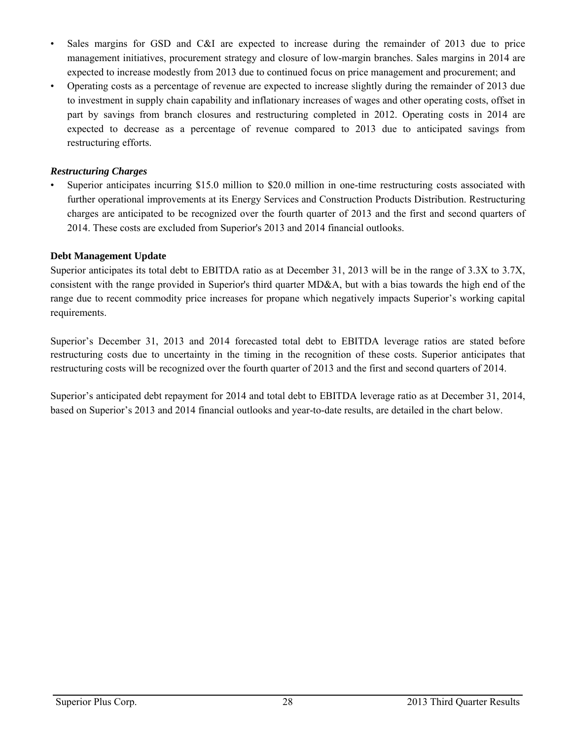- Sales margins for GSD and C&I are expected to increase during the remainder of 2013 due to price management initiatives, procurement strategy and closure of low-margin branches. Sales margins in 2014 are expected to increase modestly from 2013 due to continued focus on price management and procurement; and
- Operating costs as a percentage of revenue are expected to increase slightly during the remainder of 2013 due to investment in supply chain capability and inflationary increases of wages and other operating costs, offset in part by savings from branch closures and restructuring completed in 2012. Operating costs in 2014 are expected to decrease as a percentage of revenue compared to 2013 due to anticipated savings from restructuring efforts.

***Restructuring Charges***

- Superior anticipates incurring $15.0 million to $20.0 million in one-time restructuring costs associated with further operational improvements at its Energy Services and Construction Products Distribution. Restructuring charges are anticipated to be recognized over the fourth quarter of 2013 and the first and second quarters of 2014. These costs are excluded from Superior's 2013 and 2014 financial outlooks.

**Debt Management Update**

Superior anticipates its total debt to EBITDA ratio as at December 31, 2013 will be in the range of 3.3X to 3.7X, consistent with the range provided in Superior's third quarter MD&A, but with a bias towards the high end of the range due to recent commodity price increases for propane which negatively impacts Superior's working capital requirements.

Superior's December 31, 2013 and 2014 forecasted total debt to EBITDA leverage ratios are stated before restructuring costs due to uncertainty in the timing in the recognition of these costs. Superior anticipates that restructuring costs will be recognized over the fourth quarter of 2013 and the first and second quarters of 2014.

Superior's anticipated debt repayment for 2014 and total debt to EBITDA leverage ratio as at December 31, 2014, based on Superior's 2013 and 2014 financial outlooks and year-to-date results, are detailed in the chart below.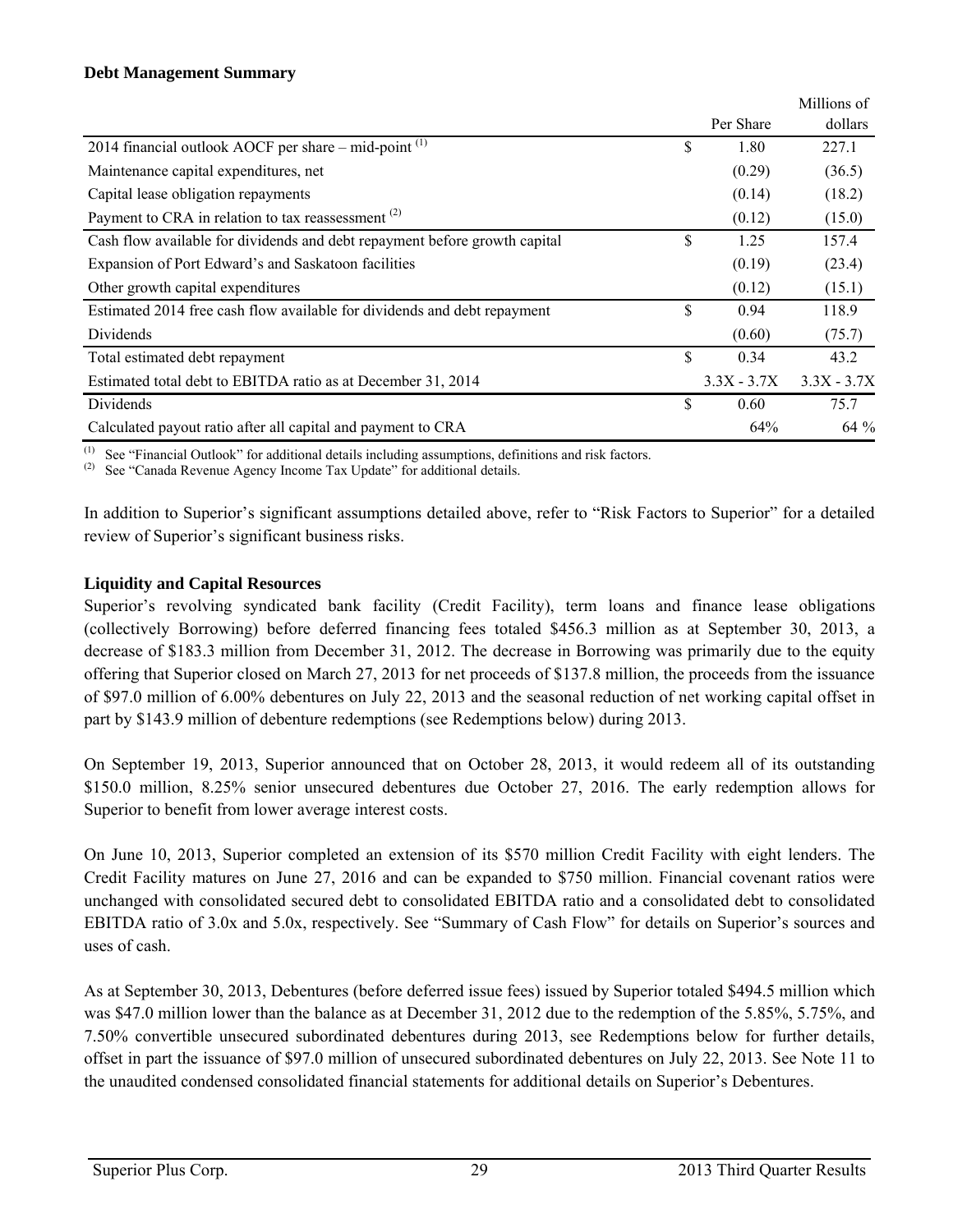**Debt Management Summary**

| | | Per Share | Millions of dollars |
|---|---|---|---|
| 2014 financial outlook AOCF per share – mid-point [(1)] | $ | 1.80 | 227.1 |
| Maintenance capital expenditures, net | | (0.29) | (36.5) |
| Capital lease obligation repayments | | (0.14) | (18.2) |
| Payment to CRA in relation to tax reassessment [(2)] | | (0.12) | (15.0) |
| Cash flow available for dividends and debt repayment before growth capital | $ | 1.25 | 157.4 |
| Expansion of Port Edward's and Saskatoon facilities | | (0.19) | (23.4) |
| Other growth capital expenditures | | (0.12) | (15.1) |
| Estimated 2014 free cash flow available for dividends and debt repayment | $ | 0.94 | 118.9 |
| Dividends | | (0.60) | (75.7) |
| Total estimated debt repayment | $ | 0.34 | 43.2 |
| Estimated total debt to EBITDA ratio as at December 31, 2014 | | 3.3X - 3.7X | 3.3X - 3.7X |
| Dividends | $ | 0.60 | 75.7 |
| Calculated payout ratio after all capital and payment to CRA | | 64% | 64 % |

(1) See "Financial Outlook" for additional details including assumptions, definitions and risk factors.
(2) See "Canada Revenue Agency Income Tax Update" for additional details.

In addition to Superior's significant assumptions detailed above, refer to "Risk Factors to Superior" for a detailed review of Superior's significant business risks.

**Liquidity and Capital Resources**

Superior's revolving syndicated bank facility (Credit Facility), term loans and finance lease obligations (collectively Borrowing) before deferred financing fees totaled $456.3 million as at September 30, 2013, a decrease of $183.3 million from December 31, 2012. The decrease in Borrowing was primarily due to the equity offering that Superior closed on March 27, 2013 for net proceeds of $137.8 million, the proceeds from the issuance of $97.0 million of 6.00% debentures on July 22, 2013 and the seasonal reduction of net working capital offset in part by $143.9 million of debenture redemptions (see Redemptions below) during 2013.

On September 19, 2013, Superior announced that on October 28, 2013, it would redeem all of its outstanding $150.0 million, 8.25% senior unsecured debentures due October 27, 2016. The early redemption allows for Superior to benefit from lower average interest costs.

On June 10, 2013, Superior completed an extension of its $570 million Credit Facility with eight lenders. The Credit Facility matures on June 27, 2016 and can be expanded to $750 million. Financial covenant ratios were unchanged with consolidated secured debt to consolidated EBITDA ratio and a consolidated debt to consolidated EBITDA ratio of 3.0x and 5.0x, respectively. See "Summary of Cash Flow" for details on Superior's sources and uses of cash.

As at September 30, 2013, Debentures (before deferred issue fees) issued by Superior totaled $494.5 million which was $47.0 million lower than the balance as at December 31, 2012 due to the redemption of the 5.85%, 5.75%, and 7.50% convertible unsecured subordinated debentures during 2013, see Redemptions below for further details, offset in part the issuance of $97.0 million of unsecured subordinated debentures on July 22, 2013. See Note 11 to the unaudited condensed consolidated financial statements for additional details on Superior's Debentures.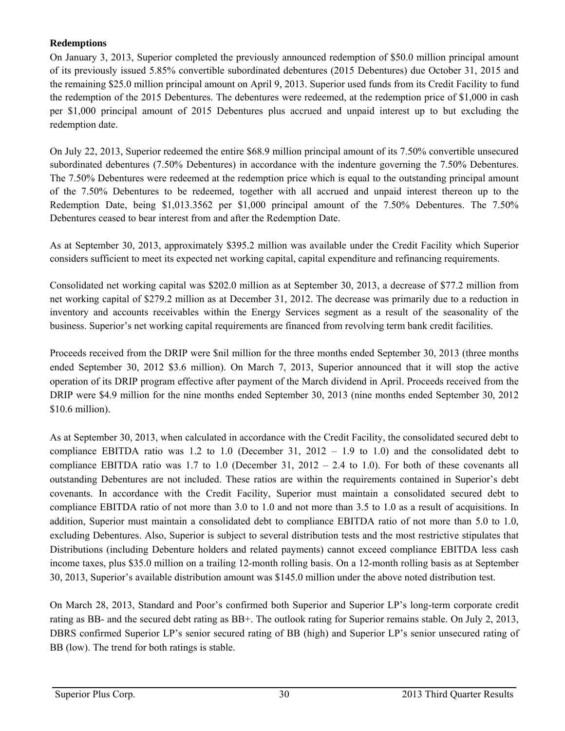**Redemptions**

On January 3, 2013, Superior completed the previously announced redemption of $50.0 million principal amount of its previously issued 5.85% convertible subordinated debentures (2015 Debentures) due October 31, 2015 and the remaining $25.0 million principal amount on April 9, 2013. Superior used funds from its Credit Facility to fund the redemption of the 2015 Debentures. The debentures were redeemed, at the redemption price of $1,000 in cash per $1,000 principal amount of 2015 Debentures plus accrued and unpaid interest up to but excluding the redemption date.

On July 22, 2013, Superior redeemed the entire $68.9 million principal amount of its 7.50% convertible unsecured subordinated debentures (7.50% Debentures) in accordance with the indenture governing the 7.50% Debentures. The 7.50% Debentures were redeemed at the redemption price which is equal to the outstanding principal amount of the 7.50% Debentures to be redeemed, together with all accrued and unpaid interest thereon up to the Redemption Date, being $1,013.3562 per $1,000 principal amount of the 7.50% Debentures. The 7.50% Debentures ceased to bear interest from and after the Redemption Date.

As at September 30, 2013, approximately $395.2 million was available under the Credit Facility which Superior considers sufficient to meet its expected net working capital, capital expenditure and refinancing requirements.

Consolidated net working capital was $202.0 million as at September 30, 2013, a decrease of $77.2 million from net working capital of $279.2 million as at December 31, 2012. The decrease was primarily due to a reduction in inventory and accounts receivables within the Energy Services segment as a result of the seasonality of the business. Superior's net working capital requirements are financed from revolving term bank credit facilities.

Proceeds received from the DRIP were $nil million for the three months ended September 30, 2013 (three months ended September 30, 2012 $3.6 million). On March 7, 2013, Superior announced that it will stop the active operation of its DRIP program effective after payment of the March dividend in April. Proceeds received from the DRIP were $4.9 million for the nine months ended September 30, 2013 (nine months ended September 30, 2012 $10.6 million).

As at September 30, 2013, when calculated in accordance with the Credit Facility, the consolidated secured debt to compliance EBITDA ratio was 1.2 to 1.0 (December 31, 2012 – 1.9 to 1.0) and the consolidated debt to compliance EBITDA ratio was 1.7 to 1.0 (December 31, 2012 – 2.4 to 1.0). For both of these covenants all outstanding Debentures are not included. These ratios are within the requirements contained in Superior's debt covenants. In accordance with the Credit Facility, Superior must maintain a consolidated secured debt to compliance EBITDA ratio of not more than 3.0 to 1.0 and not more than 3.5 to 1.0 as a result of acquisitions. In addition, Superior must maintain a consolidated debt to compliance EBITDA ratio of not more than 5.0 to 1.0, excluding Debentures. Also, Superior is subject to several distribution tests and the most restrictive stipulates that Distributions (including Debenture holders and related payments) cannot exceed compliance EBITDA less cash income taxes, plus $35.0 million on a trailing 12-month rolling basis. On a 12-month rolling basis as at September 30, 2013, Superior's available distribution amount was $145.0 million under the above noted distribution test.

On March 28, 2013, Standard and Poor's confirmed both Superior and Superior LP's long-term corporate credit rating as BB- and the secured debt rating as BB+. The outlook rating for Superior remains stable. On July 2, 2013, DBRS confirmed Superior LP's senior secured rating of BB (high) and Superior LP's senior unsecured rating of BB (low). The trend for both ratings is stable.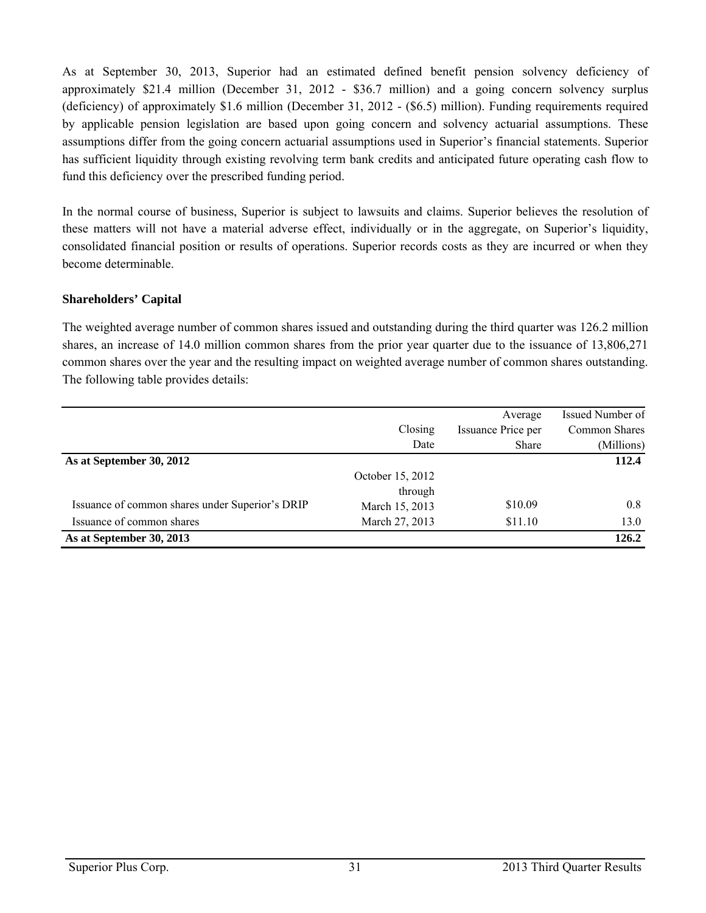As at September 30, 2013, Superior had an estimated defined benefit pension solvency deficiency of approximately $21.4 million (December 31, 2012 - $36.7 million) and a going concern solvency surplus (deficiency) of approximately $1.6 million (December 31, 2012 - ($6.5) million). Funding requirements required by applicable pension legislation are based upon going concern and solvency actuarial assumptions. These assumptions differ from the going concern actuarial assumptions used in Superior's financial statements. Superior has sufficient liquidity through existing revolving term bank credits and anticipated future operating cash flow to fund this deficiency over the prescribed funding period.

In the normal course of business, Superior is subject to lawsuits and claims. Superior believes the resolution of these matters will not have a material adverse effect, individually or in the aggregate, on Superior's liquidity, consolidated financial position or results of operations. Superior records costs as they are incurred or when they become determinable.

### Shareholders' Capital

The weighted average number of common shares issued and outstanding during the third quarter was 126.2 million shares, an increase of 14.0 million common shares from the prior year quarter due to the issuance of 13,806,271 common shares over the year and the resulting impact on weighted average number of common shares outstanding. The following table provides details:

| | Closing Date | Average Issuance Price per Share | Issued Number of Common Shares (Millions) |
|---|---|---|---|
| **As at September 30, 2012** | | | **112.4** |
| Issuance of common shares under Superior's DRIP | October 15, 2012 through March 15, 2013 | $10.09 | 0.8 |
| Issuance of common shares | March 27, 2013 | $11.10 | 13.0 |
| **As at September 30, 2013** | | | **126.2** |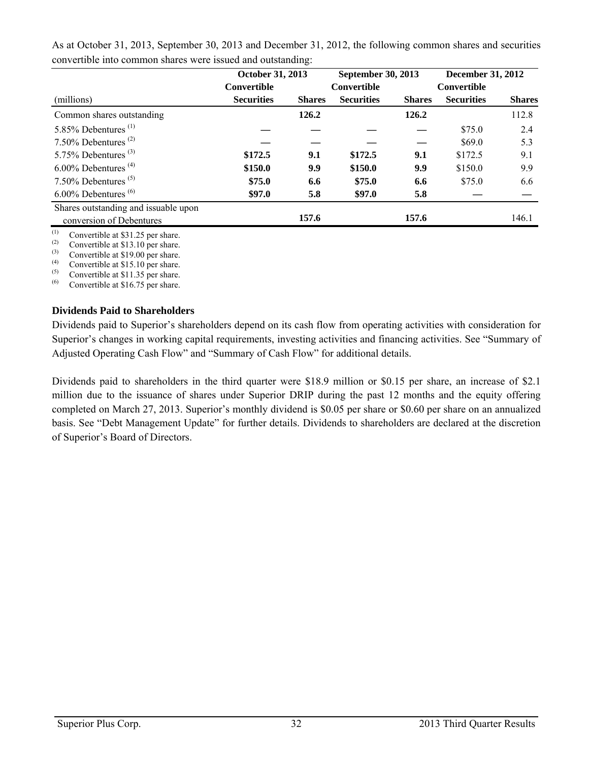As at October 31, 2013, September 30, 2013 and December 31, 2012, the following common shares and securities convertible into common shares were issued and outstanding:

| | October 31, 2013 | | September 30, 2013 | | December 31, 2012 | |
|---|---|---|---|---|---|---|
| (millions) | Convertible Securities | Shares | Convertible Securities | Shares | Convertible Securities | Shares |
| Common shares outstanding | | **126.2** | | **126.2** | | 112.8 |
| 5.85% Debentures [(1)] | — | — | — | — | $75.0 | 2.4 |
| 7.50% Debentures [(2)] | — | — | — | — | $69.0 | 5.3 |
| 5.75% Debentures [(3)] | **$172.5** | **9.1** | **$172.5** | **9.1** | $172.5 | 9.1 |
| 6.00% Debentures [(4)] | **$150.0** | **9.9** | **$150.0** | **9.9** | $150.0 | 9.9 |
| 7.50% Debentures [(5)] | **$75.0** | **6.6** | **$75.0** | **6.6** | $75.0 | 6.6 |
| 6.00% Debentures [(6)] | **$97.0** | **5.8** | **$97.0** | **5.8** | — | — |
| Shares outstanding and issuable upon conversion of Debentures | | **157.6** | | **157.6** | | 146.1 |

(1) Convertible at $31.25 per share.
(2) Convertible at $13.10 per share.
(3) Convertible at $19.00 per share.
(4) Convertible at $15.10 per share.
(5) Convertible at $11.35 per share.
(6) Convertible at $16.75 per share.

### Dividends Paid to Shareholders

Dividends paid to Superior's shareholders depend on its cash flow from operating activities with consideration for Superior's changes in working capital requirements, investing activities and financing activities. See "Summary of Adjusted Operating Cash Flow" and "Summary of Cash Flow" for additional details.

Dividends paid to shareholders in the third quarter were $18.9 million or $0.15 per share, an increase of $2.1 million due to the issuance of shares under Superior DRIP during the past 12 months and the equity offering completed on March 27, 2013. Superior's monthly dividend is $0.05 per share or $0.60 per share on an annualized basis. See "Debt Management Update" for further details. Dividends to shareholders are declared at the discretion of Superior's Board of Directors.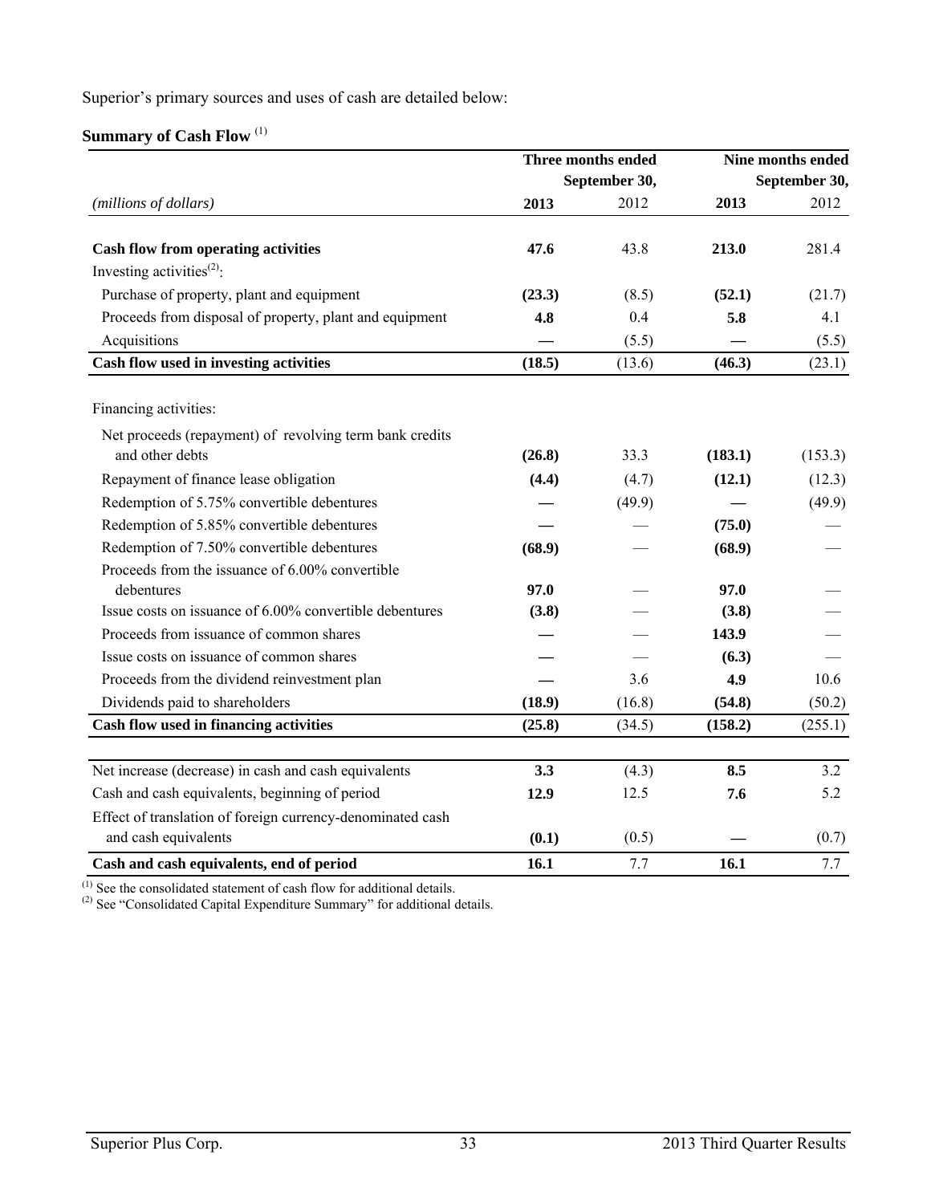Superior's primary sources and uses of cash are detailed below:

**Summary of Cash Flow** [(1)]

| (millions of dollars) | Three months ended September 30, | | Nine months ended September 30, | |
|---|---|---|---|---|
| | **2013** | 2012 | **2013** | 2012 |
| **Cash flow from operating activities** | **47.6** | 43.8 | **213.0** | 281.4 |
| Investing activities[(2)]: | | | | |
| Purchase of property, plant and equipment | **(23.3)** | (8.5) | **(52.1)** | (21.7) |
| Proceeds from disposal of property, plant and equipment | **4.8** | 0.4 | **5.8** | 4.1 |
| Acquisitions | **—** | (5.5) | **—** | (5.5) |
| **Cash flow used in investing activities** | **(18.5)** | (13.6) | **(46.3)** | (23.1) |
| Financing activities: | | | | |
| Net proceeds (repayment) of revolving term bank credits and other debts | **(26.8)** | 33.3 | **(183.1)** | (153.3) |
| Repayment of finance lease obligation | **(4.4)** | (4.7) | **(12.1)** | (12.3) |
| Redemption of 5.75% convertible debentures | **—** | (49.9) | **—** | (49.9) |
| Redemption of 5.85% convertible debentures | **—** | — | **(75.0)** | — |
| Redemption of 7.50% convertible debentures | **(68.9)** | — | **(68.9)** | — |
| Proceeds from the issuance of 6.00% convertible debentures | **97.0** | — | **97.0** | — |
| Issue costs on issuance of 6.00% convertible debentures | **(3.8)** | — | **(3.8)** | — |
| Proceeds from issuance of common shares | **—** | — | **143.9** | — |
| Issue costs on issuance of common shares | **—** | — | **(6.3)** | — |
| Proceeds from the dividend reinvestment plan | **—** | 3.6 | **4.9** | 10.6 |
| Dividends paid to shareholders | **(18.9)** | (16.8) | **(54.8)** | (50.2) |
| **Cash flow used in financing activities** | **(25.8)** | (34.5) | **(158.2)** | (255.1) |
| Net increase (decrease) in cash and cash equivalents | **3.3** | (4.3) | **8.5** | 3.2 |
| Cash and cash equivalents, beginning of period | **12.9** | 12.5 | **7.6** | 5.2 |
| Effect of translation of foreign currency-denominated cash and cash equivalents | **(0.1)** | (0.5) | **—** | (0.7) |
| **Cash and cash equivalents, end of period** | **16.1** | 7.7 | **16.1** | 7.7 |

(1) See the consolidated statement of cash flow for additional details.
(2) See "Consolidated Capital Expenditure Summary" for additional details.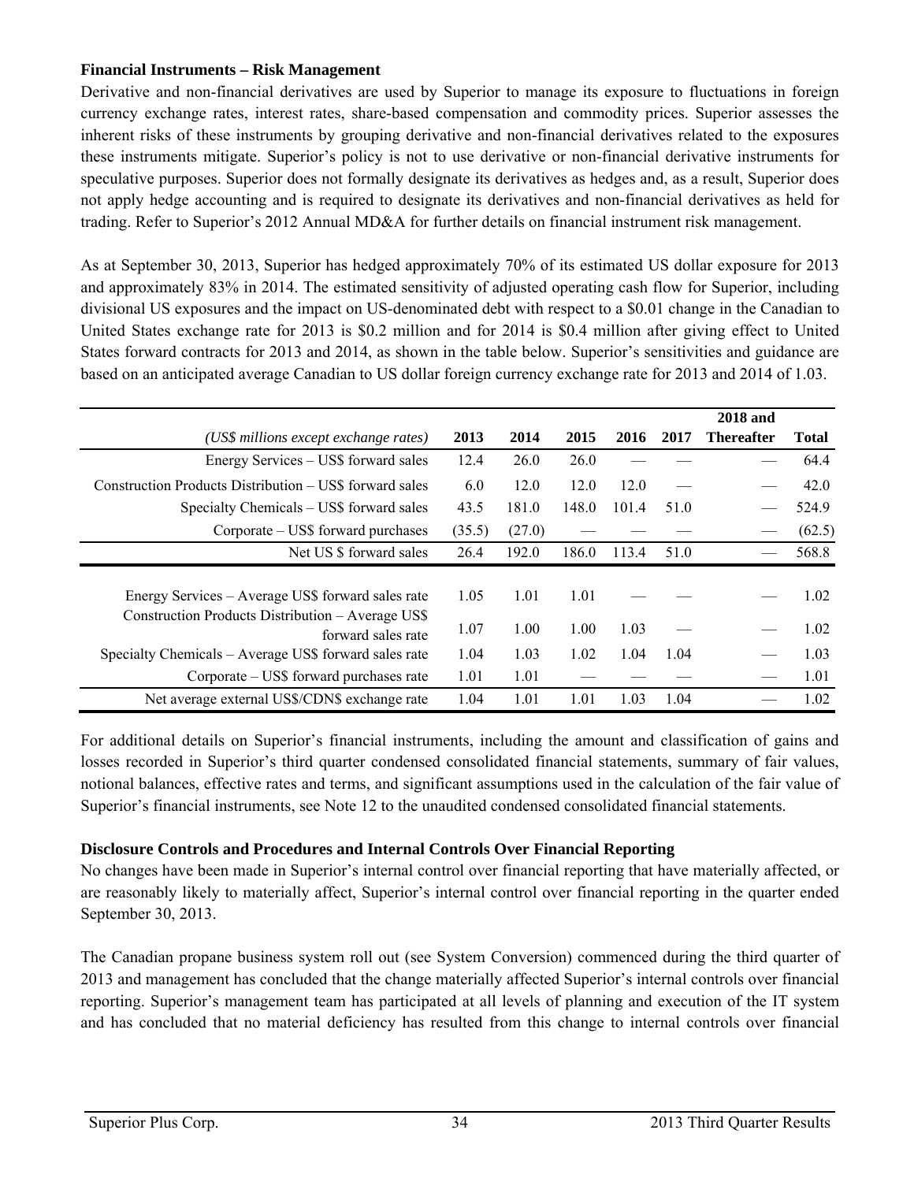### Financial Instruments – Risk Management

Derivative and non-financial derivatives are used by Superior to manage its exposure to fluctuations in foreign currency exchange rates, interest rates, share-based compensation and commodity prices. Superior assesses the inherent risks of these instruments by grouping derivative and non-financial derivatives related to the exposures these instruments mitigate. Superior's policy is not to use derivative or non-financial derivative instruments for speculative purposes. Superior does not formally designate its derivatives as hedges and, as a result, Superior does not apply hedge accounting and is required to designate its derivatives and non-financial derivatives as held for trading. Refer to Superior's 2012 Annual MD&A for further details on financial instrument risk management.

As at September 30, 2013, Superior has hedged approximately 70% of its estimated US dollar exposure for 2013 and approximately 83% in 2014. The estimated sensitivity of adjusted operating cash flow for Superior, including divisional US exposures and the impact on US-denominated debt with respect to a $0.01 change in the Canadian to United States exchange rate for 2013 is $0.2 million and for 2014 is $0.4 million after giving effect to United States forward contracts for 2013 and 2014, as shown in the table below. Superior's sensitivities and guidance are based on an anticipated average Canadian to US dollar foreign currency exchange rate for 2013 and 2014 of 1.03.

| *(US$ millions except exchange rates)* | 2013 | 2014 | 2015 | 2016 | 2017 | 2018 and Thereafter | Total |
|---|---|---|---|---|---|---|---|
| Energy Services – US$ forward sales | 12.4 | 26.0 | 26.0 | — | — | — | 64.4 |
| Construction Products Distribution – US$ forward sales | 6.0 | 12.0 | 12.0 | 12.0 | — | — | 42.0 |
| Specialty Chemicals – US$ forward sales | 43.5 | 181.0 | 148.0 | 101.4 | 51.0 | — | 524.9 |
| Corporate – US$ forward purchases | (35.5) | (27.0) | — | — | — | — | (62.5) |
| Net US $ forward sales | 26.4 | 192.0 | 186.0 | 113.4 | 51.0 | — | 568.8 |
| Energy Services – Average US$ forward sales rate | 1.05 | 1.01 | 1.01 | — | — | — | 1.02 |
| Construction Products Distribution – Average US$ forward sales rate | 1.07 | 1.00 | 1.00 | 1.03 | — | — | 1.02 |
| Specialty Chemicals – Average US$ forward sales rate | 1.04 | 1.03 | 1.02 | 1.04 | 1.04 | — | 1.03 |
| Corporate – US$ forward purchases rate | 1.01 | 1.01 | — | — | — | — | 1.01 |
| Net average external US$/CDN$ exchange rate | 1.04 | 1.01 | 1.01 | 1.03 | 1.04 | — | 1.02 |

For additional details on Superior's financial instruments, including the amount and classification of gains and losses recorded in Superior's third quarter condensed consolidated financial statements, summary of fair values, notional balances, effective rates and terms, and significant assumptions used in the calculation of the fair value of Superior's financial instruments, see Note 12 to the unaudited condensed consolidated financial statements.

### Disclosure Controls and Procedures and Internal Controls Over Financial Reporting

No changes have been made in Superior's internal control over financial reporting that have materially affected, or are reasonably likely to materially affect, Superior's internal control over financial reporting in the quarter ended September 30, 2013.

The Canadian propane business system roll out (see System Conversion) commenced during the third quarter of 2013 and management has concluded that the change materially affected Superior's internal controls over financial reporting. Superior's management team has participated at all levels of planning and execution of the IT system and has concluded that no material deficiency has resulted from this change to internal controls over financial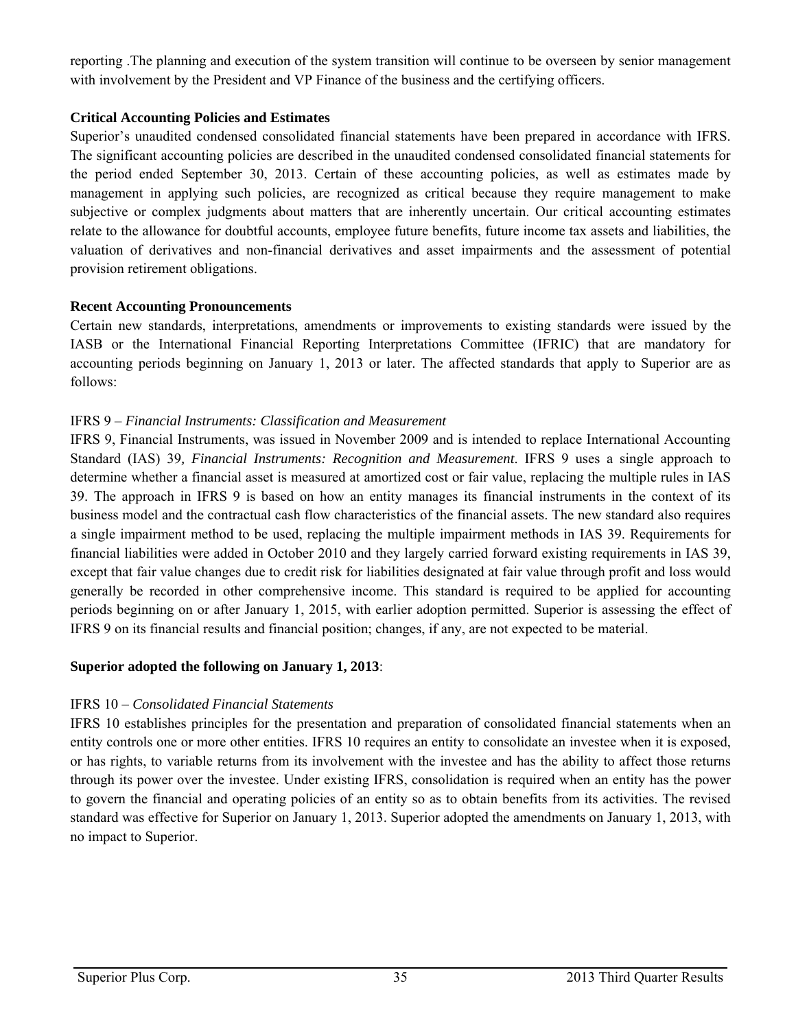reporting .The planning and execution of the system transition will continue to be overseen by senior management with involvement by the President and VP Finance of the business and the certifying officers.

**Critical Accounting Policies and Estimates**

Superior's unaudited condensed consolidated financial statements have been prepared in accordance with IFRS. The significant accounting policies are described in the unaudited condensed consolidated financial statements for the period ended September 30, 2013. Certain of these accounting policies, as well as estimates made by management in applying such policies, are recognized as critical because they require management to make subjective or complex judgments about matters that are inherently uncertain. Our critical accounting estimates relate to the allowance for doubtful accounts, employee future benefits, future income tax assets and liabilities, the valuation of derivatives and non-financial derivatives and asset impairments and the assessment of potential provision retirement obligations.

**Recent Accounting Pronouncements**

Certain new standards, interpretations, amendments or improvements to existing standards were issued by the IASB or the International Financial Reporting Interpretations Committee (IFRIC) that are mandatory for accounting periods beginning on January 1, 2013 or later. The affected standards that apply to Superior are as follows:

IFRS 9 – *Financial Instruments: Classification and Measurement*

IFRS 9, Financial Instruments, was issued in November 2009 and is intended to replace International Accounting Standard (IAS) 39*, Financial Instruments: Recognition and Measurement*. IFRS 9 uses a single approach to determine whether a financial asset is measured at amortized cost or fair value, replacing the multiple rules in IAS 39. The approach in IFRS 9 is based on how an entity manages its financial instruments in the context of its business model and the contractual cash flow characteristics of the financial assets. The new standard also requires a single impairment method to be used, replacing the multiple impairment methods in IAS 39. Requirements for financial liabilities were added in October 2010 and they largely carried forward existing requirements in IAS 39, except that fair value changes due to credit risk for liabilities designated at fair value through profit and loss would generally be recorded in other comprehensive income. This standard is required to be applied for accounting periods beginning on or after January 1, 2015, with earlier adoption permitted. Superior is assessing the effect of IFRS 9 on its financial results and financial position; changes, if any, are not expected to be material.

**Superior adopted the following on January 1, 2013**:

IFRS 10 – *Consolidated Financial Statements*

IFRS 10 establishes principles for the presentation and preparation of consolidated financial statements when an entity controls one or more other entities. IFRS 10 requires an entity to consolidate an investee when it is exposed, or has rights, to variable returns from its involvement with the investee and has the ability to affect those returns through its power over the investee. Under existing IFRS, consolidation is required when an entity has the power to govern the financial and operating policies of an entity so as to obtain benefits from its activities. The revised standard was effective for Superior on January 1, 2013. Superior adopted the amendments on January 1, 2013, with no impact to Superior.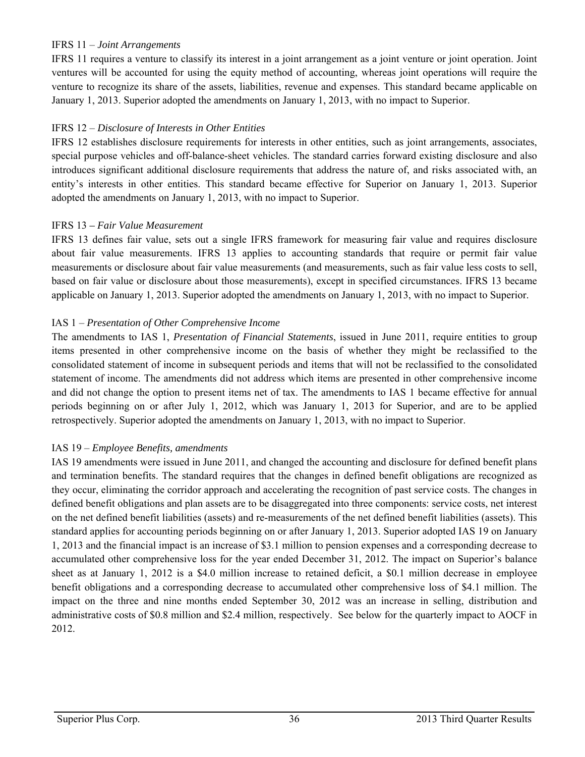IFRS 11 – *Joint Arrangements*

IFRS 11 requires a venture to classify its interest in a joint arrangement as a joint venture or joint operation. Joint ventures will be accounted for using the equity method of accounting, whereas joint operations will require the venture to recognize its share of the assets, liabilities, revenue and expenses. This standard became applicable on January 1, 2013. Superior adopted the amendments on January 1, 2013, with no impact to Superior.

IFRS 12 – *Disclosure of Interests in Other Entities*

IFRS 12 establishes disclosure requirements for interests in other entities, such as joint arrangements, associates, special purpose vehicles and off-balance-sheet vehicles. The standard carries forward existing disclosure and also introduces significant additional disclosure requirements that address the nature of, and risks associated with, an entity's interests in other entities. This standard became effective for Superior on January 1, 2013. Superior adopted the amendments on January 1, 2013, with no impact to Superior.

IFRS 13 **–** *Fair Value Measurement*

IFRS 13 defines fair value, sets out a single IFRS framework for measuring fair value and requires disclosure about fair value measurements. IFRS 13 applies to accounting standards that require or permit fair value measurements or disclosure about fair value measurements (and measurements, such as fair value less costs to sell, based on fair value or disclosure about those measurements), except in specified circumstances. IFRS 13 became applicable on January 1, 2013. Superior adopted the amendments on January 1, 2013, with no impact to Superior.

IAS 1 – *Presentation of Other Comprehensive Income*

The amendments to IAS 1, *Presentation of Financial Statements*, issued in June 2011, require entities to group items presented in other comprehensive income on the basis of whether they might be reclassified to the consolidated statement of income in subsequent periods and items that will not be reclassified to the consolidated statement of income. The amendments did not address which items are presented in other comprehensive income and did not change the option to present items net of tax. The amendments to IAS 1 became effective for annual periods beginning on or after July 1, 2012, which was January 1, 2013 for Superior, and are to be applied retrospectively. Superior adopted the amendments on January 1, 2013, with no impact to Superior.

IAS 19 – *Employee Benefits, amendments*

IAS 19 amendments were issued in June 2011, and changed the accounting and disclosure for defined benefit plans and termination benefits. The standard requires that the changes in defined benefit obligations are recognized as they occur, eliminating the corridor approach and accelerating the recognition of past service costs. The changes in defined benefit obligations and plan assets are to be disaggregated into three components: service costs, net interest on the net defined benefit liabilities (assets) and re-measurements of the net defined benefit liabilities (assets). This standard applies for accounting periods beginning on or after January 1, 2013. Superior adopted IAS 19 on January 1, 2013 and the financial impact is an increase of $3.1 million to pension expenses and a corresponding decrease to accumulated other comprehensive loss for the year ended December 31, 2012. The impact on Superior's balance sheet as at January 1, 2012 is a $4.0 million increase to retained deficit, a $0.1 million decrease in employee benefit obligations and a corresponding decrease to accumulated other comprehensive loss of $4.1 million. The impact on the three and nine months ended September 30, 2012 was an increase in selling, distribution and administrative costs of $0.8 million and $2.4 million, respectively. See below for the quarterly impact to AOCF in 2012.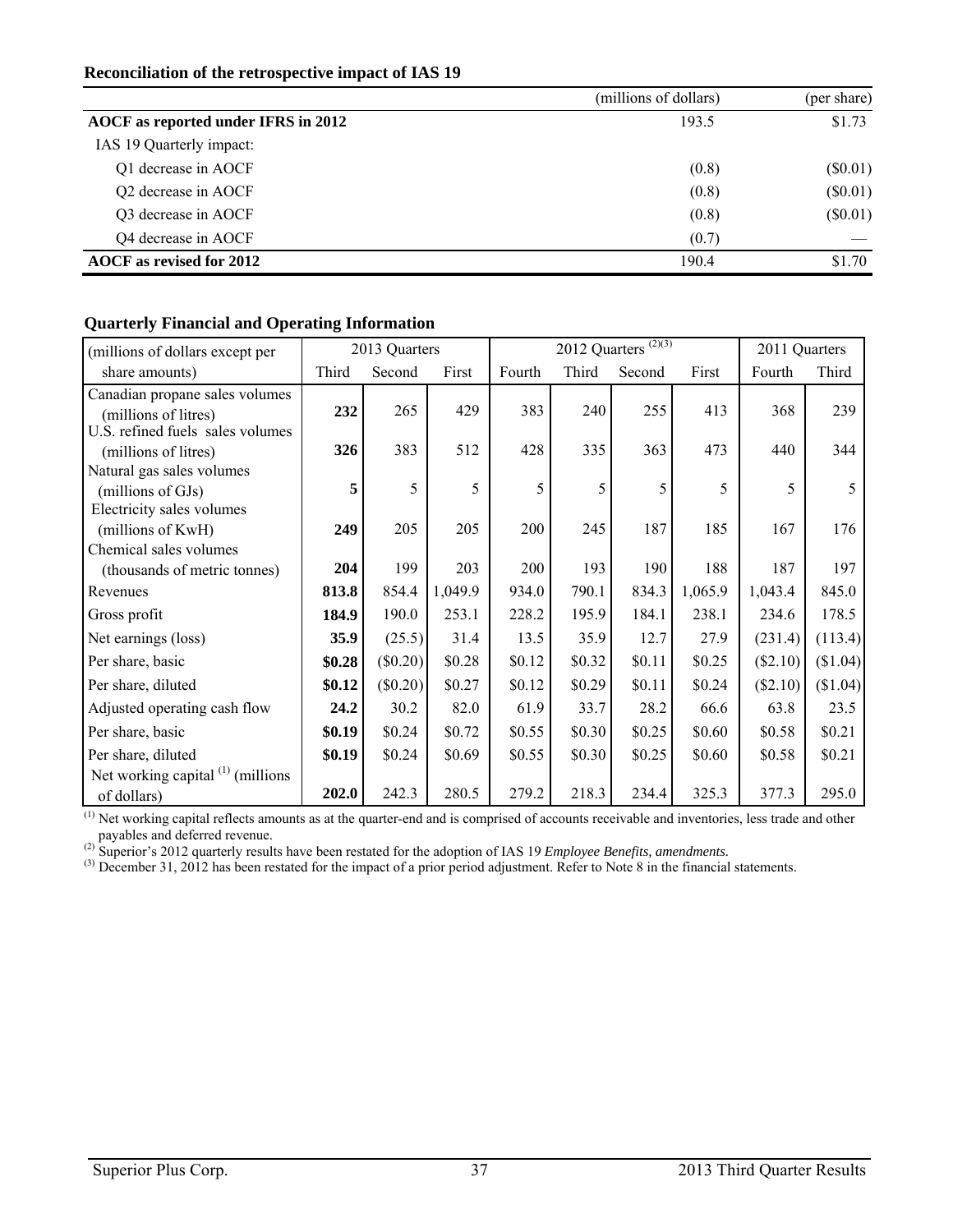### Reconciliation of the retrospective impact of IAS 19

| | (millions of dollars) | (per share) |
|---|---|---|
| **AOCF as reported under IFRS in 2012** | 193.5 | $1.73 |
| IAS 19 Quarterly impact: | | |
| Q1 decrease in AOCF | (0.8) | ($0.01) |
| Q2 decrease in AOCF | (0.8) | ($0.01) |
| Q3 decrease in AOCF | (0.8) | ($0.01) |
| Q4 decrease in AOCF | (0.7) | — |
| **AOCF as revised for 2012** | 190.4 | $1.70 |

### Quarterly Financial and Operating Information

| (millions of dollars except per share amounts) | 2013 Quarters | | | 2012 Quarters [(2)(3)] | | | | 2011 Quarters | |
|---|---|---|---|---|---|---|---|---|---|
| | Third | Second | First | Fourth | Third | Second | First | Fourth | Third |
| Canadian propane sales volumes (millions of litres) | **232** | 265 | 429 | 383 | 240 | 255 | 413 | 368 | 239 |
| U.S. refined fuels sales volumes (millions of litres) | **326** | 383 | 512 | 428 | 335 | 363 | 473 | 440 | 344 |
| Natural gas sales volumes (millions of GJs) | **5** | 5 | 5 | 5 | 5 | 5 | 5 | 5 | 5 |
| Electricity sales volumes (millions of KwH) | **249** | 205 | 205 | 200 | 245 | 187 | 185 | 167 | 176 |
| Chemical sales volumes (thousands of metric tonnes) | **204** | 199 | 203 | 200 | 193 | 190 | 188 | 187 | 197 |
| Revenues | **813.8** | 854.4 | 1,049.9 | 934.0 | 790.1 | 834.3 | 1,065.9 | 1,043.4 | 845.0 |
| Gross profit | **184.9** | 190.0 | 253.1 | 228.2 | 195.9 | 184.1 | 238.1 | 234.6 | 178.5 |
| Net earnings (loss) | **35.9** | (25.5) | 31.4 | 13.5 | 35.9 | 12.7 | 27.9 | (231.4) | (113.4) |
| Per share, basic | **$0.28** | ($0.20) | $0.28 | $0.12 | $0.32 | $0.11 | $0.25 | ($2.10) | ($1.04) |
| Per share, diluted | **$0.12** | ($0.20) | $0.27 | $0.12 | $0.29 | $0.11 | $0.24 | ($2.10) | ($1.04) |
| Adjusted operating cash flow | **24.2** | 30.2 | 82.0 | 61.9 | 33.7 | 28.2 | 66.6 | 63.8 | 23.5 |
| Per share, basic | **$0.19** | $0.24 | $0.72 | $0.55 | $0.30 | $0.25 | $0.60 | $0.58 | $0.21 |
| Per share, diluted | **$0.19** | $0.24 | $0.69 | $0.55 | $0.30 | $0.25 | $0.60 | $0.58 | $0.21 |
| Net working capital [(1)] (millions of dollars) | **202.0** | 242.3 | 280.5 | 279.2 | 218.3 | 234.4 | 325.3 | 377.3 | 295.0 |

(1) Net working capital reflects amounts as at the quarter-end and is comprised of accounts receivable and inventories, less trade and other payables and deferred revenue.

(2) Superior's 2012 quarterly results have been restated for the adoption of IAS 19 *Employee Benefits, amendments.*

(3) December 31, 2012 has been restated for the impact of a prior period adjustment. Refer to Note 8 in the financial statements.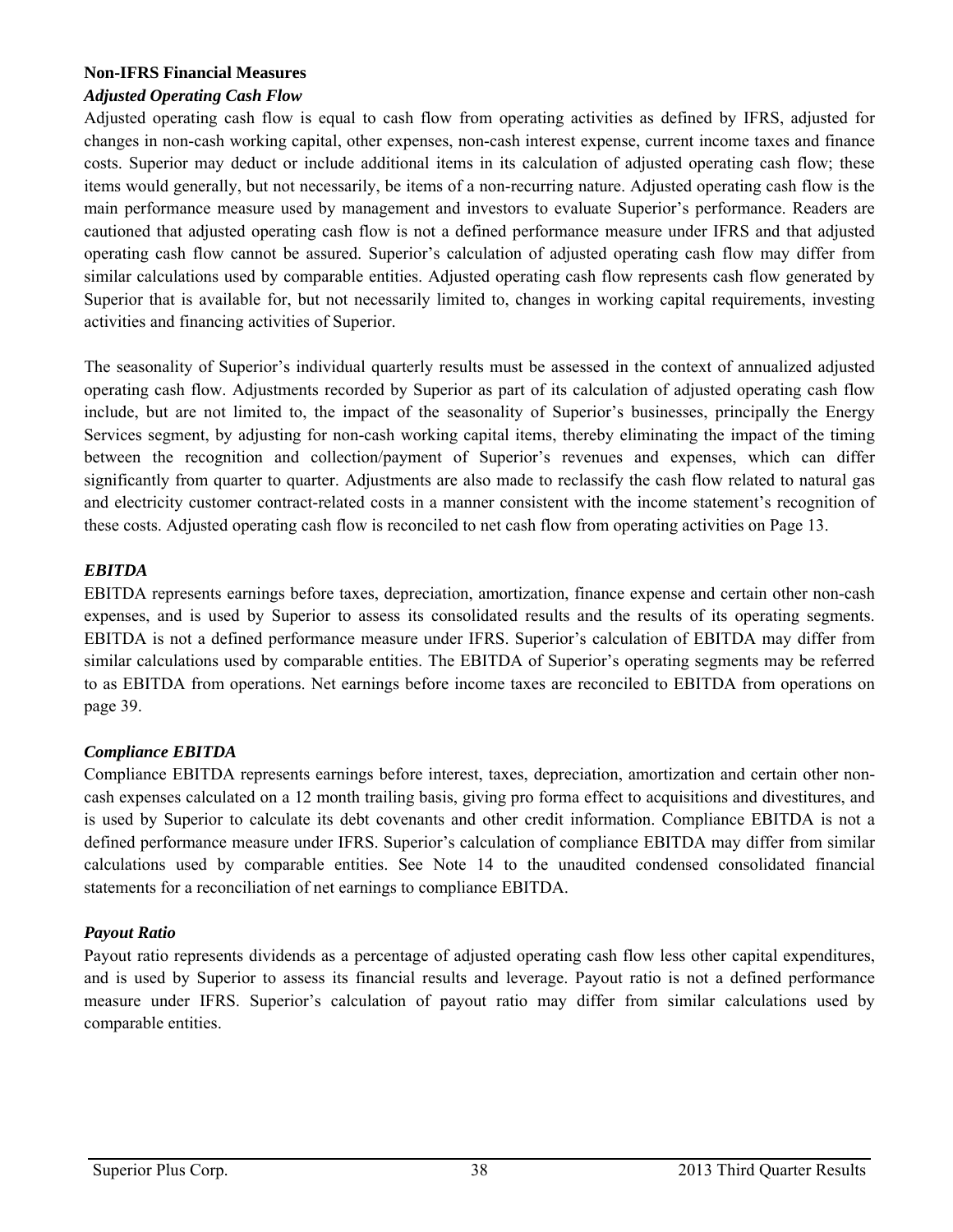**Non-IFRS Financial Measures**

***Adjusted Operating Cash Flow***

Adjusted operating cash flow is equal to cash flow from operating activities as defined by IFRS, adjusted for changes in non-cash working capital, other expenses, non-cash interest expense, current income taxes and finance costs. Superior may deduct or include additional items in its calculation of adjusted operating cash flow; these items would generally, but not necessarily, be items of a non-recurring nature. Adjusted operating cash flow is the main performance measure used by management and investors to evaluate Superior's performance. Readers are cautioned that adjusted operating cash flow is not a defined performance measure under IFRS and that adjusted operating cash flow cannot be assured. Superior's calculation of adjusted operating cash flow may differ from similar calculations used by comparable entities. Adjusted operating cash flow represents cash flow generated by Superior that is available for, but not necessarily limited to, changes in working capital requirements, investing activities and financing activities of Superior.

The seasonality of Superior's individual quarterly results must be assessed in the context of annualized adjusted operating cash flow. Adjustments recorded by Superior as part of its calculation of adjusted operating cash flow include, but are not limited to, the impact of the seasonality of Superior's businesses, principally the Energy Services segment, by adjusting for non-cash working capital items, thereby eliminating the impact of the timing between the recognition and collection/payment of Superior's revenues and expenses, which can differ significantly from quarter to quarter. Adjustments are also made to reclassify the cash flow related to natural gas and electricity customer contract-related costs in a manner consistent with the income statement's recognition of these costs. Adjusted operating cash flow is reconciled to net cash flow from operating activities on Page 13.

***EBITDA***

EBITDA represents earnings before taxes, depreciation, amortization, finance expense and certain other non-cash expenses, and is used by Superior to assess its consolidated results and the results of its operating segments. EBITDA is not a defined performance measure under IFRS. Superior's calculation of EBITDA may differ from similar calculations used by comparable entities. The EBITDA of Superior's operating segments may be referred to as EBITDA from operations. Net earnings before income taxes are reconciled to EBITDA from operations on page 39.

***Compliance EBITDA***

Compliance EBITDA represents earnings before interest, taxes, depreciation, amortization and certain other non-cash expenses calculated on a 12 month trailing basis, giving pro forma effect to acquisitions and divestitures, and is used by Superior to calculate its debt covenants and other credit information. Compliance EBITDA is not a defined performance measure under IFRS. Superior's calculation of compliance EBITDA may differ from similar calculations used by comparable entities. See Note 14 to the unaudited condensed consolidated financial statements for a reconciliation of net earnings to compliance EBITDA.

***Payout Ratio***

Payout ratio represents dividends as a percentage of adjusted operating cash flow less other capital expenditures, and is used by Superior to assess its financial results and leverage. Payout ratio is not a defined performance measure under IFRS. Superior's calculation of payout ratio may differ from similar calculations used by comparable entities.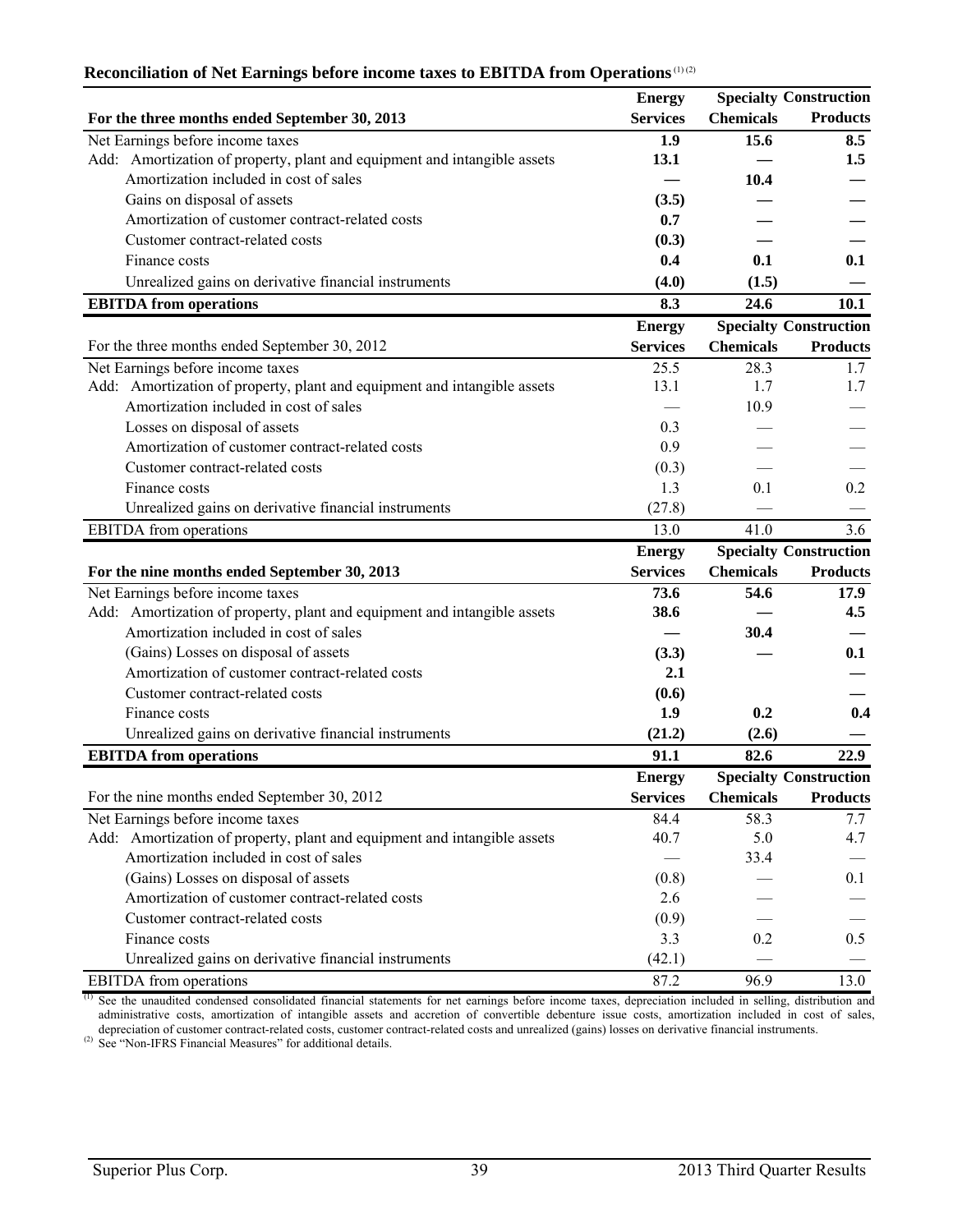## Reconciliation of Net Earnings before income taxes to EBITDA from Operations [(1)(2)]

| For the three months ended September 30, 2013 | Energy Services | Specialty Chemicals | Construction Products |
|---|---|---|---|
| Net Earnings before income taxes | **1.9** | **15.6** | **8.5** |
| Add: Amortization of property, plant and equipment and intangible assets | **13.1** | **—** | **1.5** |
| Amortization included in cost of sales | **—** | **10.4** | **—** |
| Gains on disposal of assets | **(3.5)** | **—** | **—** |
| Amortization of customer contract-related costs | **0.7** | **—** | **—** |
| Customer contract-related costs | **(0.3)** | **—** | **—** |
| Finance costs | **0.4** | **0.1** | **0.1** |
| Unrealized gains on derivative financial instruments | **(4.0)** | **(1.5)** | **—** |
| **EBITDA from operations** | **8.3** | **24.6** | **10.1** |

| For the three months ended September 30, 2012 | Energy Services | Specialty Chemicals | Construction Products |
|---|---|---|---|
| Net Earnings before income taxes | 25.5 | 28.3 | 1.7 |
| Add: Amortization of property, plant and equipment and intangible assets | 13.1 | 1.7 | 1.7 |
| Amortization included in cost of sales | — | 10.9 | — |
| Losses on disposal of assets | 0.3 | — | — |
| Amortization of customer contract-related costs | 0.9 | — | — |
| Customer contract-related costs | (0.3) | — | — |
| Finance costs | 1.3 | 0.1 | 0.2 |
| Unrealized gains on derivative financial instruments | (27.8) | — | — |
| EBITDA from operations | 13.0 | 41.0 | 3.6 |

| For the nine months ended September 30, 2013 | Energy Services | Specialty Chemicals | Construction Products |
|---|---|---|---|
| Net Earnings before income taxes | **73.6** | **54.6** | **17.9** |
| Add: Amortization of property, plant and equipment and intangible assets | **38.6** | **—** | **4.5** |
| Amortization included in cost of sales | **—** | **30.4** | **—** |
| (Gains) Losses on disposal of assets | **(3.3)** | **—** | **0.1** |
| Amortization of customer contract-related costs | **2.1** | | **—** |
| Customer contract-related costs | **(0.6)** | | **—** |
| Finance costs | **1.9** | **0.2** | **0.4** |
| Unrealized gains on derivative financial instruments | **(21.2)** | **(2.6)** | **—** |
| **EBITDA from operations** | **91.1** | **82.6** | **22.9** |

| For the nine months ended September 30, 2012 | Energy Services | Specialty Chemicals | Construction Products |
|---|---|---|---|
| Net Earnings before income taxes | 84.4 | 58.3 | 7.7 |
| Add: Amortization of property, plant and equipment and intangible assets | 40.7 | 5.0 | 4.7 |
| Amortization included in cost of sales | — | 33.4 | — |
| (Gains) Losses on disposal of assets | (0.8) | — | 0.1 |
| Amortization of customer contract-related costs | 2.6 | — | — |
| Customer contract-related costs | (0.9) | — | — |
| Finance costs | 3.3 | 0.2 | 0.5 |
| Unrealized gains on derivative financial instruments | (42.1) | — | — |
| EBITDA from operations | 87.2 | 96.9 | 13.0 |

(1) See the unaudited condensed consolidated financial statements for net earnings before income taxes, depreciation included in selling, distribution and administrative costs, amortization of intangible assets and accretion of convertible debenture issue costs, amortization included in cost of sales, depreciation of customer contract-related costs, customer contract-related costs and unrealized (gains) losses on derivative financial instruments.

(2) See "Non-IFRS Financial Measures" for additional details.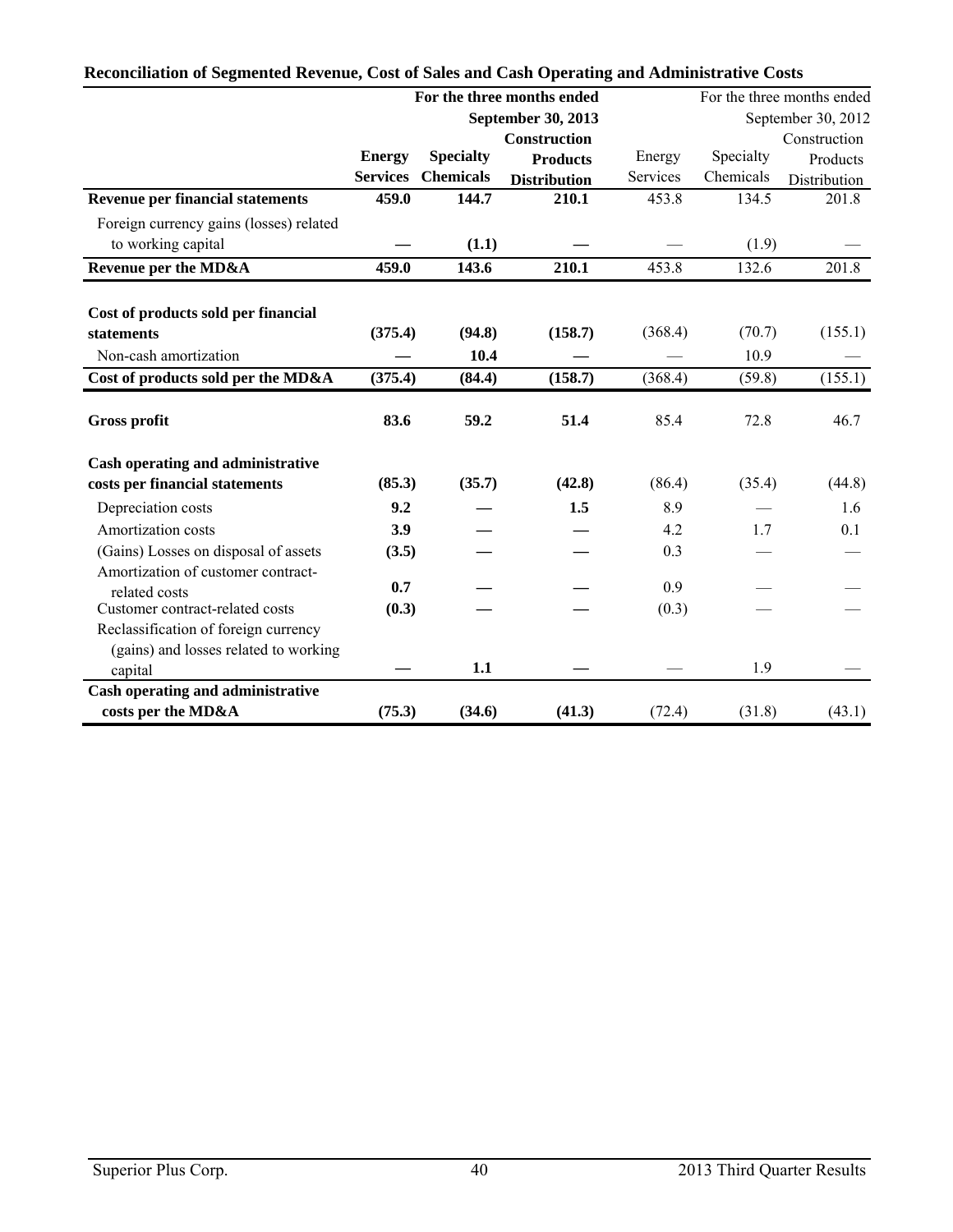**Reconciliation of Segmented Revenue, Cost of Sales and Cash Operating and Administrative Costs**

| | For the three months ended September 30, 2013 | | | For the three months ended September 30, 2012 | | |
|---|---|---|---|---|---|---|
| | **Energy Services** | **Specialty Chemicals** | **Construction Products Distribution** | Energy Services | Specialty Chemicals | Construction Products Distribution |
| **Revenue per financial statements** | **459.0** | **144.7** | **210.1** | 453.8 | 134.5 | 201.8 |
| Foreign currency gains (losses) related to working capital | **—** | **(1.1)** | **—** | — | (1.9) | — |
| **Revenue per the MD&A** | **459.0** | **143.6** | **210.1** | 453.8 | 132.6 | 201.8 |
| **Cost of products sold per financial statements** | **(375.4)** | **(94.8)** | **(158.7)** | (368.4) | (70.7) | (155.1) |
| Non-cash amortization | **—** | **10.4** | **—** | — | 10.9 | — |
| **Cost of products sold per the MD&A** | **(375.4)** | **(84.4)** | **(158.7)** | (368.4) | (59.8) | (155.1) |
| **Gross profit** | **83.6** | **59.2** | **51.4** | 85.4 | 72.8 | 46.7 |
| **Cash operating and administrative costs per financial statements** | **(85.3)** | **(35.7)** | **(42.8)** | (86.4) | (35.4) | (44.8) |
| Depreciation costs | **9.2** | **—** | **1.5** | 8.9 | — | 1.6 |
| Amortization costs | **3.9** | **—** | **—** | 4.2 | 1.7 | 0.1 |
| (Gains) Losses on disposal of assets | **(3.5)** | **—** | **—** | 0.3 | — | — |
| Amortization of customer contract-related costs | **0.7** | **—** | **—** | 0.9 | — | — |
| Customer contract-related costs | **(0.3)** | **—** | **—** | (0.3) | — | — |
| Reclassification of foreign currency (gains) and losses related to working capital | **—** | **1.1** | **—** | — | 1.9 | — |
| **Cash operating and administrative costs per the MD&A** | **(75.3)** | **(34.6)** | **(41.3)** | (72.4) | (31.8) | (43.1) |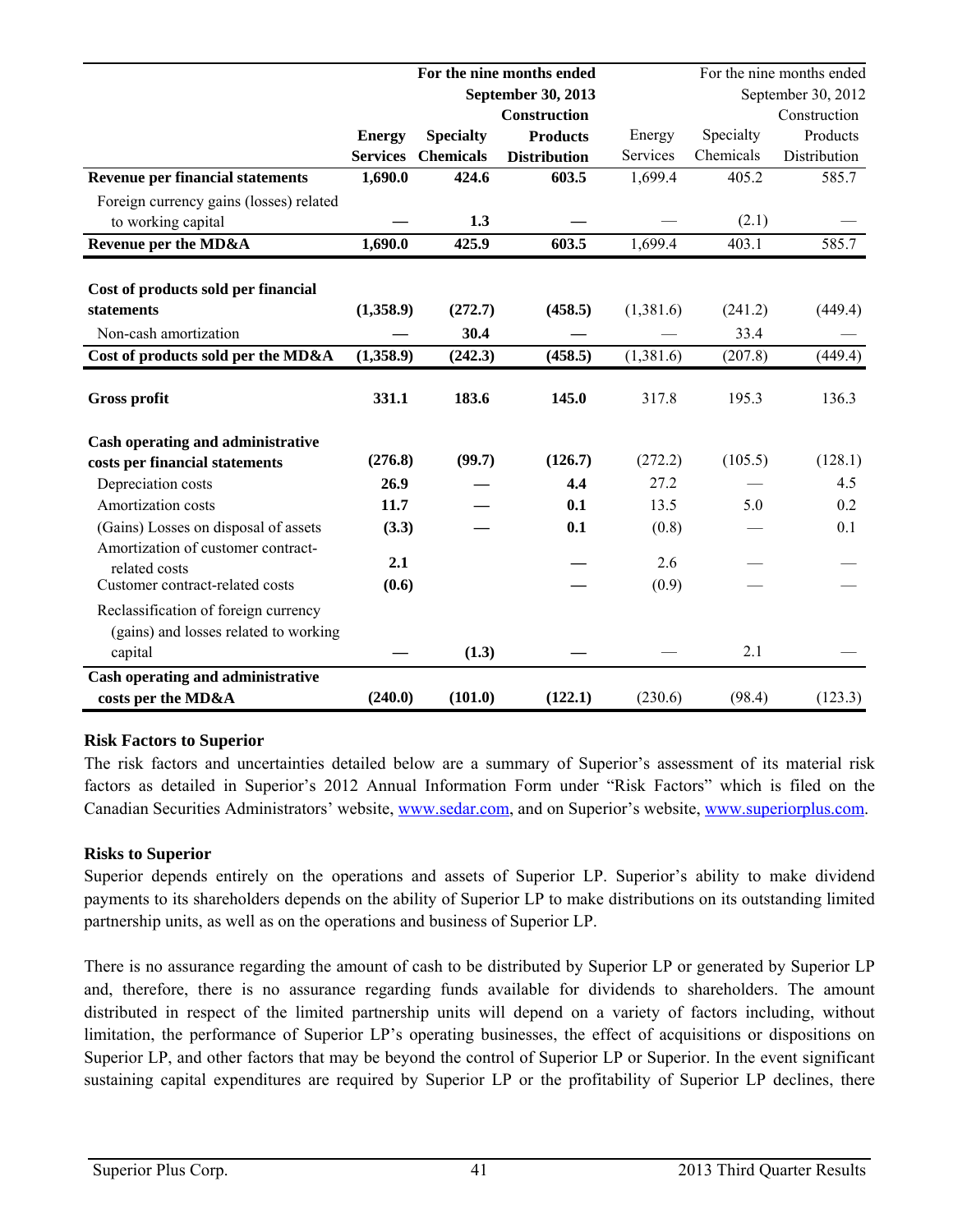| | For the nine months ended September 30, 2013 | | | For the nine months ended September 30, 2012 | | |
|---|---|---|---|---|---|---|
| | **Energy Services** | **Specialty Chemicals** | **Construction Products Distribution** | Energy Services | Specialty Chemicals | Construction Products Distribution |
| **Revenue per financial statements** | **1,690.0** | **424.6** | **603.5** | 1,699.4 | 405.2 | 585.7 |
| Foreign currency gains (losses) related to working capital | **—** | **1.3** | **—** | — | (2.1) | — |
| **Revenue per the MD&A** | **1,690.0** | **425.9** | **603.5** | 1,699.4 | 403.1 | 585.7 |
| **Cost of products sold per financial statements** | **(1,358.9)** | **(272.7)** | **(458.5)** | (1,381.6) | (241.2) | (449.4) |
| Non-cash amortization | **—** | **30.4** | **—** | — | 33.4 | — |
| **Cost of products sold per the MD&A** | **(1,358.9)** | **(242.3)** | **(458.5)** | (1,381.6) | (207.8) | (449.4) |
| **Gross profit** | **331.1** | **183.6** | **145.0** | 317.8 | 195.3 | 136.3 |
| **Cash operating and administrative costs per financial statements** | **(276.8)** | **(99.7)** | **(126.7)** | (272.2) | (105.5) | (128.1) |
| Depreciation costs | **26.9** | **—** | **4.4** | 27.2 | — | 4.5 |
| Amortization costs | **11.7** | **—** | **0.1** | 13.5 | 5.0 | 0.2 |
| (Gains) Losses on disposal of assets | **(3.3)** | **—** | **0.1** | (0.8) | — | 0.1 |
| Amortization of customer contract-related costs | **2.1** | | **—** | 2.6 | — | — |
| Customer contract-related costs | **(0.6)** | | **—** | (0.9) | — | — |
| Reclassification of foreign currency (gains) and losses related to working capital | **—** | **(1.3)** | **—** | — | 2.1 | — |
| **Cash operating and administrative costs per the MD&A** | **(240.0)** | **(101.0)** | **(122.1)** | (230.6) | (98.4) | (123.3) |

**Risk Factors to Superior**

The risk factors and uncertainties detailed below are a summary of Superior's assessment of its material risk factors as detailed in Superior's 2012 Annual Information Form under "Risk Factors" which is filed on the Canadian Securities Administrators' website, www.sedar.com, and on Superior's website, www.superiorplus.com.

**Risks to Superior**

Superior depends entirely on the operations and assets of Superior LP. Superior's ability to make dividend payments to its shareholders depends on the ability of Superior LP to make distributions on its outstanding limited partnership units, as well as on the operations and business of Superior LP.

There is no assurance regarding the amount of cash to be distributed by Superior LP or generated by Superior LP and, therefore, there is no assurance regarding funds available for dividends to shareholders. The amount distributed in respect of the limited partnership units will depend on a variety of factors including, without limitation, the performance of Superior LP's operating businesses, the effect of acquisitions or dispositions on Superior LP, and other factors that may be beyond the control of Superior LP or Superior. In the event significant sustaining capital expenditures are required by Superior LP or the profitability of Superior LP declines, there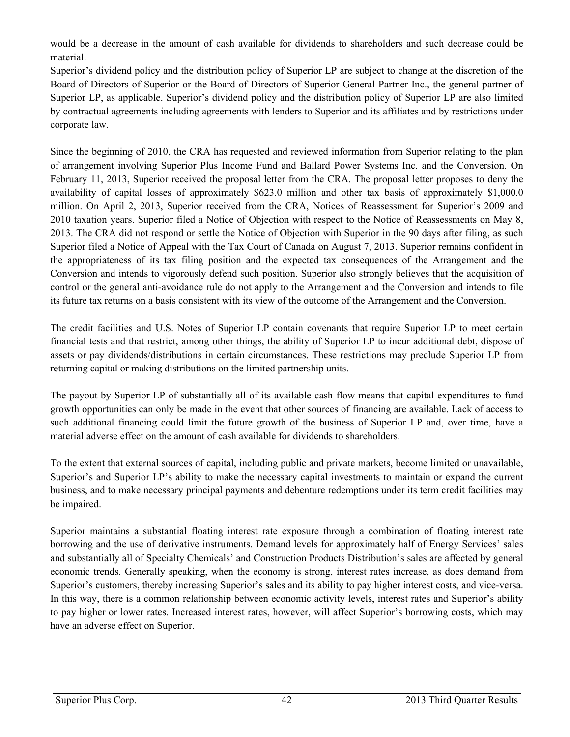would be a decrease in the amount of cash available for dividends to shareholders and such decrease could be material.

Superior's dividend policy and the distribution policy of Superior LP are subject to change at the discretion of the Board of Directors of Superior or the Board of Directors of Superior General Partner Inc., the general partner of Superior LP, as applicable. Superior's dividend policy and the distribution policy of Superior LP are also limited by contractual agreements including agreements with lenders to Superior and its affiliates and by restrictions under corporate law.

Since the beginning of 2010, the CRA has requested and reviewed information from Superior relating to the plan of arrangement involving Superior Plus Income Fund and Ballard Power Systems Inc. and the Conversion. On February 11, 2013, Superior received the proposal letter from the CRA. The proposal letter proposes to deny the availability of capital losses of approximately $623.0 million and other tax basis of approximately $1,000.0 million. On April 2, 2013, Superior received from the CRA, Notices of Reassessment for Superior's 2009 and 2010 taxation years. Superior filed a Notice of Objection with respect to the Notice of Reassessments on May 8, 2013. The CRA did not respond or settle the Notice of Objection with Superior in the 90 days after filing, as such Superior filed a Notice of Appeal with the Tax Court of Canada on August 7, 2013. Superior remains confident in the appropriateness of its tax filing position and the expected tax consequences of the Arrangement and the Conversion and intends to vigorously defend such position. Superior also strongly believes that the acquisition of control or the general anti-avoidance rule do not apply to the Arrangement and the Conversion and intends to file its future tax returns on a basis consistent with its view of the outcome of the Arrangement and the Conversion.

The credit facilities and U.S. Notes of Superior LP contain covenants that require Superior LP to meet certain financial tests and that restrict, among other things, the ability of Superior LP to incur additional debt, dispose of assets or pay dividends/distributions in certain circumstances. These restrictions may preclude Superior LP from returning capital or making distributions on the limited partnership units.

The payout by Superior LP of substantially all of its available cash flow means that capital expenditures to fund growth opportunities can only be made in the event that other sources of financing are available. Lack of access to such additional financing could limit the future growth of the business of Superior LP and, over time, have a material adverse effect on the amount of cash available for dividends to shareholders.

To the extent that external sources of capital, including public and private markets, become limited or unavailable, Superior's and Superior LP's ability to make the necessary capital investments to maintain or expand the current business, and to make necessary principal payments and debenture redemptions under its term credit facilities may be impaired.

Superior maintains a substantial floating interest rate exposure through a combination of floating interest rate borrowing and the use of derivative instruments. Demand levels for approximately half of Energy Services' sales and substantially all of Specialty Chemicals' and Construction Products Distribution's sales are affected by general economic trends. Generally speaking, when the economy is strong, interest rates increase, as does demand from Superior's customers, thereby increasing Superior's sales and its ability to pay higher interest costs, and vice-versa. In this way, there is a common relationship between economic activity levels, interest rates and Superior's ability to pay higher or lower rates. Increased interest rates, however, will affect Superior's borrowing costs, which may have an adverse effect on Superior.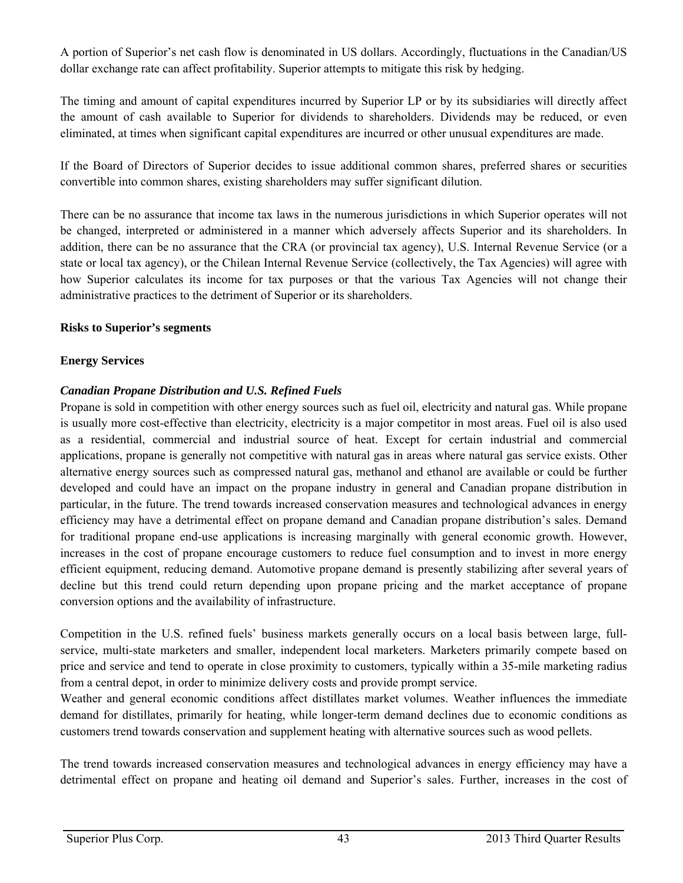A portion of Superior's net cash flow is denominated in US dollars. Accordingly, fluctuations in the Canadian/US dollar exchange rate can affect profitability. Superior attempts to mitigate this risk by hedging.

The timing and amount of capital expenditures incurred by Superior LP or by its subsidiaries will directly affect the amount of cash available to Superior for dividends to shareholders. Dividends may be reduced, or even eliminated, at times when significant capital expenditures are incurred or other unusual expenditures are made.

If the Board of Directors of Superior decides to issue additional common shares, preferred shares or securities convertible into common shares, existing shareholders may suffer significant dilution.

There can be no assurance that income tax laws in the numerous jurisdictions in which Superior operates will not be changed, interpreted or administered in a manner which adversely affects Superior and its shareholders. In addition, there can be no assurance that the CRA (or provincial tax agency), U.S. Internal Revenue Service (or a state or local tax agency), or the Chilean Internal Revenue Service (collectively, the Tax Agencies) will agree with how Superior calculates its income for tax purposes or that the various Tax Agencies will not change their administrative practices to the detriment of Superior or its shareholders.

**Risks to Superior's segments**

**Energy Services**

***Canadian Propane Distribution and U.S. Refined Fuels***

Propane is sold in competition with other energy sources such as fuel oil, electricity and natural gas. While propane is usually more cost-effective than electricity, electricity is a major competitor in most areas. Fuel oil is also used as a residential, commercial and industrial source of heat. Except for certain industrial and commercial applications, propane is generally not competitive with natural gas in areas where natural gas service exists. Other alternative energy sources such as compressed natural gas, methanol and ethanol are available or could be further developed and could have an impact on the propane industry in general and Canadian propane distribution in particular, in the future. The trend towards increased conservation measures and technological advances in energy efficiency may have a detrimental effect on propane demand and Canadian propane distribution's sales. Demand for traditional propane end-use applications is increasing marginally with general economic growth. However, increases in the cost of propane encourage customers to reduce fuel consumption and to invest in more energy efficient equipment, reducing demand. Automotive propane demand is presently stabilizing after several years of decline but this trend could return depending upon propane pricing and the market acceptance of propane conversion options and the availability of infrastructure.

Competition in the U.S. refined fuels' business markets generally occurs on a local basis between large, full-service, multi-state marketers and smaller, independent local marketers. Marketers primarily compete based on price and service and tend to operate in close proximity to customers, typically within a 35-mile marketing radius from a central depot, in order to minimize delivery costs and provide prompt service.

Weather and general economic conditions affect distillates market volumes. Weather influences the immediate demand for distillates, primarily for heating, while longer-term demand declines due to economic conditions as customers trend towards conservation and supplement heating with alternative sources such as wood pellets.

The trend towards increased conservation measures and technological advances in energy efficiency may have a detrimental effect on propane and heating oil demand and Superior's sales. Further, increases in the cost of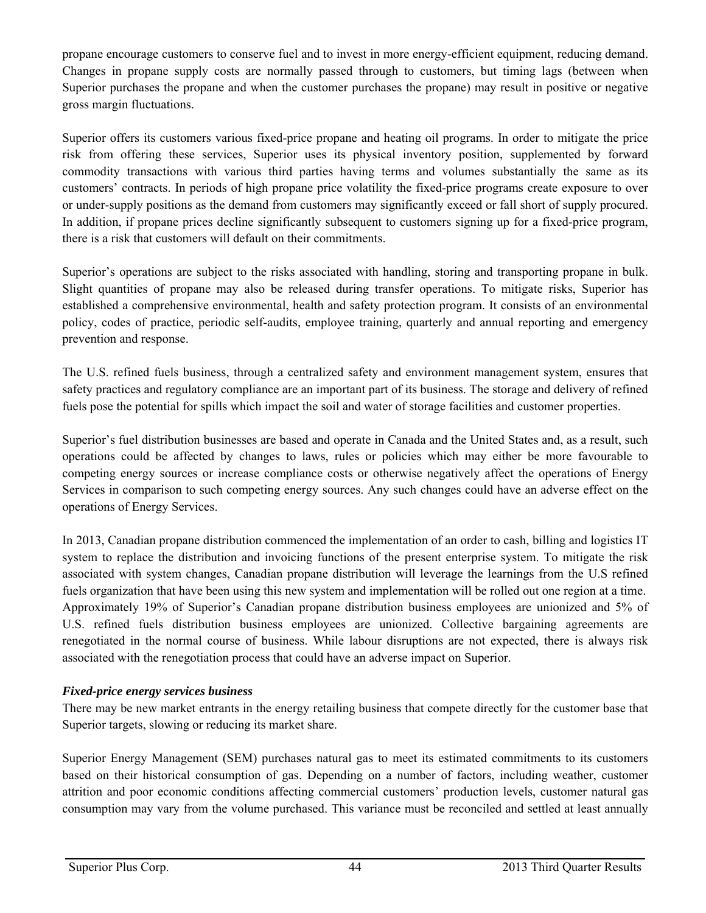propane encourage customers to conserve fuel and to invest in more energy-efficient equipment, reducing demand. Changes in propane supply costs are normally passed through to customers, but timing lags (between when Superior purchases the propane and when the customer purchases the propane) may result in positive or negative gross margin fluctuations.

Superior offers its customers various fixed-price propane and heating oil programs. In order to mitigate the price risk from offering these services, Superior uses its physical inventory position, supplemented by forward commodity transactions with various third parties having terms and volumes substantially the same as its customers' contracts. In periods of high propane price volatility the fixed-price programs create exposure to over or under-supply positions as the demand from customers may significantly exceed or fall short of supply procured. In addition, if propane prices decline significantly subsequent to customers signing up for a fixed-price program, there is a risk that customers will default on their commitments.

Superior's operations are subject to the risks associated with handling, storing and transporting propane in bulk. Slight quantities of propane may also be released during transfer operations. To mitigate risks, Superior has established a comprehensive environmental, health and safety protection program. It consists of an environmental policy, codes of practice, periodic self-audits, employee training, quarterly and annual reporting and emergency prevention and response.

The U.S. refined fuels business, through a centralized safety and environment management system, ensures that safety practices and regulatory compliance are an important part of its business. The storage and delivery of refined fuels pose the potential for spills which impact the soil and water of storage facilities and customer properties.

Superior's fuel distribution businesses are based and operate in Canada and the United States and, as a result, such operations could be affected by changes to laws, rules or policies which may either be more favourable to competing energy sources or increase compliance costs or otherwise negatively affect the operations of Energy Services in comparison to such competing energy sources. Any such changes could have an adverse effect on the operations of Energy Services.

In 2013, Canadian propane distribution commenced the implementation of an order to cash, billing and logistics IT system to replace the distribution and invoicing functions of the present enterprise system. To mitigate the risk associated with system changes, Canadian propane distribution will leverage the learnings from the U.S refined fuels organization that have been using this new system and implementation will be rolled out one region at a time. Approximately 19% of Superior's Canadian propane distribution business employees are unionized and 5% of U.S. refined fuels distribution business employees are unionized. Collective bargaining agreements are renegotiated in the normal course of business. While labour disruptions are not expected, there is always risk associated with the renegotiation process that could have an adverse impact on Superior.

***Fixed-price energy services business***

There may be new market entrants in the energy retailing business that compete directly for the customer base that Superior targets, slowing or reducing its market share.

Superior Energy Management (SEM) purchases natural gas to meet its estimated commitments to its customers based on their historical consumption of gas. Depending on a number of factors, including weather, customer attrition and poor economic conditions affecting commercial customers' production levels, customer natural gas consumption may vary from the volume purchased. This variance must be reconciled and settled at least annually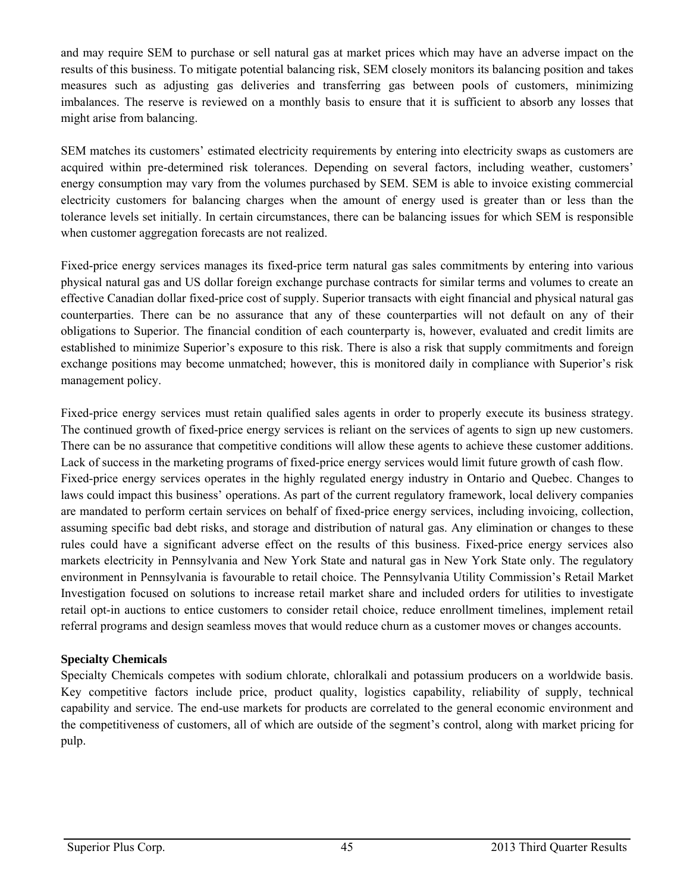and may require SEM to purchase or sell natural gas at market prices which may have an adverse impact on the results of this business. To mitigate potential balancing risk, SEM closely monitors its balancing position and takes measures such as adjusting gas deliveries and transferring gas between pools of customers, minimizing imbalances. The reserve is reviewed on a monthly basis to ensure that it is sufficient to absorb any losses that might arise from balancing.

SEM matches its customers' estimated electricity requirements by entering into electricity swaps as customers are acquired within pre-determined risk tolerances. Depending on several factors, including weather, customers' energy consumption may vary from the volumes purchased by SEM. SEM is able to invoice existing commercial electricity customers for balancing charges when the amount of energy used is greater than or less than the tolerance levels set initially. In certain circumstances, there can be balancing issues for which SEM is responsible when customer aggregation forecasts are not realized.

Fixed-price energy services manages its fixed-price term natural gas sales commitments by entering into various physical natural gas and US dollar foreign exchange purchase contracts for similar terms and volumes to create an effective Canadian dollar fixed-price cost of supply. Superior transacts with eight financial and physical natural gas counterparties. There can be no assurance that any of these counterparties will not default on any of their obligations to Superior. The financial condition of each counterparty is, however, evaluated and credit limits are established to minimize Superior's exposure to this risk. There is also a risk that supply commitments and foreign exchange positions may become unmatched; however, this is monitored daily in compliance with Superior's risk management policy.

Fixed-price energy services must retain qualified sales agents in order to properly execute its business strategy. The continued growth of fixed-price energy services is reliant on the services of agents to sign up new customers. There can be no assurance that competitive conditions will allow these agents to achieve these customer additions. Lack of success in the marketing programs of fixed-price energy services would limit future growth of cash flow.

Fixed-price energy services operates in the highly regulated energy industry in Ontario and Quebec. Changes to laws could impact this business' operations. As part of the current regulatory framework, local delivery companies are mandated to perform certain services on behalf of fixed-price energy services, including invoicing, collection, assuming specific bad debt risks, and storage and distribution of natural gas. Any elimination or changes to these rules could have a significant adverse effect on the results of this business. Fixed-price energy services also markets electricity in Pennsylvania and New York State and natural gas in New York State only. The regulatory environment in Pennsylvania is favourable to retail choice. The Pennsylvania Utility Commission's Retail Market Investigation focused on solutions to increase retail market share and included orders for utilities to investigate retail opt-in auctions to entice customers to consider retail choice, reduce enrollment timelines, implement retail referral programs and design seamless moves that would reduce churn as a customer moves or changes accounts.

**Specialty Chemicals**

Specialty Chemicals competes with sodium chlorate, chloralkali and potassium producers on a worldwide basis. Key competitive factors include price, product quality, logistics capability, reliability of supply, technical capability and service. The end-use markets for products are correlated to the general economic environment and the competitiveness of customers, all of which are outside of the segment's control, along with market pricing for pulp.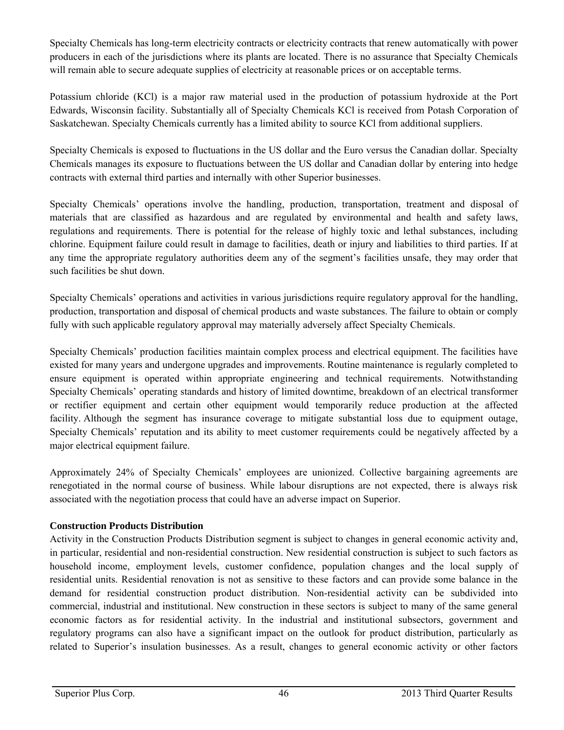Specialty Chemicals has long-term electricity contracts or electricity contracts that renew automatically with power producers in each of the jurisdictions where its plants are located. There is no assurance that Specialty Chemicals will remain able to secure adequate supplies of electricity at reasonable prices or on acceptable terms.

Potassium chloride (KCl) is a major raw material used in the production of potassium hydroxide at the Port Edwards, Wisconsin facility. Substantially all of Specialty Chemicals KCl is received from Potash Corporation of Saskatchewan. Specialty Chemicals currently has a limited ability to source KCl from additional suppliers.

Specialty Chemicals is exposed to fluctuations in the US dollar and the Euro versus the Canadian dollar. Specialty Chemicals manages its exposure to fluctuations between the US dollar and Canadian dollar by entering into hedge contracts with external third parties and internally with other Superior businesses.

Specialty Chemicals' operations involve the handling, production, transportation, treatment and disposal of materials that are classified as hazardous and are regulated by environmental and health and safety laws, regulations and requirements. There is potential for the release of highly toxic and lethal substances, including chlorine. Equipment failure could result in damage to facilities, death or injury and liabilities to third parties. If at any time the appropriate regulatory authorities deem any of the segment's facilities unsafe, they may order that such facilities be shut down.

Specialty Chemicals' operations and activities in various jurisdictions require regulatory approval for the handling, production, transportation and disposal of chemical products and waste substances. The failure to obtain or comply fully with such applicable regulatory approval may materially adversely affect Specialty Chemicals.

Specialty Chemicals' production facilities maintain complex process and electrical equipment. The facilities have existed for many years and undergone upgrades and improvements. Routine maintenance is regularly completed to ensure equipment is operated within appropriate engineering and technical requirements. Notwithstanding Specialty Chemicals' operating standards and history of limited downtime, breakdown of an electrical transformer or rectifier equipment and certain other equipment would temporarily reduce production at the affected facility. Although the segment has insurance coverage to mitigate substantial loss due to equipment outage, Specialty Chemicals' reputation and its ability to meet customer requirements could be negatively affected by a major electrical equipment failure.

Approximately 24% of Specialty Chemicals' employees are unionized. Collective bargaining agreements are renegotiated in the normal course of business. While labour disruptions are not expected, there is always risk associated with the negotiation process that could have an adverse impact on Superior.

**Construction Products Distribution**

Activity in the Construction Products Distribution segment is subject to changes in general economic activity and, in particular, residential and non-residential construction. New residential construction is subject to such factors as household income, employment levels, customer confidence, population changes and the local supply of residential units. Residential renovation is not as sensitive to these factors and can provide some balance in the demand for residential construction product distribution. Non-residential activity can be subdivided into commercial, industrial and institutional. New construction in these sectors is subject to many of the same general economic factors as for residential activity. In the industrial and institutional subsectors, government and regulatory programs can also have a significant impact on the outlook for product distribution, particularly as related to Superior's insulation businesses. As a result, changes to general economic activity or other factors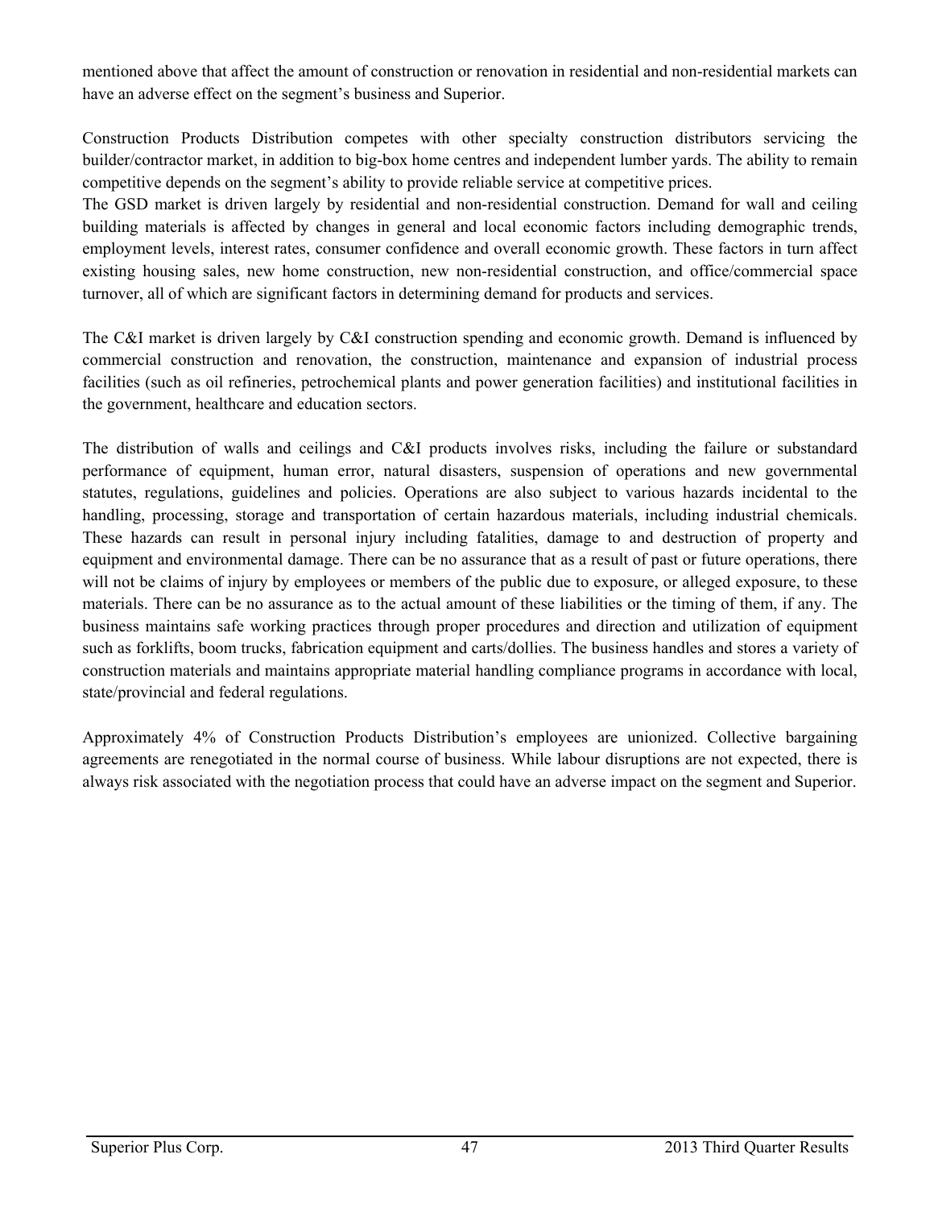mentioned above that affect the amount of construction or renovation in residential and non-residential markets can have an adverse effect on the segment's business and Superior.

Construction Products Distribution competes with other specialty construction distributors servicing the builder/contractor market, in addition to big-box home centres and independent lumber yards. The ability to remain competitive depends on the segment's ability to provide reliable service at competitive prices.
The GSD market is driven largely by residential and non-residential construction. Demand for wall and ceiling building materials is affected by changes in general and local economic factors including demographic trends, employment levels, interest rates, consumer confidence and overall economic growth. These factors in turn affect existing housing sales, new home construction, new non-residential construction, and office/commercial space turnover, all of which are significant factors in determining demand for products and services.

The C&I market is driven largely by C&I construction spending and economic growth. Demand is influenced by commercial construction and renovation, the construction, maintenance and expansion of industrial process facilities (such as oil refineries, petrochemical plants and power generation facilities) and institutional facilities in the government, healthcare and education sectors.

The distribution of walls and ceilings and C&I products involves risks, including the failure or substandard performance of equipment, human error, natural disasters, suspension of operations and new governmental statutes, regulations, guidelines and policies. Operations are also subject to various hazards incidental to the handling, processing, storage and transportation of certain hazardous materials, including industrial chemicals. These hazards can result in personal injury including fatalities, damage to and destruction of property and equipment and environmental damage. There can be no assurance that as a result of past or future operations, there will not be claims of injury by employees or members of the public due to exposure, or alleged exposure, to these materials. There can be no assurance as to the actual amount of these liabilities or the timing of them, if any. The business maintains safe working practices through proper procedures and direction and utilization of equipment such as forklifts, boom trucks, fabrication equipment and carts/dollies. The business handles and stores a variety of construction materials and maintains appropriate material handling compliance programs in accordance with local, state/provincial and federal regulations.

Approximately 4% of Construction Products Distribution's employees are unionized. Collective bargaining agreements are renegotiated in the normal course of business. While labour disruptions are not expected, there is always risk associated with the negotiation process that could have an adverse impact on the segment and Superior.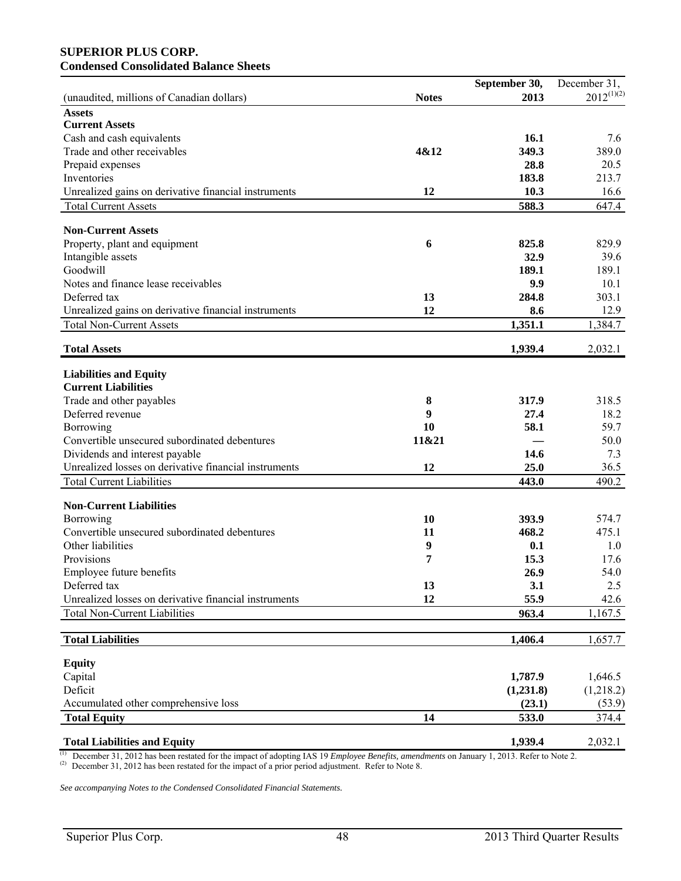**SUPERIOR PLUS CORP.**
**Condensed Consolidated Balance Sheets**

| (unaudited, millions of Canadian dollars) | Notes | September 30, 2013 | December 31, 2012[(1)(2)] |
|---|---|---|---|
| **Assets** | | | |
| **Current Assets** | | | |
| Cash and cash equivalents | | **16.1** | 7.6 |
| Trade and other receivables | **4&12** | **349.3** | 389.0 |
| Prepaid expenses | | **28.8** | 20.5 |
| Inventories | | **183.8** | 213.7 |
| Unrealized gains on derivative financial instruments | **12** | **10.3** | 16.6 |
| Total Current Assets | | **588.3** | 647.4 |
| **Non-Current Assets** | | | |
| Property, plant and equipment | **6** | **825.8** | 829.9 |
| Intangible assets | | **32.9** | 39.6 |
| Goodwill | | **189.1** | 189.1 |
| Notes and finance lease receivables | | **9.9** | 10.1 |
| Deferred tax | **13** | **284.8** | 303.1 |
| Unrealized gains on derivative financial instruments | **12** | **8.6** | 12.9 |
| Total Non-Current Assets | | **1,351.1** | 1,384.7 |
| **Total Assets** | | **1,939.4** | 2,032.1 |
| **Liabilities and Equity** | | | |
| **Current Liabilities** | | | |
| Trade and other payables | **8** | **317.9** | 318.5 |
| Deferred revenue | **9** | **27.4** | 18.2 |
| Borrowing | **10** | **58.1** | 59.7 |
| Convertible unsecured subordinated debentures | **11&21** | **—** | 50.0 |
| Dividends and interest payable | | **14.6** | 7.3 |
| Unrealized losses on derivative financial instruments | **12** | **25.0** | 36.5 |
| Total Current Liabilities | | **443.0** | 490.2 |
| **Non-Current Liabilities** | | | |
| Borrowing | **10** | **393.9** | 574.7 |
| Convertible unsecured subordinated debentures | **11** | **468.2** | 475.1 |
| Other liabilities | **9** | **0.1** | 1.0 |
| Provisions | **7** | **15.3** | 17.6 |
| Employee future benefits | | **26.9** | 54.0 |
| Deferred tax | **13** | **3.1** | 2.5 |
| Unrealized losses on derivative financial instruments | **12** | **55.9** | 42.6 |
| Total Non-Current Liabilities | | **963.4** | 1,167.5 |
| **Total Liabilities** | | **1,406.4** | 1,657.7 |
| **Equity** | | | |
| Capital | | **1,787.9** | 1,646.5 |
| Deficit | | **(1,231.8)** | (1,218.2) |
| Accumulated other comprehensive loss | | **(23.1)** | (53.9) |
| **Total Equity** | **14** | **533.0** | 374.4 |
| **Total Liabilities and Equity** | | **1,939.4** | 2,032.1 |

(1) December 31, 2012 has been restated for the impact of adopting IAS 19 *Employee Benefits, amendments* on January 1, 2013. Refer to Note 2.
(2) December 31, 2012 has been restated for the impact of a prior period adjustment. Refer to Note 8.

*See accompanying Notes to the Condensed Consolidated Financial Statements.*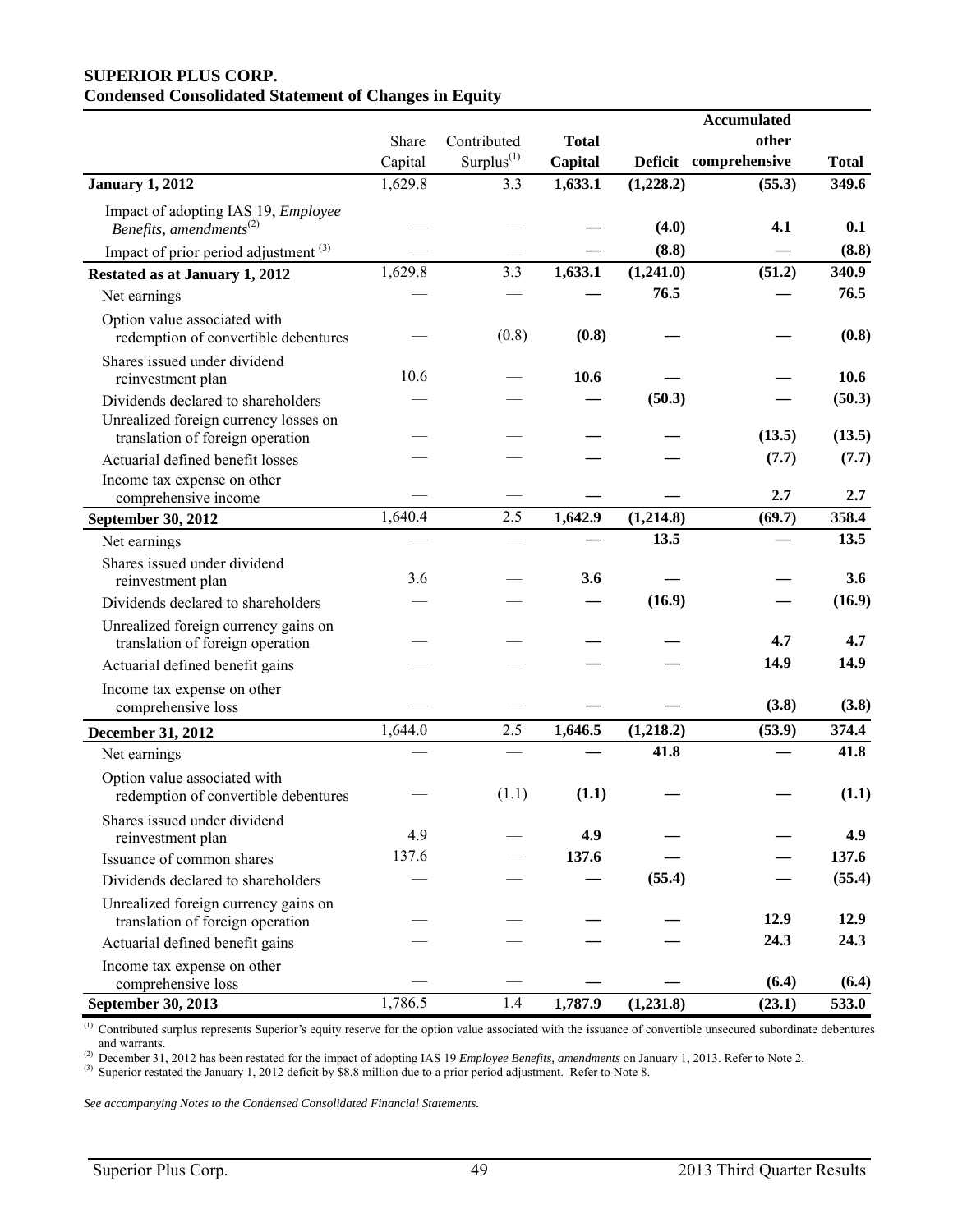**SUPERIOR PLUS CORP.**
**Condensed Consolidated Statement of Changes in Equity**

| | Share Capital | Contributed Surplus[(1)] | Total Capital | Deficit | Accumulated other comprehensive | Total |
|---|---|---|---|---|---|---|
| **January 1, 2012** | 1,629.8 | 3.3 | **1,633.1** | **(1,228.2)** | **(55.3)** | **349.6** |
| Impact of adopting IAS 19, *Employee Benefits, amendments*[(2)] | — | — | **—** | **(4.0)** | **4.1** | **0.1** |
| Impact of prior period adjustment [(3)] | — | — | **—** | **(8.8)** | **—** | **(8.8)** |
| **Restated as at January 1, 2012** | 1,629.8 | 3.3 | **1,633.1** | **(1,241.0)** | **(51.2)** | **340.9** |
| Net earnings | — | — | **—** | **76.5** | **—** | **76.5** |
| Option value associated with redemption of convertible debentures | — | (0.8) | **(0.8)** | **—** | **—** | **(0.8)** |
| Shares issued under dividend reinvestment plan | 10.6 | — | **10.6** | **—** | **—** | **10.6** |
| Dividends declared to shareholders | — | — | **—** | **(50.3)** | **—** | **(50.3)** |
| Unrealized foreign currency losses on translation of foreign operation | — | — | **—** | **—** | **(13.5)** | **(13.5)** |
| Actuarial defined benefit losses | — | — | **—** | **—** | **(7.7)** | **(7.7)** |
| Income tax expense on other comprehensive income | — | — | **—** | **—** | **2.7** | **2.7** |
| **September 30, 2012** | 1,640.4 | 2.5 | **1,642.9** | **(1,214.8)** | **(69.7)** | **358.4** |
| Net earnings | — | — | **—** | **13.5** | **—** | **13.5** |
| Shares issued under dividend reinvestment plan | 3.6 | — | **3.6** | **—** | **—** | **3.6** |
| Dividends declared to shareholders | — | — | **—** | **(16.9)** | **—** | **(16.9)** |
| Unrealized foreign currency gains on translation of foreign operation | — | — | **—** | **—** | **4.7** | **4.7** |
| Actuarial defined benefit gains | — | — | **—** | **—** | **14.9** | **14.9** |
| Income tax expense on other comprehensive loss | — | — | **—** | **—** | **(3.8)** | **(3.8)** |
| **December 31, 2012** | 1,644.0 | 2.5 | **1,646.5** | **(1,218.2)** | **(53.9)** | **374.4** |
| Net earnings | — | — | **—** | **41.8** | **—** | **41.8** |
| Option value associated with redemption of convertible debentures | — | (1.1) | **(1.1)** | **—** | **—** | **(1.1)** |
| Shares issued under dividend reinvestment plan | 4.9 | — | **4.9** | **—** | **—** | **4.9** |
| Issuance of common shares | 137.6 | — | **137.6** | **—** | **—** | **137.6** |
| Dividends declared to shareholders | — | — | **—** | **(55.4)** | **—** | **(55.4)** |
| Unrealized foreign currency gains on translation of foreign operation | — | — | **—** | **—** | **12.9** | **12.9** |
| Actuarial defined benefit gains | — | — | **—** | **—** | **24.3** | **24.3** |
| Income tax expense on other comprehensive loss | — | — | **—** | **—** | **(6.4)** | **(6.4)** |
| **September 30, 2013** | 1,786.5 | 1.4 | **1,787.9** | **(1,231.8)** | **(23.1)** | **533.0** |

(1) Contributed surplus represents Superior's equity reserve for the option value associated with the issuance of convertible unsecured subordinate debentures and warrants.
(2) December 31, 2012 has been restated for the impact of adopting IAS 19 *Employee Benefits, amendments* on January 1, 2013. Refer to Note 2.
(3) Superior restated the January 1, 2012 deficit by $8.8 million due to a prior period adjustment. Refer to Note 8.

*See accompanying Notes to the Condensed Consolidated Financial Statements.*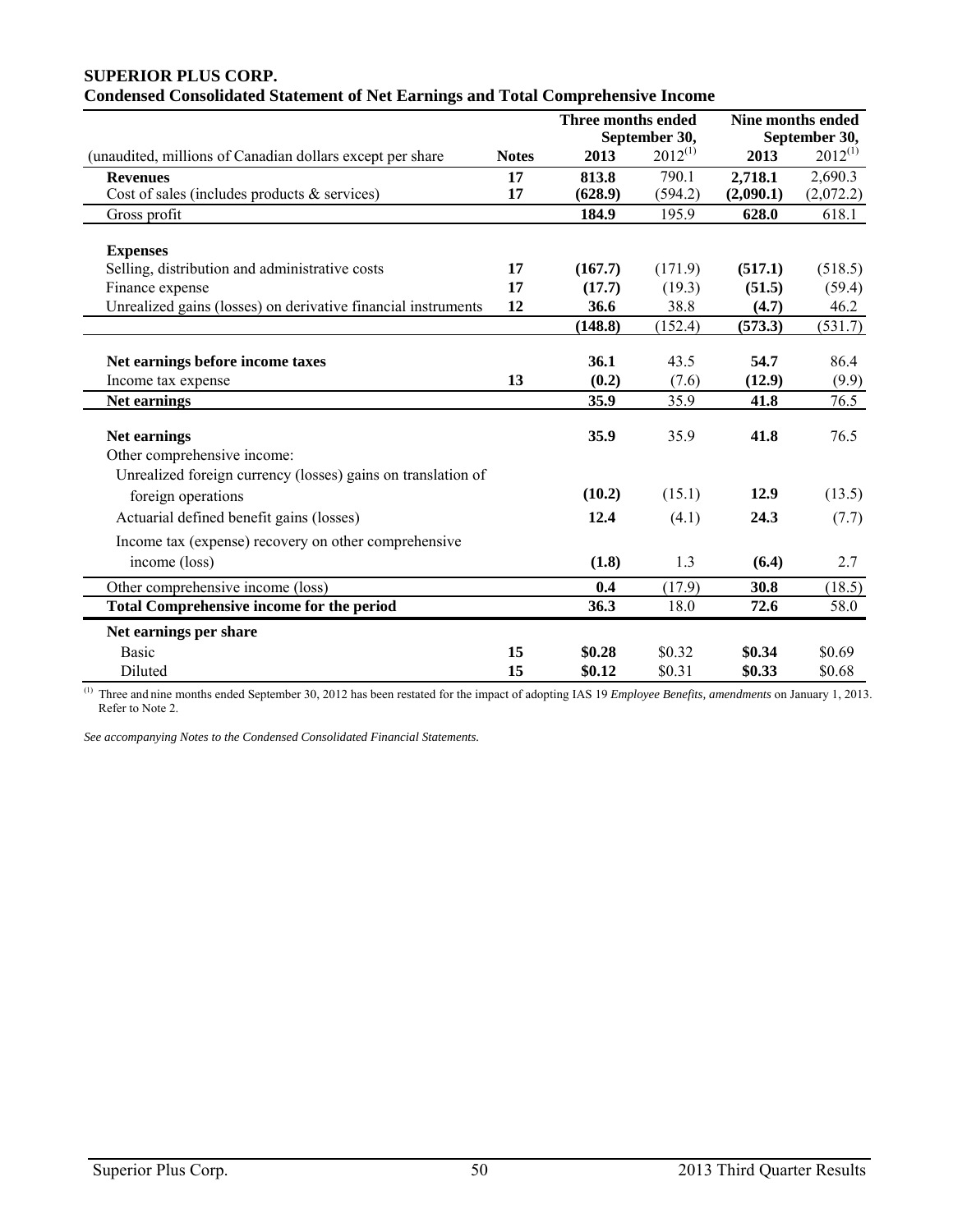**SUPERIOR PLUS CORP.**
**Condensed Consolidated Statement of Net Earnings and Total Comprehensive Income**

| (unaudited, millions of Canadian dollars except per share | Notes | Three months ended September 30, 2013 | Three months ended September 30, 2012[(1)] | Nine months ended September 30, 2013 | Nine months ended September 30, 2012[(1)] |
|---|---|---|---|---|---|
| **Revenues** | **17** | **813.8** | 790.1 | **2,718.1** | 2,690.3 |
| Cost of sales (includes products & services) | **17** | **(628.9)** | (594.2) | **(2,090.1)** | (2,072.2) |
| Gross profit | | **184.9** | 195.9 | **628.0** | 618.1 |
| **Expenses** | | | | | |
| Selling, distribution and administrative costs | **17** | **(167.7)** | (171.9) | **(517.1)** | (518.5) |
| Finance expense | **17** | **(17.7)** | (19.3) | **(51.5)** | (59.4) |
| Unrealized gains (losses) on derivative financial instruments | **12** | **36.6** | 38.8 | **(4.7)** | 46.2 |
| | | **(148.8)** | (152.4) | **(573.3)** | (531.7) |
| **Net earnings before income taxes** | | **36.1** | 43.5 | **54.7** | 86.4 |
| Income tax expense | **13** | **(0.2)** | (7.6) | **(12.9)** | (9.9) |
| **Net earnings** | | **35.9** | 35.9 | **41.8** | 76.5 |
| **Net earnings** | | **35.9** | 35.9 | **41.8** | 76.5 |
| Other comprehensive income: | | | | | |
| Unrealized foreign currency (losses) gains on translation of foreign operations | | **(10.2)** | (15.1) | **12.9** | (13.5) |
| Actuarial defined benefit gains (losses) | | **12.4** | (4.1) | **24.3** | (7.7) |
| Income tax (expense) recovery on other comprehensive income (loss) | | **(1.8)** | 1.3 | **(6.4)** | 2.7 |
| Other comprehensive income (loss) | | **0.4** | (17.9) | **30.8** | (18.5) |
| **Total Comprehensive income for the period** | | **36.3** | 18.0 | **72.6** | 58.0 |
| **Net earnings per share** | | | | | |
| Basic | **15** | **$0.28** | $0.32 | **$0.34** | $0.69 |
| Diluted | **15** | **$0.12** | $0.31 | **$0.33** | $0.68 |

(1) Three and nine months ended September 30, 2012 has been restated for the impact of adopting IAS 19 *Employee Benefits, amendments* on January 1, 2013. Refer to Note 2.

*See accompanying Notes to the Condensed Consolidated Financial Statements.*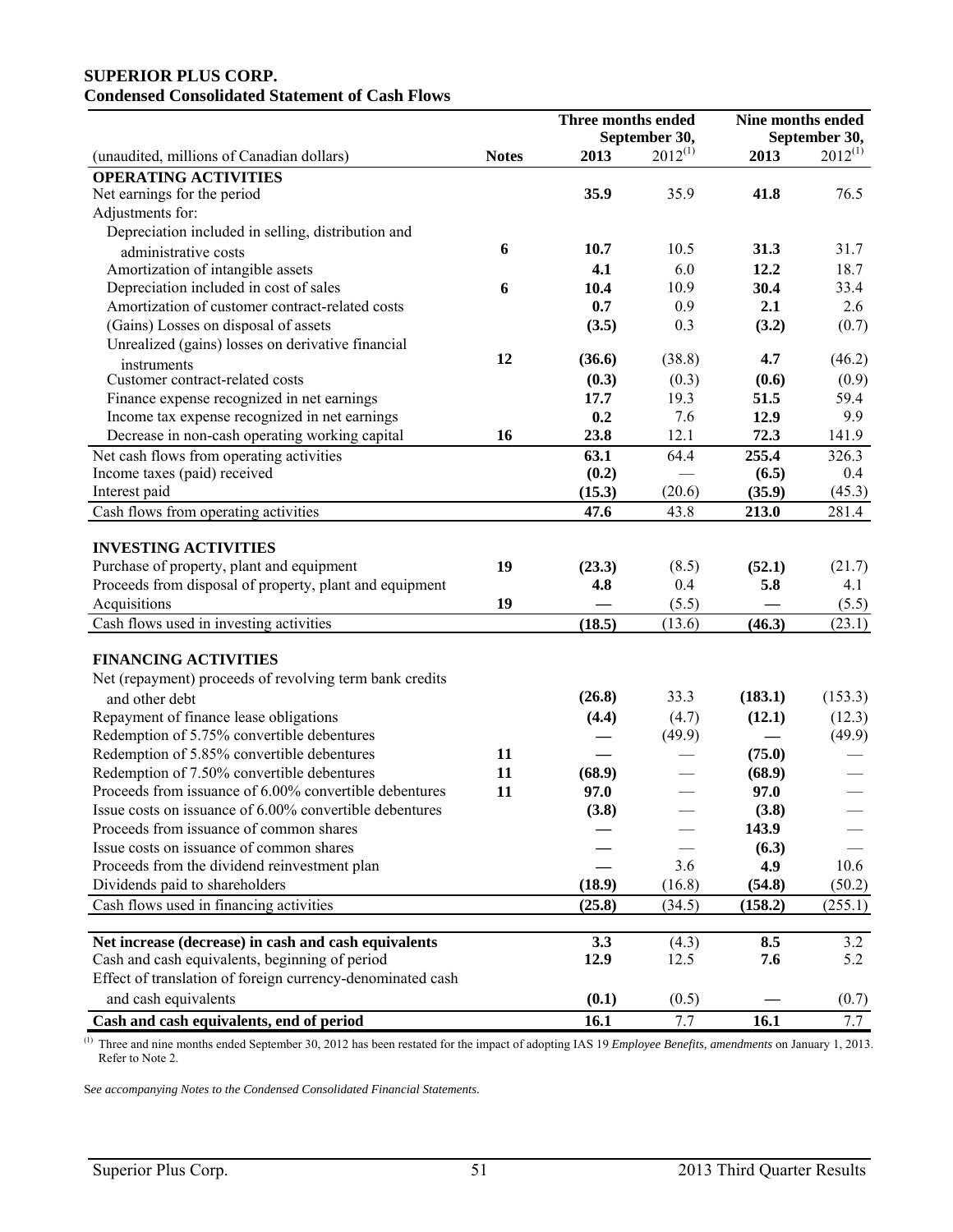**SUPERIOR PLUS CORP.**
**Condensed Consolidated Statement of Cash Flows**

| | | Three months ended September 30, | | Nine months ended September 30, | |
|---|---|---|---|---|---|
| (unaudited, millions of Canadian dollars) | Notes | 2013 | 2012[(1)] | 2013 | 2012[(1)] |
| **OPERATING ACTIVITIES** | | | | | |
| Net earnings for the period | | **35.9** | 35.9 | **41.8** | 76.5 |
| Adjustments for: | | | | | |
| Depreciation included in selling, distribution and administrative costs | 6 | **10.7** | 10.5 | **31.3** | 31.7 |
| Amortization of intangible assets | | **4.1** | 6.0 | **12.2** | 18.7 |
| Depreciation included in cost of sales | 6 | **10.4** | 10.9 | **30.4** | 33.4 |
| Amortization of customer contract-related costs | | **0.7** | 0.9 | **2.1** | 2.6 |
| (Gains) Losses on disposal of assets | | **(3.5)** | 0.3 | **(3.2)** | (0.7) |
| Unrealized (gains) losses on derivative financial instruments | 12 | **(36.6)** | (38.8) | **4.7** | (46.2) |
| Customer contract-related costs | | **(0.3)** | (0.3) | **(0.6)** | (0.9) |
| Finance expense recognized in net earnings | | **17.7** | 19.3 | **51.5** | 59.4 |
| Income tax expense recognized in net earnings | | **0.2** | 7.6 | **12.9** | 9.9 |
| Decrease in non-cash operating working capital | 16 | **23.8** | 12.1 | **72.3** | 141.9 |
| Net cash flows from operating activities | | **63.1** | 64.4 | **255.4** | 326.3 |
| Income taxes (paid) received | | **(0.2)** | — | **(6.5)** | 0.4 |
| Interest paid | | **(15.3)** | (20.6) | **(35.9)** | (45.3) |
| Cash flows from operating activities | | **47.6** | 43.8 | **213.0** | 281.4 |
| **INVESTING ACTIVITIES** | | | | | |
| Purchase of property, plant and equipment | 19 | **(23.3)** | (8.5) | **(52.1)** | (21.7) |
| Proceeds from disposal of property, plant and equipment | | **4.8** | 0.4 | **5.8** | 4.1 |
| Acquisitions | 19 | **—** | (5.5) | **—** | (5.5) |
| Cash flows used in investing activities | | **(18.5)** | (13.6) | **(46.3)** | (23.1) |
| **FINANCING ACTIVITIES** | | | | | |
| Net (repayment) proceeds of revolving term bank credits and other debt | | **(26.8)** | 33.3 | **(183.1)** | (153.3) |
| Repayment of finance lease obligations | | **(4.4)** | (4.7) | **(12.1)** | (12.3) |
| Redemption of 5.75% convertible debentures | | **—** | (49.9) | **—** | (49.9) |
| Redemption of 5.85% convertible debentures | 11 | **—** | — | **(75.0)** | — |
| Redemption of 7.50% convertible debentures | 11 | **(68.9)** | — | **(68.9)** | — |
| Proceeds from issuance of 6.00% convertible debentures | 11 | **97.0** | — | **97.0** | — |
| Issue costs on issuance of 6.00% convertible debentures | | **(3.8)** | — | **(3.8)** | — |
| Proceeds from issuance of common shares | | **—** | — | **143.9** | — |
| Issue costs on issuance of common shares | | **—** | — | **(6.3)** | — |
| Proceeds from the dividend reinvestment plan | | **—** | 3.6 | **4.9** | 10.6 |
| Dividends paid to shareholders | | **(18.9)** | (16.8) | **(54.8)** | (50.2) |
| Cash flows used in financing activities | | **(25.8)** | (34.5) | **(158.2)** | (255.1) |
| **Net increase (decrease) in cash and cash equivalents** | | **3.3** | (4.3) | **8.5** | 3.2 |
| Cash and cash equivalents, beginning of period | | **12.9** | 12.5 | **7.6** | 5.2 |
| Effect of translation of foreign currency-denominated cash and cash equivalents | | **(0.1)** | (0.5) | **—** | (0.7) |
| **Cash and cash equivalents, end of period** | | **16.1** | 7.7 | **16.1** | 7.7 |

(1) Three and nine months ended September 30, 2012 has been restated for the impact of adopting IAS 19 *Employee Benefits, amendments* on January 1, 2013. Refer to Note 2.

*See accompanying Notes to the Condensed Consolidated Financial Statements.*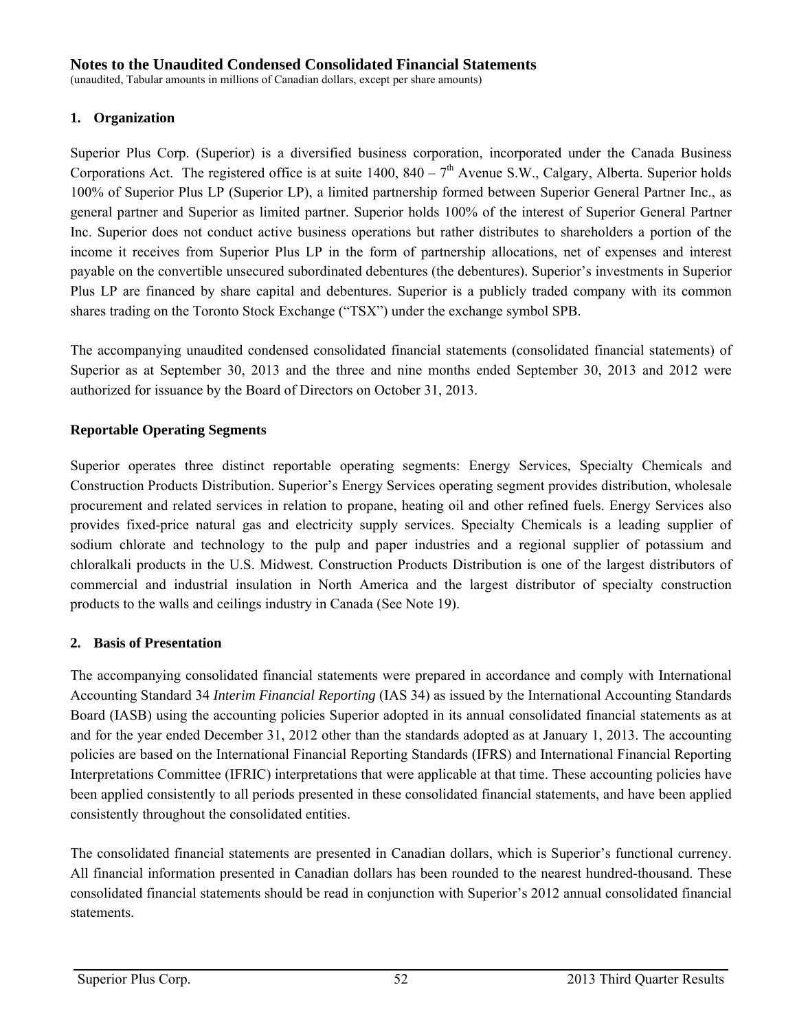## Notes to the Unaudited Condensed Consolidated Financial Statements

(unaudited, Tabular amounts in millions of Canadian dollars, except per share amounts)

### 1. Organization

Superior Plus Corp. (Superior) is a diversified business corporation, incorporated under the Canada Business Corporations Act. The registered office is at suite 1400, 840 – 7th Avenue S.W., Calgary, Alberta. Superior holds 100% of Superior Plus LP (Superior LP), a limited partnership formed between Superior General Partner Inc., as general partner and Superior as limited partner. Superior holds 100% of the interest of Superior General Partner Inc. Superior does not conduct active business operations but rather distributes to shareholders a portion of the income it receives from Superior Plus LP in the form of partnership allocations, net of expenses and interest payable on the convertible unsecured subordinated debentures (the debentures). Superior's investments in Superior Plus LP are financed by share capital and debentures. Superior is a publicly traded company with its common shares trading on the Toronto Stock Exchange ("TSX") under the exchange symbol SPB.

The accompanying unaudited condensed consolidated financial statements (consolidated financial statements) of Superior as at September 30, 2013 and the three and nine months ended September 30, 2013 and 2012 were authorized for issuance by the Board of Directors on October 31, 2013.

### Reportable Operating Segments

Superior operates three distinct reportable operating segments: Energy Services, Specialty Chemicals and Construction Products Distribution. Superior's Energy Services operating segment provides distribution, wholesale procurement and related services in relation to propane, heating oil and other refined fuels. Energy Services also provides fixed-price natural gas and electricity supply services. Specialty Chemicals is a leading supplier of sodium chlorate and technology to the pulp and paper industries and a regional supplier of potassium and chloralkali products in the U.S. Midwest. Construction Products Distribution is one of the largest distributors of commercial and industrial insulation in North America and the largest distributor of specialty construction products to the walls and ceilings industry in Canada (See Note 19).

### 2. Basis of Presentation

The accompanying consolidated financial statements were prepared in accordance and comply with International Accounting Standard 34 *Interim Financial Reporting* (IAS 34) as issued by the International Accounting Standards Board (IASB) using the accounting policies Superior adopted in its annual consolidated financial statements as at and for the year ended December 31, 2012 other than the standards adopted as at January 1, 2013. The accounting policies are based on the International Financial Reporting Standards (IFRS) and International Financial Reporting Interpretations Committee (IFRIC) interpretations that were applicable at that time. These accounting policies have been applied consistently to all periods presented in these consolidated financial statements, and have been applied consistently throughout the consolidated entities.

The consolidated financial statements are presented in Canadian dollars, which is Superior's functional currency. All financial information presented in Canadian dollars has been rounded to the nearest hundred-thousand. These consolidated financial statements should be read in conjunction with Superior's 2012 annual consolidated financial statements.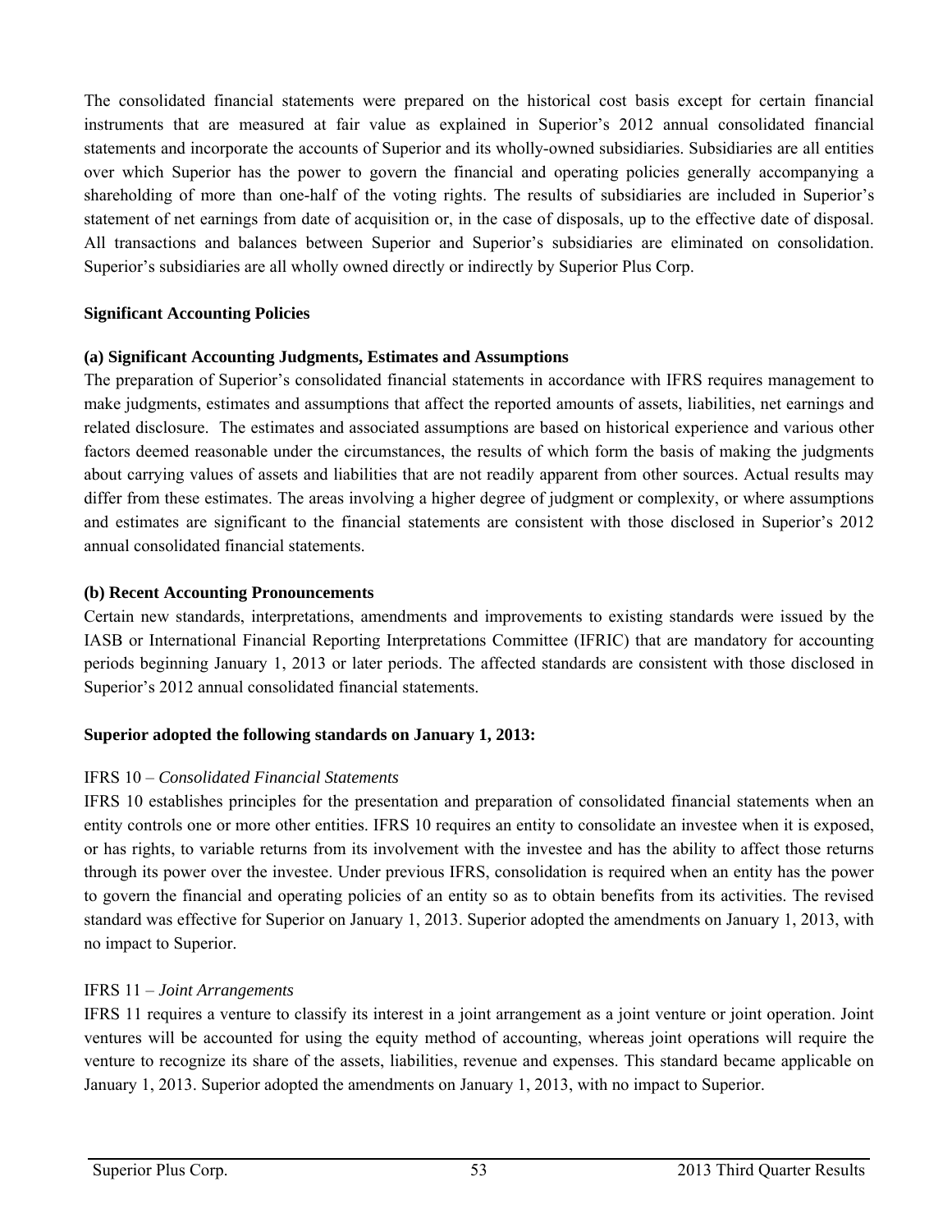The consolidated financial statements were prepared on the historical cost basis except for certain financial instruments that are measured at fair value as explained in Superior's 2012 annual consolidated financial statements and incorporate the accounts of Superior and its wholly-owned subsidiaries. Subsidiaries are all entities over which Superior has the power to govern the financial and operating policies generally accompanying a shareholding of more than one-half of the voting rights. The results of subsidiaries are included in Superior's statement of net earnings from date of acquisition or, in the case of disposals, up to the effective date of disposal. All transactions and balances between Superior and Superior's subsidiaries are eliminated on consolidation. Superior's subsidiaries are all wholly owned directly or indirectly by Superior Plus Corp.

**Significant Accounting Policies**

**(a) Significant Accounting Judgments, Estimates and Assumptions**

The preparation of Superior's consolidated financial statements in accordance with IFRS requires management to make judgments, estimates and assumptions that affect the reported amounts of assets, liabilities, net earnings and related disclosure. The estimates and associated assumptions are based on historical experience and various other factors deemed reasonable under the circumstances, the results of which form the basis of making the judgments about carrying values of assets and liabilities that are not readily apparent from other sources. Actual results may differ from these estimates. The areas involving a higher degree of judgment or complexity, or where assumptions and estimates are significant to the financial statements are consistent with those disclosed in Superior's 2012 annual consolidated financial statements.

**(b) Recent Accounting Pronouncements**

Certain new standards, interpretations, amendments and improvements to existing standards were issued by the IASB or International Financial Reporting Interpretations Committee (IFRIC) that are mandatory for accounting periods beginning January 1, 2013 or later periods. The affected standards are consistent with those disclosed in Superior's 2012 annual consolidated financial statements.

**Superior adopted the following standards on January 1, 2013:**

IFRS 10 – *Consolidated Financial Statements*

IFRS 10 establishes principles for the presentation and preparation of consolidated financial statements when an entity controls one or more other entities. IFRS 10 requires an entity to consolidate an investee when it is exposed, or has rights, to variable returns from its involvement with the investee and has the ability to affect those returns through its power over the investee. Under previous IFRS, consolidation is required when an entity has the power to govern the financial and operating policies of an entity so as to obtain benefits from its activities. The revised standard was effective for Superior on January 1, 2013. Superior adopted the amendments on January 1, 2013, with no impact to Superior.

IFRS 11 – *Joint Arrangements*

IFRS 11 requires a venture to classify its interest in a joint arrangement as a joint venture or joint operation. Joint ventures will be accounted for using the equity method of accounting, whereas joint operations will require the venture to recognize its share of the assets, liabilities, revenue and expenses. This standard became applicable on January 1, 2013. Superior adopted the amendments on January 1, 2013, with no impact to Superior.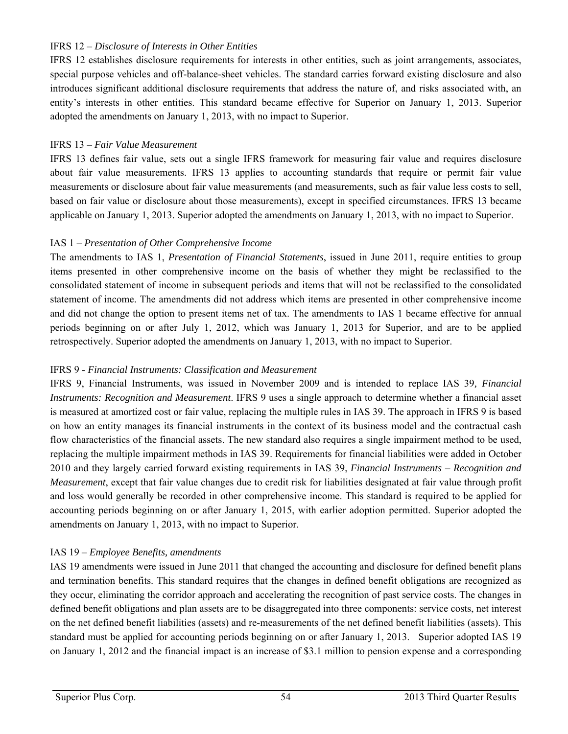IFRS 12 – *Disclosure of Interests in Other Entities*

IFRS 12 establishes disclosure requirements for interests in other entities, such as joint arrangements, associates, special purpose vehicles and off-balance-sheet vehicles. The standard carries forward existing disclosure and also introduces significant additional disclosure requirements that address the nature of, and risks associated with, an entity's interests in other entities. This standard became effective for Superior on January 1, 2013. Superior adopted the amendments on January 1, 2013, with no impact to Superior.

IFRS 13 **–** *Fair Value Measurement*

IFRS 13 defines fair value, sets out a single IFRS framework for measuring fair value and requires disclosure about fair value measurements. IFRS 13 applies to accounting standards that require or permit fair value measurements or disclosure about fair value measurements (and measurements, such as fair value less costs to sell, based on fair value or disclosure about those measurements), except in specified circumstances. IFRS 13 became applicable on January 1, 2013. Superior adopted the amendments on January 1, 2013, with no impact to Superior.

IAS 1 – *Presentation of Other Comprehensive Income*

The amendments to IAS 1, *Presentation of Financial Statements*, issued in June 2011, require entities to group items presented in other comprehensive income on the basis of whether they might be reclassified to the consolidated statement of income in subsequent periods and items that will not be reclassified to the consolidated statement of income. The amendments did not address which items are presented in other comprehensive income and did not change the option to present items net of tax. The amendments to IAS 1 became effective for annual periods beginning on or after July 1, 2012, which was January 1, 2013 for Superior, and are to be applied retrospectively. Superior adopted the amendments on January 1, 2013, with no impact to Superior.

IFRS 9 - *Financial Instruments: Classification and Measurement*

IFRS 9, Financial Instruments, was issued in November 2009 and is intended to replace IAS 39*, Financial Instruments: Recognition and Measurement*. IFRS 9 uses a single approach to determine whether a financial asset is measured at amortized cost or fair value, replacing the multiple rules in IAS 39. The approach in IFRS 9 is based on how an entity manages its financial instruments in the context of its business model and the contractual cash flow characteristics of the financial assets. The new standard also requires a single impairment method to be used, replacing the multiple impairment methods in IAS 39. Requirements for financial liabilities were added in October 2010 and they largely carried forward existing requirements in IAS 39, *Financial Instruments – Recognition and Measurement*, except that fair value changes due to credit risk for liabilities designated at fair value through profit and loss would generally be recorded in other comprehensive income. This standard is required to be applied for accounting periods beginning on or after January 1, 2015, with earlier adoption permitted. Superior adopted the amendments on January 1, 2013, with no impact to Superior.

IAS 19 – *Employee Benefits, amendments*

IAS 19 amendments were issued in June 2011 that changed the accounting and disclosure for defined benefit plans and termination benefits. This standard requires that the changes in defined benefit obligations are recognized as they occur, eliminating the corridor approach and accelerating the recognition of past service costs. The changes in defined benefit obligations and plan assets are to be disaggregated into three components: service costs, net interest on the net defined benefit liabilities (assets) and re-measurements of the net defined benefit liabilities (assets). This standard must be applied for accounting periods beginning on or after January 1, 2013. Superior adopted IAS 19 on January 1, 2012 and the financial impact is an increase of \$3.1 million to pension expense and a corresponding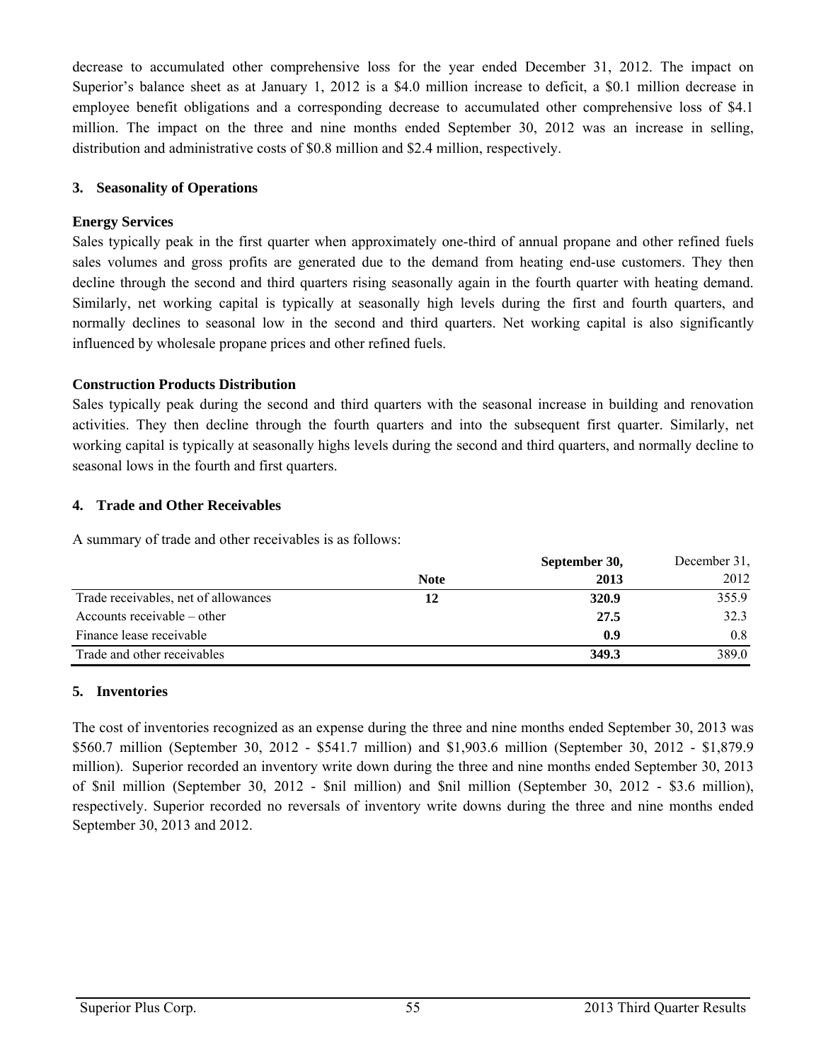decrease to accumulated other comprehensive loss for the year ended December 31, 2012. The impact on Superior's balance sheet as at January 1, 2012 is a $4.0 million increase to deficit, a $0.1 million decrease in employee benefit obligations and a corresponding decrease to accumulated other comprehensive loss of $4.1 million. The impact on the three and nine months ended September 30, 2012 was an increase in selling, distribution and administrative costs of $0.8 million and $2.4 million, respectively.

## 3. Seasonality of Operations

**Energy Services**

Sales typically peak in the first quarter when approximately one-third of annual propane and other refined fuels sales volumes and gross profits are generated due to the demand from heating end-use customers. They then decline through the second and third quarters rising seasonally again in the fourth quarter with heating demand. Similarly, net working capital is typically at seasonally high levels during the first and fourth quarters, and normally declines to seasonal low in the second and third quarters. Net working capital is also significantly influenced by wholesale propane prices and other refined fuels.

**Construction Products Distribution**

Sales typically peak during the second and third quarters with the seasonal increase in building and renovation activities. They then decline through the fourth quarters and into the subsequent first quarter. Similarly, net working capital is typically at seasonally highs levels during the second and third quarters, and normally decline to seasonal lows in the fourth and first quarters.

## 4. Trade and Other Receivables

A summary of trade and other receivables is as follows:

| | Note | September 30, 2013 | December 31, 2012 |
|---|---|---|---|
| Trade receivables, net of allowances | **12** | **320.9** | 355.9 |
| Accounts receivable – other | | **27.5** | 32.3 |
| Finance lease receivable | | **0.9** | 0.8 |
| Trade and other receivables | | **349.3** | 389.0 |

## 5. Inventories

The cost of inventories recognized as an expense during the three and nine months ended September 30, 2013 was $560.7 million (September 30, 2012 - $541.7 million) and $1,903.6 million (September 30, 2012 - $1,879.9 million). Superior recorded an inventory write down during the three and nine months ended September 30, 2013 of $nil million (September 30, 2012 - $nil million) and $nil million (September 30, 2012 - $3.6 million), respectively. Superior recorded no reversals of inventory write downs during the three and nine months ended September 30, 2013 and 2012.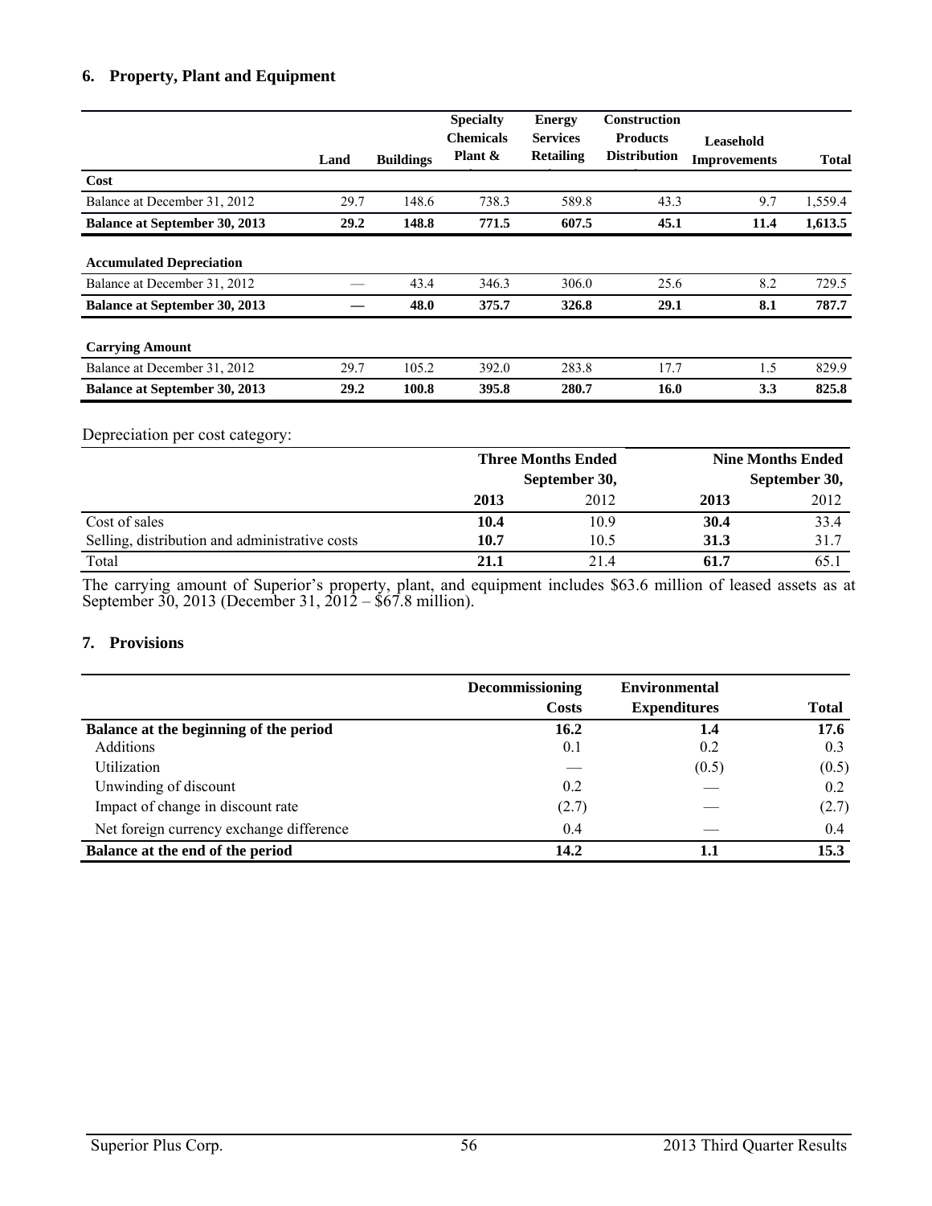## 6. Property, Plant and Equipment

| | Land | Buildings | Specialty Chemicals Plant & | Energy Services Retailing | Construction Products Distribution | Leasehold Improvements | Total |
|---|---|---|---|---|---|---|---|
| **Cost** | | | | | | | |
| Balance at December 31, 2012 | 29.7 | 148.6 | 738.3 | 589.8 | 43.3 | 9.7 | 1,559.4 |
| **Balance at September 30, 2013** | **29.2** | **148.8** | **771.5** | **607.5** | **45.1** | **11.4** | **1,613.5** |
| **Accumulated Depreciation** | | | | | | | |
| Balance at December 31, 2012 | — | 43.4 | 346.3 | 306.0 | 25.6 | 8.2 | 729.5 |
| **Balance at September 30, 2013** | **—** | **48.0** | **375.7** | **326.8** | **29.1** | **8.1** | **787.7** |
| **Carrying Amount** | | | | | | | |
| Balance at December 31, 2012 | 29.7 | 105.2 | 392.0 | 283.8 | 17.7 | 1.5 | 829.9 |
| **Balance at September 30, 2013** | **29.2** | **100.8** | **395.8** | **280.7** | **16.0** | **3.3** | **825.8** |

Depreciation per cost category:

| | Three Months Ended September 30, | | Nine Months Ended September 30, | |
|---|---|---|---|---|
| | **2013** | 2012 | **2013** | 2012 |
| Cost of sales | **10.4** | 10.9 | **30.4** | 33.4 |
| Selling, distribution and administrative costs | **10.7** | 10.5 | **31.3** | 31.7 |
| Total | **21.1** | 21.4 | **61.7** | 65.1 |

The carrying amount of Superior's property, plant, and equipment includes $63.6 million of leased assets as at September 30, 2013 (December 31, 2012 – $67.8 million).

## 7. Provisions

| | Decommissioning Costs | Environmental Expenditures | Total |
|---|---|---|---|
| **Balance at the beginning of the period** | **16.2** | **1.4** | **17.6** |
| Additions | 0.1 | 0.2 | 0.3 |
| Utilization | — | (0.5) | (0.5) |
| Unwinding of discount | 0.2 | — | 0.2 |
| Impact of change in discount rate | (2.7) | — | (2.7) |
| Net foreign currency exchange difference | 0.4 | — | 0.4 |
| **Balance at the end of the period** | **14.2** | **1.1** | **15.3** |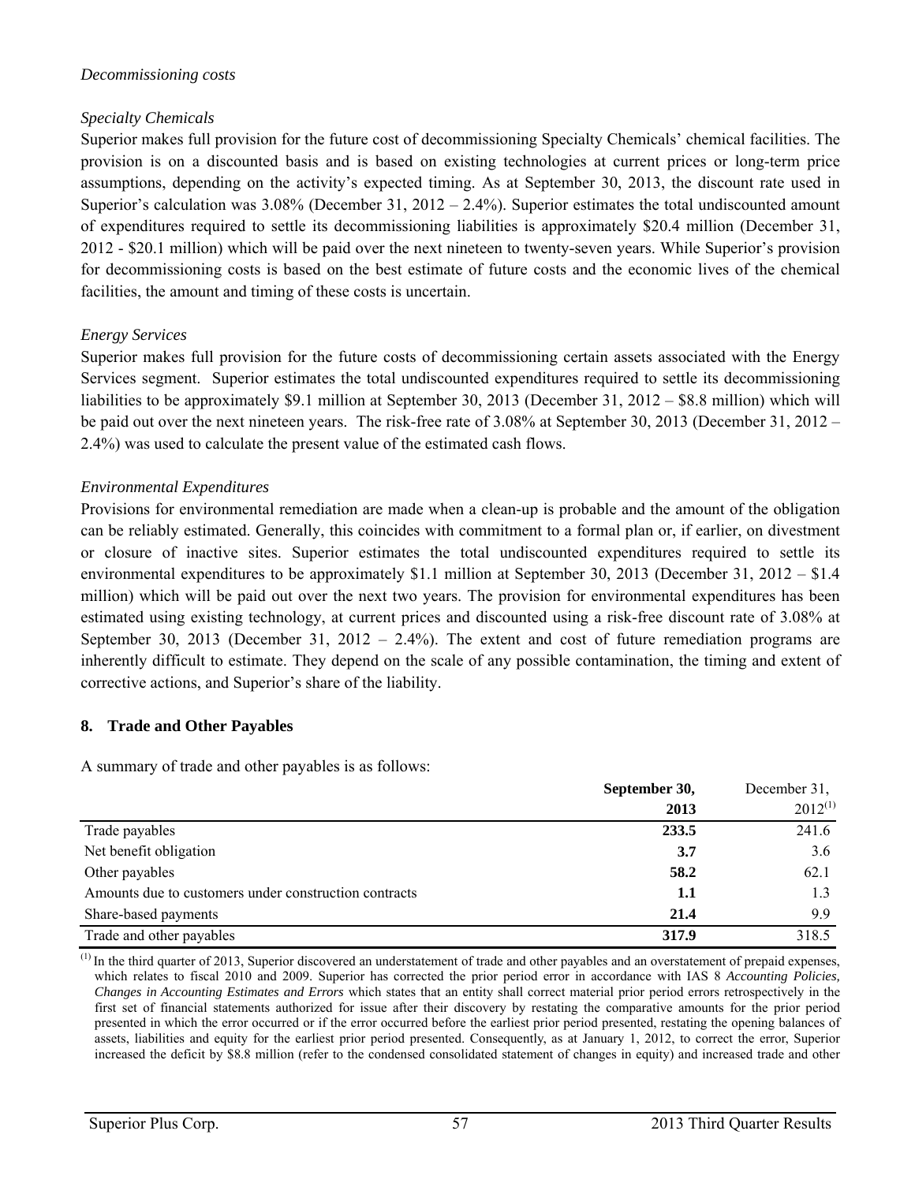*Decommissioning costs*

*Specialty Chemicals*

Superior makes full provision for the future cost of decommissioning Specialty Chemicals' chemical facilities. The provision is on a discounted basis and is based on existing technologies at current prices or long-term price assumptions, depending on the activity's expected timing. As at September 30, 2013, the discount rate used in Superior's calculation was 3.08% (December 31, 2012 – 2.4%). Superior estimates the total undiscounted amount of expenditures required to settle its decommissioning liabilities is approximately $20.4 million (December 31, 2012 - $20.1 million) which will be paid over the next nineteen to twenty-seven years. While Superior's provision for decommissioning costs is based on the best estimate of future costs and the economic lives of the chemical facilities, the amount and timing of these costs is uncertain.

*Energy Services*

Superior makes full provision for the future costs of decommissioning certain assets associated with the Energy Services segment. Superior estimates the total undiscounted expenditures required to settle its decommissioning liabilities to be approximately $9.1 million at September 30, 2013 (December 31, 2012 – $8.8 million) which will be paid out over the next nineteen years. The risk-free rate of 3.08% at September 30, 2013 (December 31, 2012 – 2.4%) was used to calculate the present value of the estimated cash flows.

*Environmental Expenditures*

Provisions for environmental remediation are made when a clean-up is probable and the amount of the obligation can be reliably estimated. Generally, this coincides with commitment to a formal plan or, if earlier, on divestment or closure of inactive sites. Superior estimates the total undiscounted expenditures required to settle its environmental expenditures to be approximately $1.1 million at September 30, 2013 (December 31, 2012 – $1.4 million) which will be paid out over the next two years. The provision for environmental expenditures has been estimated using existing technology, at current prices and discounted using a risk-free discount rate of 3.08% at September 30, 2013 (December 31, 2012 – 2.4%). The extent and cost of future remediation programs are inherently difficult to estimate. They depend on the scale of any possible contamination, the timing and extent of corrective actions, and Superior's share of the liability.

## 8. Trade and Other Payables

A summary of trade and other payables is as follows:

| | **September 30, 2013** | December 31, 2012[(1)] |
|---|---|---|
| Trade payables | **233.5** | 241.6 |
| Net benefit obligation | **3.7** | 3.6 |
| Other payables | **58.2** | 62.1 |
| Amounts due to customers under construction contracts | **1.1** | 1.3 |
| Share-based payments | **21.4** | 9.9 |
| Trade and other payables | **317.9** | 318.5 |

[(1)] In the third quarter of 2013, Superior discovered an understatement of trade and other payables and an overstatement of prepaid expenses, which relates to fiscal 2010 and 2009. Superior has corrected the prior period error in accordance with IAS 8 *Accounting Policies, Changes in Accounting Estimates and Errors* which states that an entity shall correct material prior period errors retrospectively in the first set of financial statements authorized for issue after their discovery by restating the comparative amounts for the prior period presented in which the error occurred or if the error occurred before the earliest prior period presented, restating the opening balances of assets, liabilities and equity for the earliest prior period presented. Consequently, as at January 1, 2012, to correct the error, Superior increased the deficit by $8.8 million (refer to the condensed consolidated statement of changes in equity) and increased trade and other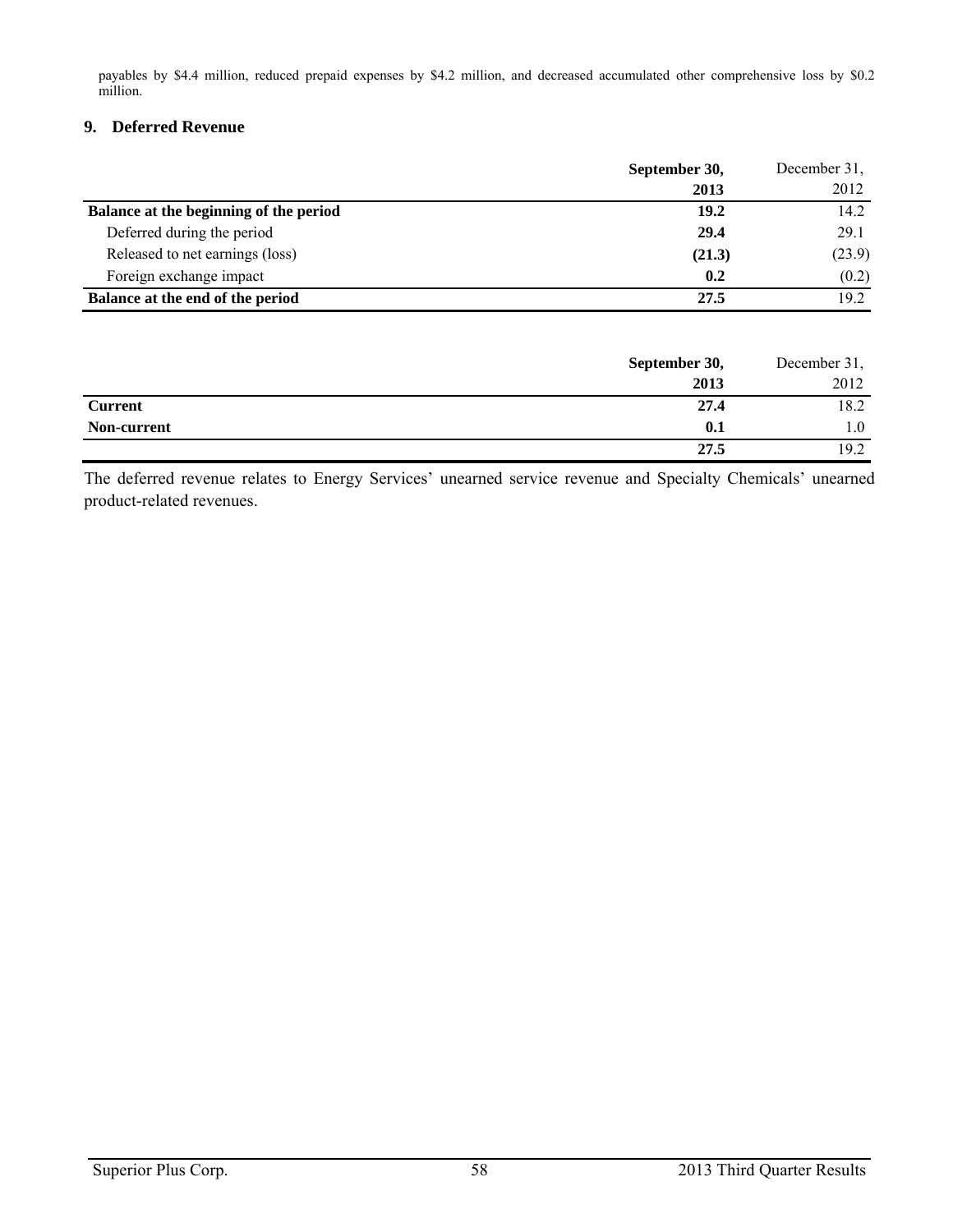payables by $4.4 million, reduced prepaid expenses by $4.2 million, and decreased accumulated other comprehensive loss by $0.2 million.

## 9. Deferred Revenue

| | **September 30, 2013** | December 31, 2012 |
|---|---|---|
| **Balance at the beginning of the period** | **19.2** | 14.2 |
| Deferred during the period | **29.4** | 29.1 |
| Released to net earnings (loss) | **(21.3)** | (23.9) |
| Foreign exchange impact | **0.2** | (0.2) |
| **Balance at the end of the period** | **27.5** | 19.2 |

| | **September 30, 2013** | December 31, 2012 |
|---|---|---|
| **Current** | **27.4** | 18.2 |
| **Non-current** | **0.1** | 1.0 |
| | **27.5** | 19.2 |

The deferred revenue relates to Energy Services' unearned service revenue and Specialty Chemicals' unearned product-related revenues.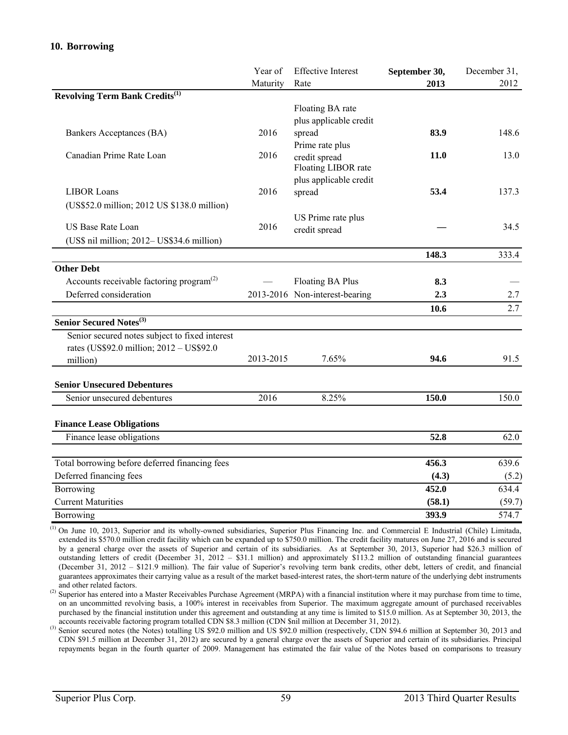### 10. Borrowing

| | Year of Maturity | Effective Interest Rate | September 30, 2013 | December 31, 2012 |
|---|---|---|---|---|
| **Revolving Term Bank Credits[(1)]** | | | | |
| Bankers Acceptances (BA) | 2016 | Floating BA rate plus applicable credit spread | **83.9** | 148.6 |
| Canadian Prime Rate Loan | 2016 | Prime rate plus credit spread | **11.0** | 13.0 |
| LIBOR Loans (US$52.0 million; 2012 US $138.0 million) | 2016 | Floating LIBOR rate plus applicable credit spread | **53.4** | 137.3 |
| US Base Rate Loan (US$ nil million; 2012– US$34.6 million) | 2016 | US Prime rate plus credit spread | **—** | 34.5 |
| | | | **148.3** | 333.4 |
| **Other Debt** | | | | |
| Accounts receivable factoring program[(2)] | — | Floating BA Plus | **8.3** | — |
| Deferred consideration | 2013-2016 | Non-interest-bearing | **2.3** | 2.7 |
| | | | **10.6** | 2.7 |
| **Senior Secured Notes[(3)]** | | | | |
| Senior secured notes subject to fixed interest rates (US$92.0 million; 2012 – US$92.0 million) | 2013-2015 | 7.65% | **94.6** | 91.5 |
| **Senior Unsecured Debentures** | | | | |
| Senior unsecured debentures | 2016 | 8.25% | **150.0** | 150.0 |
| **Finance Lease Obligations** | | | | |
| Finance lease obligations | | | **52.8** | 62.0 |
| Total borrowing before deferred financing fees | | | **456.3** | 639.6 |
| Deferred financing fees | | | **(4.3)** | (5.2) |
| Borrowing | | | **452.0** | 634.4 |
| Current Maturities | | | **(58.1)** | (59.7) |
| Borrowing | | | **393.9** | 574.7 |

(1) On June 10, 2013, Superior and its wholly-owned subsidiaries, Superior Plus Financing Inc. and Commercial E Industrial (Chile) Limitada, extended its $570.0 million credit facility which can be expanded up to $750.0 million. The credit facility matures on June 27, 2016 and is secured by a general charge over the assets of Superior and certain of its subsidiaries. As at September 30, 2013, Superior had $26.3 million of outstanding letters of credit (December 31, 2012 – $31.1 million) and approximately $113.2 million of outstanding financial guarantees (December 31, 2012 – $121.9 million). The fair value of Superior's revolving term bank credits, other debt, letters of credit, and financial guarantees approximates their carrying value as a result of the market based-interest rates, the short-term nature of the underlying debt instruments and other related factors.

(2) Superior has entered into a Master Receivables Purchase Agreement (MRPA) with a financial institution where it may purchase from time to time, on an uncommitted revolving basis, a 100% interest in receivables from Superior. The maximum aggregate amount of purchased receivables purchased by the financial institution under this agreement and outstanding at any time is limited to $15.0 million. As at September 30, 2013, the accounts receivable factoring program totalled CDN $8.3 million (CDN $nil million at December 31, 2012).

(3) Senior secured notes (the Notes) totalling US $92.0 million and US $92.0 million (respectively, CDN $94.6 million at September 30, 2013 and CDN $91.5 million at December 31, 2012) are secured by a general charge over the assets of Superior and certain of its subsidiaries. Principal repayments began in the fourth quarter of 2009. Management has estimated the fair value of the Notes based on comparisons to treasury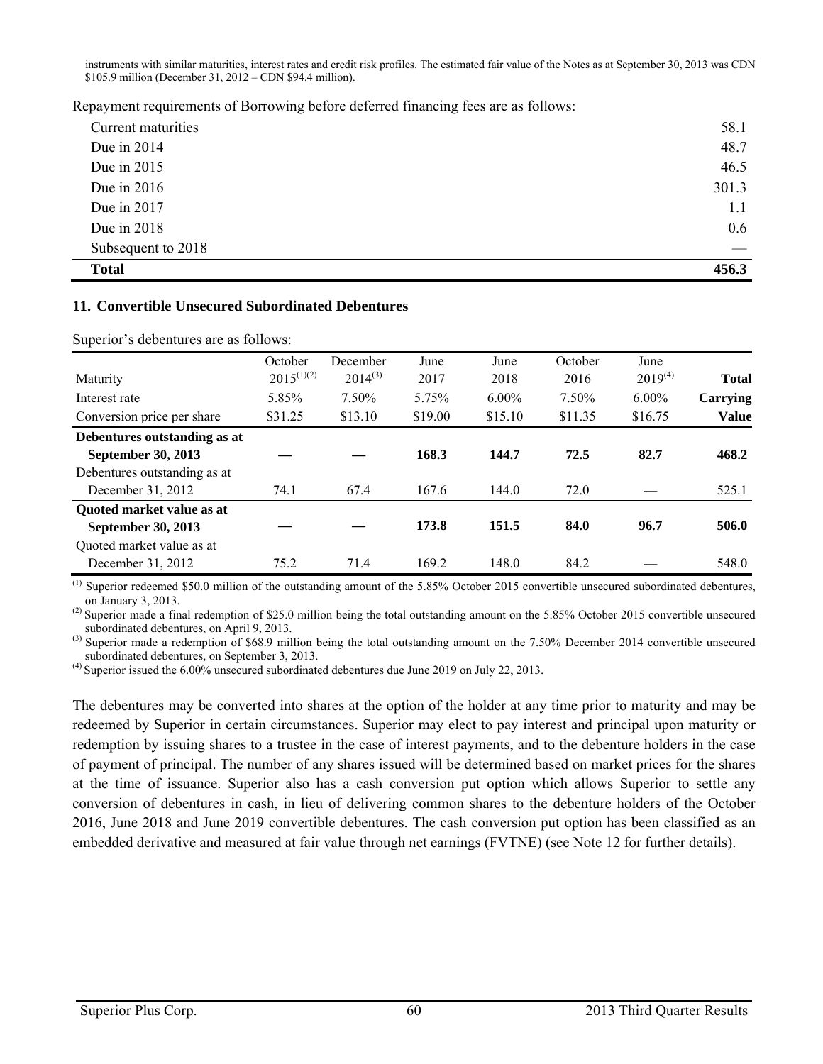instruments with similar maturities, interest rates and credit risk profiles. The estimated fair value of the Notes as at September 30, 2013 was CDN $105.9 million (December 31, 2012 – CDN $94.4 million).

Repayment requirements of Borrowing before deferred financing fees are as follows:

| | |
|---|---|
| Current maturities | 58.1 |
| Due in 2014 | 48.7 |
| Due in 2015 | 46.5 |
| Due in 2016 | 301.3 |
| Due in 2017 | 1.1 |
| Due in 2018 | 0.6 |
| Subsequent to 2018 | — |
| **Total** | **456.3** |

### 11. Convertible Unsecured Subordinated Debentures

Superior's debentures are as follows:

| Maturity | October 2015[(1)(2)] | December 2014[(3)] | June 2017 | June 2018 | October 2016 | June 2019[(4)] | Total |
|---|---|---|---|---|---|---|---|
| Interest rate | 5.85% | 7.50% | 5.75% | 6.00% | 7.50% | 6.00% | **Carrying** |
| Conversion price per share | $31.25 | $13.10 | $19.00 | $15.10 | $11.35 | $16.75 | **Value** |
| **Debentures outstanding as at September 30, 2013** | **—** | **—** | **168.3** | **144.7** | **72.5** | **82.7** | **468.2** |
| Debentures outstanding as at December 31, 2012 | 74.1 | 67.4 | 167.6 | 144.0 | 72.0 | — | 525.1 |
| **Quoted market value as at September 30, 2013** | **—** | **—** | **173.8** | **151.5** | **84.0** | **96.7** | **506.0** |
| Quoted market value as at December 31, 2012 | 75.2 | 71.4 | 169.2 | 148.0 | 84.2 | — | 548.0 |

(1) Superior redeemed $50.0 million of the outstanding amount of the 5.85% October 2015 convertible unsecured subordinated debentures, on January 3, 2013.
(2) Superior made a final redemption of $25.0 million being the total outstanding amount on the 5.85% October 2015 convertible unsecured subordinated debentures, on April 9, 2013.
(3) Superior made a redemption of $68.9 million being the total outstanding amount on the 7.50% December 2014 convertible unsecured subordinated debentures, on September 3, 2013.
(4) Superior issued the 6.00% unsecured subordinated debentures due June 2019 on July 22, 2013.

The debentures may be converted into shares at the option of the holder at any time prior to maturity and may be redeemed by Superior in certain circumstances. Superior may elect to pay interest and principal upon maturity or redemption by issuing shares to a trustee in the case of interest payments, and to the debenture holders in the case of payment of principal. The number of any shares issued will be determined based on market prices for the shares at the time of issuance. Superior also has a cash conversion put option which allows Superior to settle any conversion of debentures in cash, in lieu of delivering common shares to the debenture holders of the October 2016, June 2018 and June 2019 convertible debentures. The cash conversion put option has been classified as an embedded derivative and measured at fair value through net earnings (FVTNE) (see Note 12 for further details).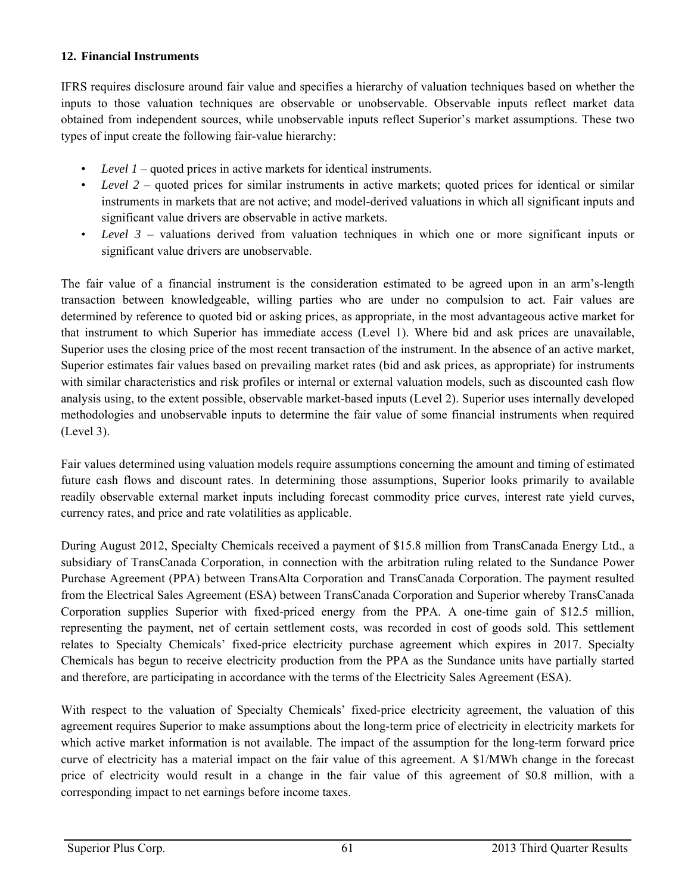**12. Financial Instruments**

IFRS requires disclosure around fair value and specifies a hierarchy of valuation techniques based on whether the inputs to those valuation techniques are observable or unobservable. Observable inputs reflect market data obtained from independent sources, while unobservable inputs reflect Superior's market assumptions. These two types of input create the following fair-value hierarchy:

- *Level 1* – quoted prices in active markets for identical instruments.
- *Level 2* – quoted prices for similar instruments in active markets; quoted prices for identical or similar instruments in markets that are not active; and model-derived valuations in which all significant inputs and significant value drivers are observable in active markets.
- *Level 3* – valuations derived from valuation techniques in which one or more significant inputs or significant value drivers are unobservable.

The fair value of a financial instrument is the consideration estimated to be agreed upon in an arm's-length transaction between knowledgeable, willing parties who are under no compulsion to act. Fair values are determined by reference to quoted bid or asking prices, as appropriate, in the most advantageous active market for that instrument to which Superior has immediate access (Level 1). Where bid and ask prices are unavailable, Superior uses the closing price of the most recent transaction of the instrument. In the absence of an active market, Superior estimates fair values based on prevailing market rates (bid and ask prices, as appropriate) for instruments with similar characteristics and risk profiles or internal or external valuation models, such as discounted cash flow analysis using, to the extent possible, observable market-based inputs (Level 2). Superior uses internally developed methodologies and unobservable inputs to determine the fair value of some financial instruments when required (Level 3).

Fair values determined using valuation models require assumptions concerning the amount and timing of estimated future cash flows and discount rates. In determining those assumptions, Superior looks primarily to available readily observable external market inputs including forecast commodity price curves, interest rate yield curves, currency rates, and price and rate volatilities as applicable.

During August 2012, Specialty Chemicals received a payment of $15.8 million from TransCanada Energy Ltd., a subsidiary of TransCanada Corporation, in connection with the arbitration ruling related to the Sundance Power Purchase Agreement (PPA) between TransAlta Corporation and TransCanada Corporation. The payment resulted from the Electrical Sales Agreement (ESA) between TransCanada Corporation and Superior whereby TransCanada Corporation supplies Superior with fixed-priced energy from the PPA. A one-time gain of $12.5 million, representing the payment, net of certain settlement costs, was recorded in cost of goods sold. This settlement relates to Specialty Chemicals' fixed-price electricity purchase agreement which expires in 2017. Specialty Chemicals has begun to receive electricity production from the PPA as the Sundance units have partially started and therefore, are participating in accordance with the terms of the Electricity Sales Agreement (ESA).

With respect to the valuation of Specialty Chemicals' fixed-price electricity agreement, the valuation of this agreement requires Superior to make assumptions about the long-term price of electricity in electricity markets for which active market information is not available. The impact of the assumption for the long-term forward price curve of electricity has a material impact on the fair value of this agreement. A $1/MWh change in the forecast price of electricity would result in a change in the fair value of this agreement of $0.8 million, with a corresponding impact to net earnings before income taxes.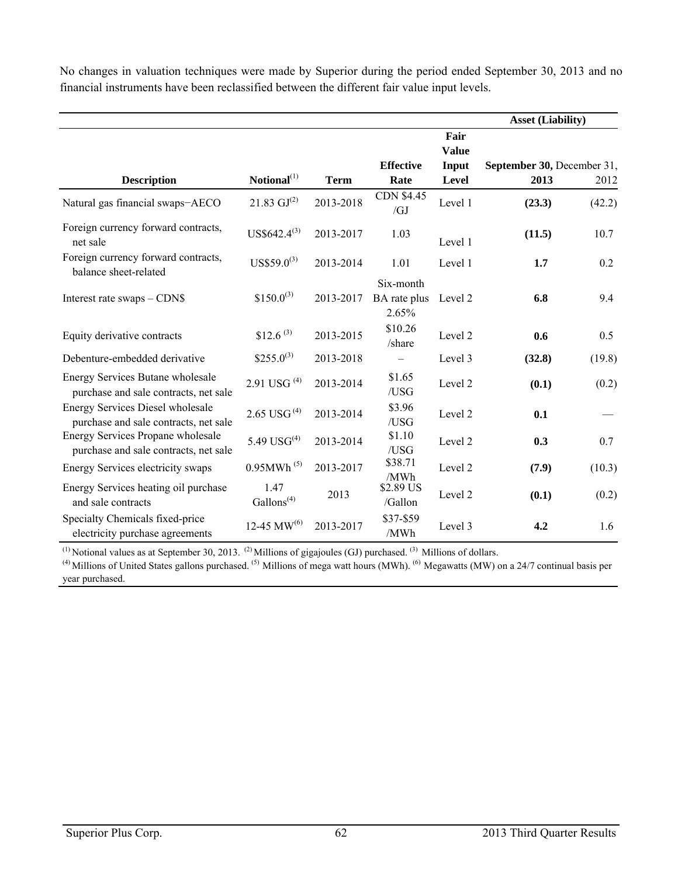No changes in valuation techniques were made by Superior during the period ended September 30, 2013 and no financial instruments have been reclassified between the different fair value input levels.

| | | | | | Asset (Liability) | |
|---|---|---|---|---|---|---|
| **Description** | **Notional**[1] | **Term** | **Effective Rate** | **Fair Value Input Level** | **September 30, 2013** | December 31, 2012 |
| Natural gas financial swaps−AECO | 21.83 GJ[2] | 2013-2018 | CDN $4.45 /GJ | Level 1 | **(23.3)** | (42.2) |
| Foreign currency forward contracts, net sale | US$642.4[3] | 2013-2017 | 1.03 | Level 1 | **(11.5)** | 10.7 |
| Foreign currency forward contracts, balance sheet-related | US$59.0[3] | 2013-2014 | 1.01 | Level 1 | **1.7** | 0.2 |
| Interest rate swaps – CDN$ | $150.0[3] | 2013-2017 | Six-month BA rate plus 2.65% | Level 2 | **6.8** | 9.4 |
| Equity derivative contracts | $12.6 [3] | 2013-2015 | $10.26 /share | Level 2 | **0.6** | 0.5 |
| Debenture-embedded derivative | $255.0[3] | 2013-2018 | – | Level 3 | **(32.8)** | (19.8) |
| Energy Services Butane wholesale purchase and sale contracts, net sale | 2.91 USG [4] | 2013-2014 | $1.65 /USG | Level 2 | **(0.1)** | (0.2) |
| Energy Services Diesel wholesale purchase and sale contracts, net sale | 2.65 USG [4] | 2013-2014 | $3.96 /USG | Level 2 | **0.1** | — |
| Energy Services Propane wholesale purchase and sale contracts, net sale | 5.49 USG[4] | 2013-2014 | $1.10 /USG | Level 2 | **0.3** | 0.7 |
| Energy Services electricity swaps | 0.95MWh [5] | 2013-2017 | $38.71 /MWh | Level 2 | **(7.9)** | (10.3) |
| Energy Services heating oil purchase and sale contracts | 1.47 Gallons[4] | 2013 | $2.89 US /Gallon | Level 2 | **(0.1)** | (0.2) |
| Specialty Chemicals fixed-price electricity purchase agreements | 12-45 MW[6] | 2013-2017 | $37-$59 /MWh | Level 3 | **4.2** | 1.6 |

[1] Notional values as at September 30, 2013. [2] Millions of gigajoules (GJ) purchased. [3] Millions of dollars.
[4] Millions of United States gallons purchased. [5] Millions of mega watt hours (MWh). [6] Megawatts (MW) on a 24/7 continual basis per year purchased.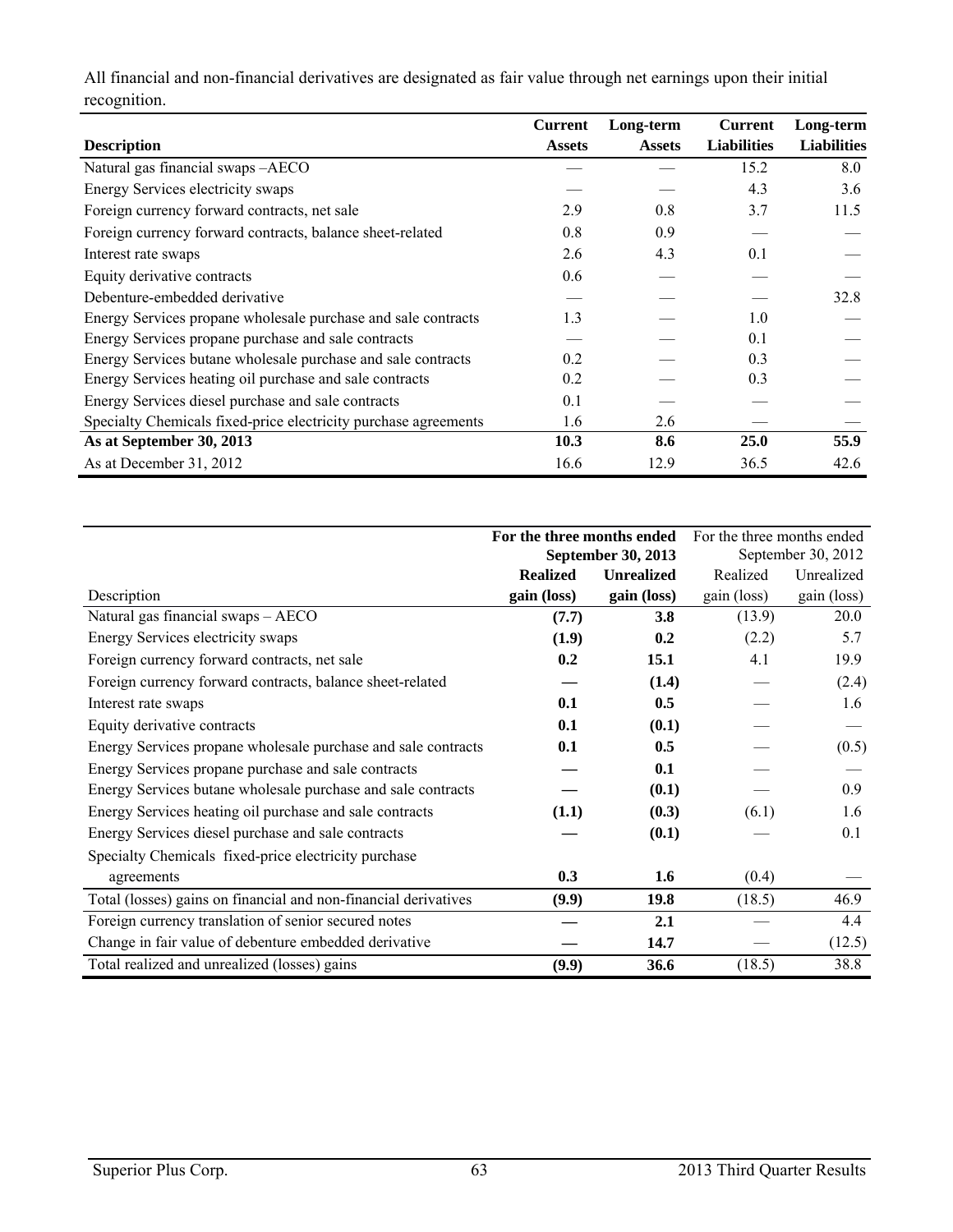All financial and non-financial derivatives are designated as fair value through net earnings upon their initial recognition.

| **Description** | **Current Assets** | **Long-term Assets** | **Current Liabilities** | **Long-term Liabilities** |
|---|---|---|---|---|
| Natural gas financial swaps –AECO | — | — | 15.2 | 8.0 |
| Energy Services electricity swaps | — | — | 4.3 | 3.6 |
| Foreign currency forward contracts, net sale | 2.9 | 0.8 | 3.7 | 11.5 |
| Foreign currency forward contracts, balance sheet-related | 0.8 | 0.9 | — | — |
| Interest rate swaps | 2.6 | 4.3 | 0.1 | — |
| Equity derivative contracts | 0.6 | — | — | — |
| Debenture-embedded derivative | — | — | — | 32.8 |
| Energy Services propane wholesale purchase and sale contracts | 1.3 | — | 1.0 | — |
| Energy Services propane purchase and sale contracts | — | — | 0.1 | — |
| Energy Services butane wholesale purchase and sale contracts | 0.2 | — | 0.3 | — |
| Energy Services heating oil purchase and sale contracts | 0.2 | — | 0.3 | — |
| Energy Services diesel purchase and sale contracts | 0.1 | — | — | — |
| Specialty Chemicals fixed-price electricity purchase agreements | 1.6 | 2.6 | — | — |
| **As at September 30, 2013** | **10.3** | **8.6** | **25.0** | **55.9** |
| As at December 31, 2012 | 16.6 | 12.9 | 36.5 | 42.6 |

| | **For the three months ended September 30, 2013** | | For the three months ended September 30, 2012 | |
|---|---|---|---|---|
| Description | **Realized gain (loss)** | **Unrealized gain (loss)** | Realized gain (loss) | Unrealized gain (loss) |
| Natural gas financial swaps – AECO | **(7.7)** | **3.8** | (13.9) | 20.0 |
| Energy Services electricity swaps | **(1.9)** | **0.2** | (2.2) | 5.7 |
| Foreign currency forward contracts, net sale | **0.2** | **15.1** | 4.1 | 19.9 |
| Foreign currency forward contracts, balance sheet-related | **—** | **(1.4)** | — | (2.4) |
| Interest rate swaps | **0.1** | **0.5** | — | 1.6 |
| Equity derivative contracts | **0.1** | **(0.1)** | — | — |
| Energy Services propane wholesale purchase and sale contracts | **0.1** | **0.5** | — | (0.5) |
| Energy Services propane purchase and sale contracts | **—** | **0.1** | — | — |
| Energy Services butane wholesale purchase and sale contracts | **—** | **(0.1)** | — | 0.9 |
| Energy Services heating oil purchase and sale contracts | **(1.1)** | **(0.3)** | (6.1) | 1.6 |
| Energy Services diesel purchase and sale contracts | **—** | **(0.1)** | — | 0.1 |
| Specialty Chemicals fixed-price electricity purchase agreements | **0.3** | **1.6** | (0.4) | — |
| Total (losses) gains on financial and non-financial derivatives | **(9.9)** | **19.8** | (18.5) | 46.9 |
| Foreign currency translation of senior secured notes | **—** | **2.1** | — | 4.4 |
| Change in fair value of debenture embedded derivative | **—** | **14.7** | — | (12.5) |
| Total realized and unrealized (losses) gains | **(9.9)** | **36.6** | (18.5) | 38.8 |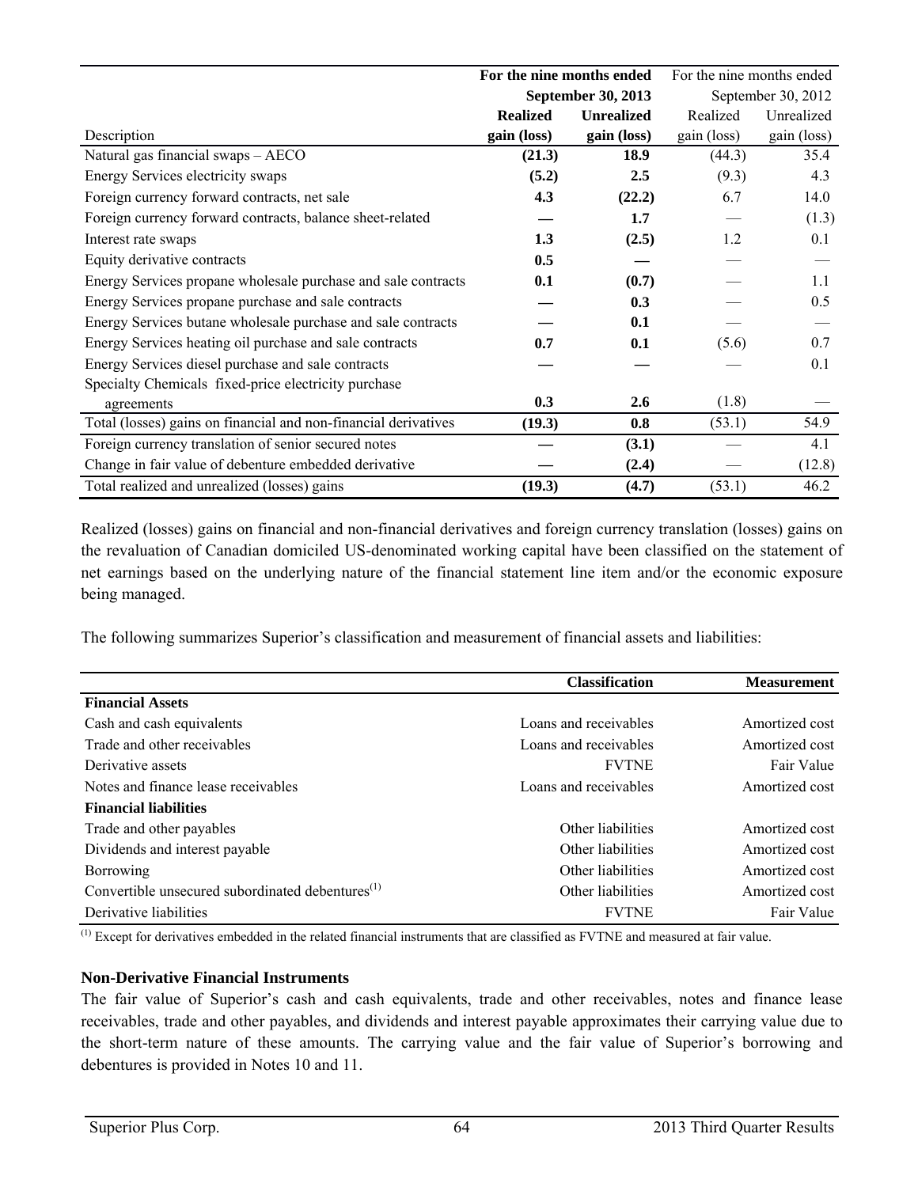| | For the nine months ended September 30, 2013 | | For the nine months ended September 30, 2012 | |
|---|---|---|---|---|
| Description | **Realized gain (loss)** | **Unrealized gain (loss)** | Realized gain (loss) | Unrealized gain (loss) |
| Natural gas financial swaps – AECO | **(21.3)** | **18.9** | (44.3) | 35.4 |
| Energy Services electricity swaps | **(5.2)** | **2.5** | (9.3) | 4.3 |
| Foreign currency forward contracts, net sale | **4.3** | **(22.2)** | 6.7 | 14.0 |
| Foreign currency forward contracts, balance sheet-related | **—** | **1.7** | — | (1.3) |
| Interest rate swaps | **1.3** | **(2.5)** | 1.2 | 0.1 |
| Equity derivative contracts | **0.5** | **—** | — | — |
| Energy Services propane wholesale purchase and sale contracts | **0.1** | **(0.7)** | — | 1.1 |
| Energy Services propane purchase and sale contracts | **—** | **0.3** | — | 0.5 |
| Energy Services butane wholesale purchase and sale contracts | **—** | **0.1** | — | — |
| Energy Services heating oil purchase and sale contracts | **0.7** | **0.1** | (5.6) | 0.7 |
| Energy Services diesel purchase and sale contracts | **—** | **—** | — | 0.1 |
| Specialty Chemicals fixed-price electricity purchase agreements | **0.3** | **2.6** | (1.8) | — |
| Total (losses) gains on financial and non-financial derivatives | **(19.3)** | **0.8** | (53.1) | 54.9 |
| Foreign currency translation of senior secured notes | **—** | **(3.1)** | — | 4.1 |
| Change in fair value of debenture embedded derivative | **—** | **(2.4)** | — | (12.8) |
| Total realized and unrealized (losses) gains | **(19.3)** | **(4.7)** | (53.1) | 46.2 |

Realized (losses) gains on financial and non-financial derivatives and foreign currency translation (losses) gains on the revaluation of Canadian domiciled US-denominated working capital have been classified on the statement of net earnings based on the underlying nature of the financial statement line item and/or the economic exposure being managed.

The following summarizes Superior's classification and measurement of financial assets and liabilities:

| | **Classification** | **Measurement** |
|---|---|---|
| **Financial Assets** | | |
| Cash and cash equivalents | Loans and receivables | Amortized cost |
| Trade and other receivables | Loans and receivables | Amortized cost |
| Derivative assets | FVTNE | Fair Value |
| Notes and finance lease receivables | Loans and receivables | Amortized cost |
| **Financial liabilities** | | |
| Trade and other payables | Other liabilities | Amortized cost |
| Dividends and interest payable | Other liabilities | Amortized cost |
| Borrowing | Other liabilities | Amortized cost |
| Convertible unsecured subordinated debentures[(1)] | Other liabilities | Amortized cost |
| Derivative liabilities | FVTNE | Fair Value |

[(1)] Except for derivatives embedded in the related financial instruments that are classified as FVTNE and measured at fair value.

**Non-Derivative Financial Instruments**

The fair value of Superior's cash and cash equivalents, trade and other receivables, notes and finance lease receivables, trade and other payables, and dividends and interest payable approximates their carrying value due to the short-term nature of these amounts. The carrying value and the fair value of Superior's borrowing and debentures is provided in Notes 10 and 11.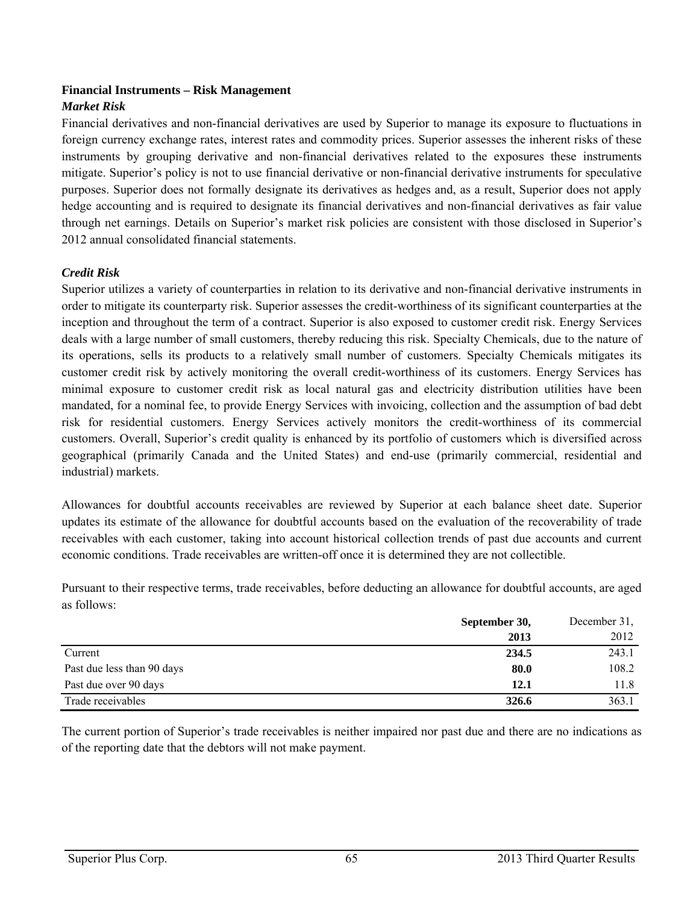## Financial Instruments – Risk Management

### *Market Risk*

Financial derivatives and non-financial derivatives are used by Superior to manage its exposure to fluctuations in foreign currency exchange rates, interest rates and commodity prices. Superior assesses the inherent risks of these instruments by grouping derivative and non-financial derivatives related to the exposures these instruments mitigate. Superior's policy is not to use financial derivative or non-financial derivative instruments for speculative purposes. Superior does not formally designate its derivatives as hedges and, as a result, Superior does not apply hedge accounting and is required to designate its financial derivatives and non-financial derivatives as fair value through net earnings. Details on Superior's market risk policies are consistent with those disclosed in Superior's 2012 annual consolidated financial statements.

### *Credit Risk*

Superior utilizes a variety of counterparties in relation to its derivative and non-financial derivative instruments in order to mitigate its counterparty risk. Superior assesses the credit-worthiness of its significant counterparties at the inception and throughout the term of a contract. Superior is also exposed to customer credit risk. Energy Services deals with a large number of small customers, thereby reducing this risk. Specialty Chemicals, due to the nature of its operations, sells its products to a relatively small number of customers. Specialty Chemicals mitigates its customer credit risk by actively monitoring the overall credit-worthiness of its customers. Energy Services has minimal exposure to customer credit risk as local natural gas and electricity distribution utilities have been mandated, for a nominal fee, to provide Energy Services with invoicing, collection and the assumption of bad debt risk for residential customers. Energy Services actively monitors the credit-worthiness of its commercial customers. Overall, Superior's credit quality is enhanced by its portfolio of customers which is diversified across geographical (primarily Canada and the United States) and end-use (primarily commercial, residential and industrial) markets.

Allowances for doubtful accounts receivables are reviewed by Superior at each balance sheet date. Superior updates its estimate of the allowance for doubtful accounts based on the evaluation of the recoverability of trade receivables with each customer, taking into account historical collection trends of past due accounts and current economic conditions. Trade receivables are written-off once it is determined they are not collectible.

Pursuant to their respective terms, trade receivables, before deducting an allowance for doubtful accounts, are aged as follows:

| | **September 30, 2013** | December 31, 2012 |
|---|---|---|
| Current | **234.5** | 243.1 |
| Past due less than 90 days | **80.0** | 108.2 |
| Past due over 90 days | **12.1** | 11.8 |
| Trade receivables | **326.6** | 363.1 |

The current portion of Superior's trade receivables is neither impaired nor past due and there are no indications as of the reporting date that the debtors will not make payment.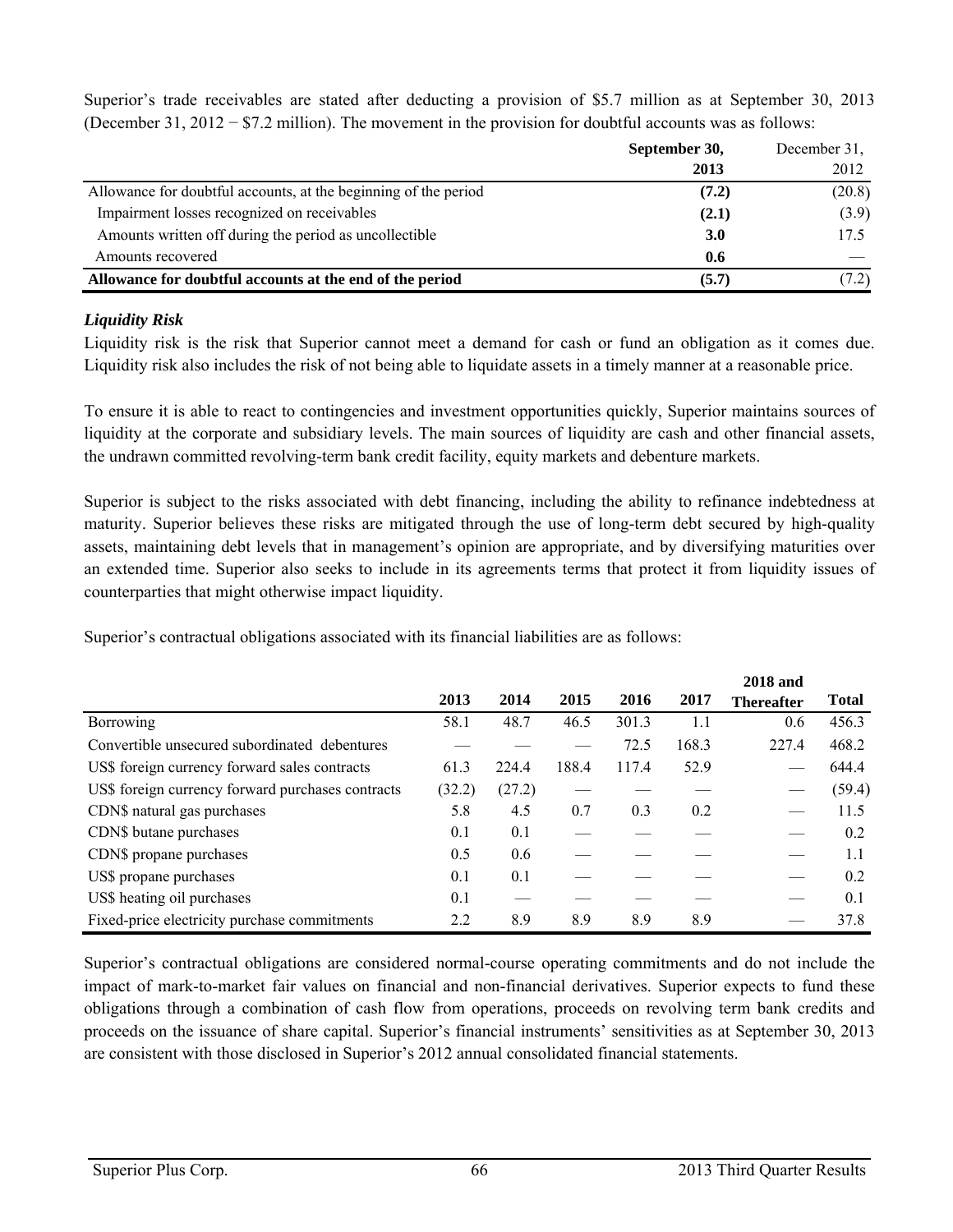Superior's trade receivables are stated after deducting a provision of \$5.7 million as at September 30, 2013 (December 31, 2012 − \$7.2 million). The movement in the provision for doubtful accounts was as follows:

| | **September 30, 2013** | December 31, 2012 |
|---|---|---|
| Allowance for doubtful accounts, at the beginning of the period | **(7.2)** | (20.8) |
| Impairment losses recognized on receivables | **(2.1)** | (3.9) |
| Amounts written off during the period as uncollectible | **3.0** | 17.5 |
| Amounts recovered | **0.6** | — |
| **Allowance for doubtful accounts at the end of the period** | **(5.7)** | (7.2) |

### *Liquidity Risk*

Liquidity risk is the risk that Superior cannot meet a demand for cash or fund an obligation as it comes due. Liquidity risk also includes the risk of not being able to liquidate assets in a timely manner at a reasonable price.

To ensure it is able to react to contingencies and investment opportunities quickly, Superior maintains sources of liquidity at the corporate and subsidiary levels. The main sources of liquidity are cash and other financial assets, the undrawn committed revolving-term bank credit facility, equity markets and debenture markets.

Superior is subject to the risks associated with debt financing, including the ability to refinance indebtedness at maturity. Superior believes these risks are mitigated through the use of long-term debt secured by high-quality assets, maintaining debt levels that in management's opinion are appropriate, and by diversifying maturities over an extended time. Superior also seeks to include in its agreements terms that protect it from liquidity issues of counterparties that might otherwise impact liquidity.

Superior's contractual obligations associated with its financial liabilities are as follows:

| | 2013 | 2014 | 2015 | 2016 | 2017 | 2018 and Thereafter | Total |
|---|---|---|---|---|---|---|---|
| Borrowing | 58.1 | 48.7 | 46.5 | 301.3 | 1.1 | 0.6 | 456.3 |
| Convertible unsecured subordinated debentures | — | — | — | 72.5 | 168.3 | 227.4 | 468.2 |
| US\$ foreign currency forward sales contracts | 61.3 | 224.4 | 188.4 | 117.4 | 52.9 | — | 644.4 |
| US\$ foreign currency forward purchases contracts | (32.2) | (27.2) | — | — | — | — | (59.4) |
| CDN\$ natural gas purchases | 5.8 | 4.5 | 0.7 | 0.3 | 0.2 | — | 11.5 |
| CDN\$ butane purchases | 0.1 | 0.1 | — | — | — | — | 0.2 |
| CDN\$ propane purchases | 0.5 | 0.6 | — | — | — | — | 1.1 |
| US\$ propane purchases | 0.1 | 0.1 | — | — | — | — | 0.2 |
| US\$ heating oil purchases | 0.1 | — | — | — | — | — | 0.1 |
| Fixed-price electricity purchase commitments | 2.2 | 8.9 | 8.9 | 8.9 | 8.9 | — | 37.8 |

Superior's contractual obligations are considered normal-course operating commitments and do not include the impact of mark-to-market fair values on financial and non-financial derivatives. Superior expects to fund these obligations through a combination of cash flow from operations, proceeds on revolving term bank credits and proceeds on the issuance of share capital. Superior's financial instruments' sensitivities as at September 30, 2013 are consistent with those disclosed in Superior's 2012 annual consolidated financial statements.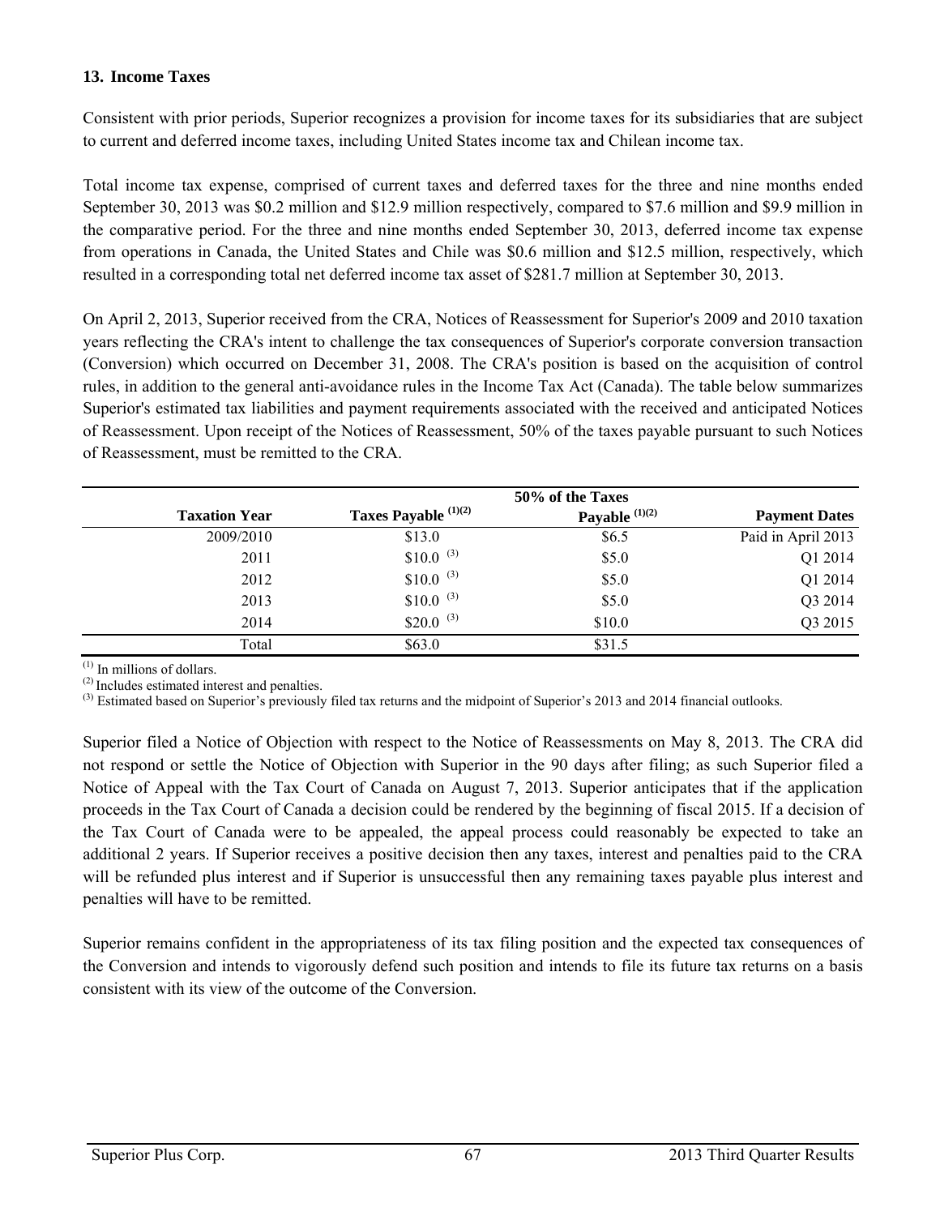### 13. Income Taxes

Consistent with prior periods, Superior recognizes a provision for income taxes for its subsidiaries that are subject to current and deferred income taxes, including United States income tax and Chilean income tax.

Total income tax expense, comprised of current taxes and deferred taxes for the three and nine months ended September 30, 2013 was $0.2 million and $12.9 million respectively, compared to $7.6 million and $9.9 million in the comparative period. For the three and nine months ended September 30, 2013, deferred income tax expense from operations in Canada, the United States and Chile was $0.6 million and $12.5 million, respectively, which resulted in a corresponding total net deferred income tax asset of $281.7 million at September 30, 2013.

On April 2, 2013, Superior received from the CRA, Notices of Reassessment for Superior's 2009 and 2010 taxation years reflecting the CRA's intent to challenge the tax consequences of Superior's corporate conversion transaction (Conversion) which occurred on December 31, 2008. The CRA's position is based on the acquisition of control rules, in addition to the general anti-avoidance rules in the Income Tax Act (Canada). The table below summarizes Superior's estimated tax liabilities and payment requirements associated with the received and anticipated Notices of Reassessment. Upon receipt of the Notices of Reassessment, 50% of the taxes payable pursuant to such Notices of Reassessment, must be remitted to the CRA.

| Taxation Year | Taxes Payable [(1)(2)] | 50% of the Taxes Payable [(1)(2)] | Payment Dates |
|---|---|---|---|
| 2009/2010 | $13.0 | $6.5 | Paid in April 2013 |
| 2011 | $10.0 [(3)] | $5.0 | Q1 2014 |
| 2012 | $10.0 [(3)] | $5.0 | Q1 2014 |
| 2013 | $10.0 [(3)] | $5.0 | Q3 2014 |
| 2014 | $20.0 [(3)] | $10.0 | Q3 2015 |
| Total | $63.0 | $31.5 | |

(1) In millions of dollars.
(2) Includes estimated interest and penalties.
(3) Estimated based on Superior's previously filed tax returns and the midpoint of Superior's 2013 and 2014 financial outlooks.

Superior filed a Notice of Objection with respect to the Notice of Reassessments on May 8, 2013. The CRA did not respond or settle the Notice of Objection with Superior in the 90 days after filing; as such Superior filed a Notice of Appeal with the Tax Court of Canada on August 7, 2013. Superior anticipates that if the application proceeds in the Tax Court of Canada a decision could be rendered by the beginning of fiscal 2015. If a decision of the Tax Court of Canada were to be appealed, the appeal process could reasonably be expected to take an additional 2 years. If Superior receives a positive decision then any taxes, interest and penalties paid to the CRA will be refunded plus interest and if Superior is unsuccessful then any remaining taxes payable plus interest and penalties will have to be remitted.

Superior remains confident in the appropriateness of its tax filing position and the expected tax consequences of the Conversion and intends to vigorously defend such position and intends to file its future tax returns on a basis consistent with its view of the outcome of the Conversion.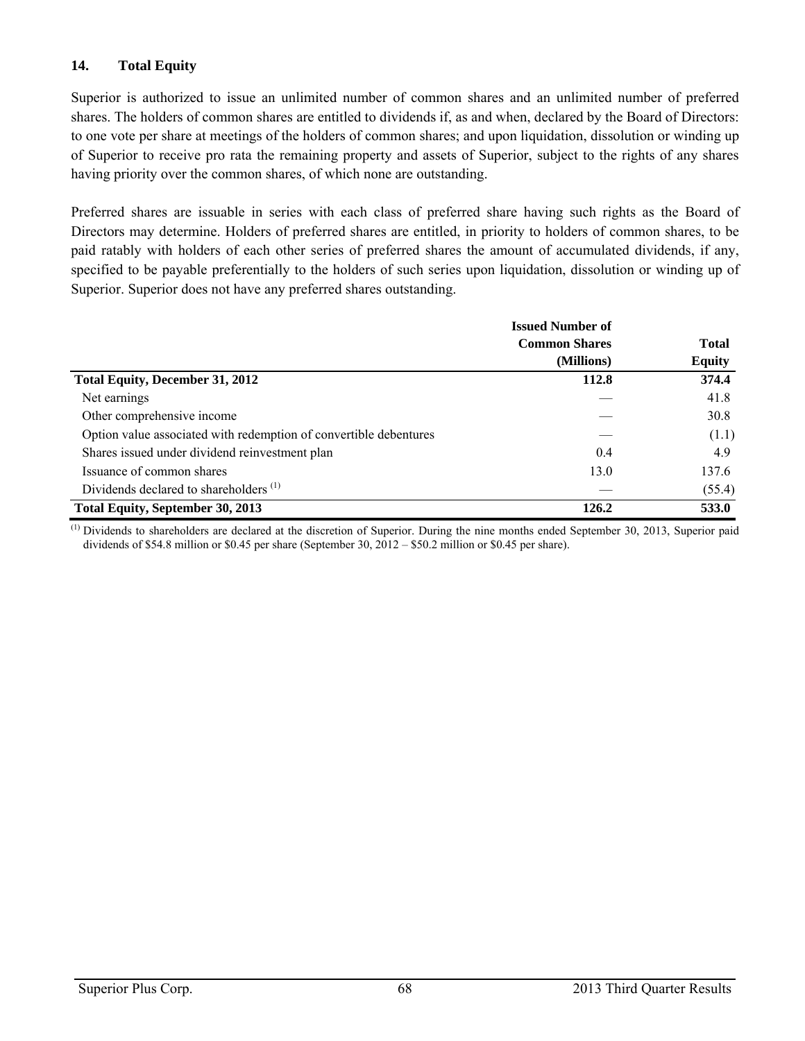## 14. Total Equity

Superior is authorized to issue an unlimited number of common shares and an unlimited number of preferred shares. The holders of common shares are entitled to dividends if, as and when, declared by the Board of Directors: to one vote per share at meetings of the holders of common shares; and upon liquidation, dissolution or winding up of Superior to receive pro rata the remaining property and assets of Superior, subject to the rights of any shares having priority over the common shares, of which none are outstanding.

Preferred shares are issuable in series with each class of preferred share having such rights as the Board of Directors may determine. Holders of preferred shares are entitled, in priority to holders of common shares, to be paid ratably with holders of each other series of preferred shares the amount of accumulated dividends, if any, specified to be payable preferentially to the holders of such series upon liquidation, dissolution or winding up of Superior. Superior does not have any preferred shares outstanding.

| | Issued Number of Common Shares (Millions) | Total Equity |
|---|---|---|
| **Total Equity, December 31, 2012** | **112.8** | **374.4** |
| Net earnings | — | 41.8 |
| Other comprehensive income | — | 30.8 |
| Option value associated with redemption of convertible debentures | — | (1.1) |
| Shares issued under dividend reinvestment plan | 0.4 | 4.9 |
| Issuance of common shares | 13.0 | 137.6 |
| Dividends declared to shareholders [1] | — | (55.4) |
| **Total Equity, September 30, 2013** | **126.2** | **533.0** |

[1] Dividends to shareholders are declared at the discretion of Superior. During the nine months ended September 30, 2013, Superior paid dividends of $54.8 million or $0.45 per share (September 30, 2012 – $50.2 million or $0.45 per share).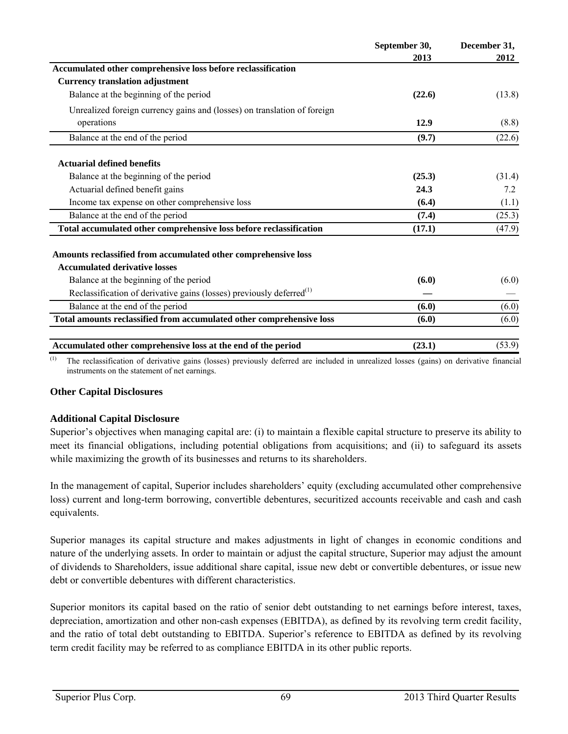| | September 30, 2013 | December 31, 2012 |
|---|---|---|
| **Accumulated other comprehensive loss before reclassification** | | |
| **Currency translation adjustment** | | |
| Balance at the beginning of the period | **(22.6)** | (13.8) |
| Unrealized foreign currency gains and (losses) on translation of foreign operations | **12.9** | (8.8) |
| Balance at the end of the period | **(9.7)** | (22.6) |
| **Actuarial defined benefits** | | |
| Balance at the beginning of the period | **(25.3)** | (31.4) |
| Actuarial defined benefit gains | **24.3** | 7.2 |
| Income tax expense on other comprehensive loss | **(6.4)** | (1.1) |
| Balance at the end of the period | **(7.4)** | (25.3) |
| **Total accumulated other comprehensive loss before reclassification** | **(17.1)** | (47.9) |
| **Amounts reclassified from accumulated other comprehensive loss** | | |
| **Accumulated derivative losses** | | |
| Balance at the beginning of the period | **(6.0)** | (6.0) |
| Reclassification of derivative gains (losses) previously deferred(1) | **—** | — |
| Balance at the end of the period | **(6.0)** | (6.0) |
| **Total amounts reclassified from accumulated other comprehensive loss** | **(6.0)** | (6.0) |
| **Accumulated other comprehensive loss at the end of the period** | **(23.1)** | (53.9) |

(1) The reclassification of derivative gains (losses) previously deferred are included in unrealized losses (gains) on derivative financial instruments on the statement of net earnings.

### Other Capital Disclosures

### Additional Capital Disclosure

Superior's objectives when managing capital are: (i) to maintain a flexible capital structure to preserve its ability to meet its financial obligations, including potential obligations from acquisitions; and (ii) to safeguard its assets while maximizing the growth of its businesses and returns to its shareholders.

In the management of capital, Superior includes shareholders' equity (excluding accumulated other comprehensive loss) current and long-term borrowing, convertible debentures, securitized accounts receivable and cash and cash equivalents.

Superior manages its capital structure and makes adjustments in light of changes in economic conditions and nature of the underlying assets. In order to maintain or adjust the capital structure, Superior may adjust the amount of dividends to Shareholders, issue additional share capital, issue new debt or convertible debentures, or issue new debt or convertible debentures with different characteristics.

Superior monitors its capital based on the ratio of senior debt outstanding to net earnings before interest, taxes, depreciation, amortization and other non-cash expenses (EBITDA), as defined by its revolving term credit facility, and the ratio of total debt outstanding to EBITDA. Superior's reference to EBITDA as defined by its revolving term credit facility may be referred to as compliance EBITDA in its other public reports.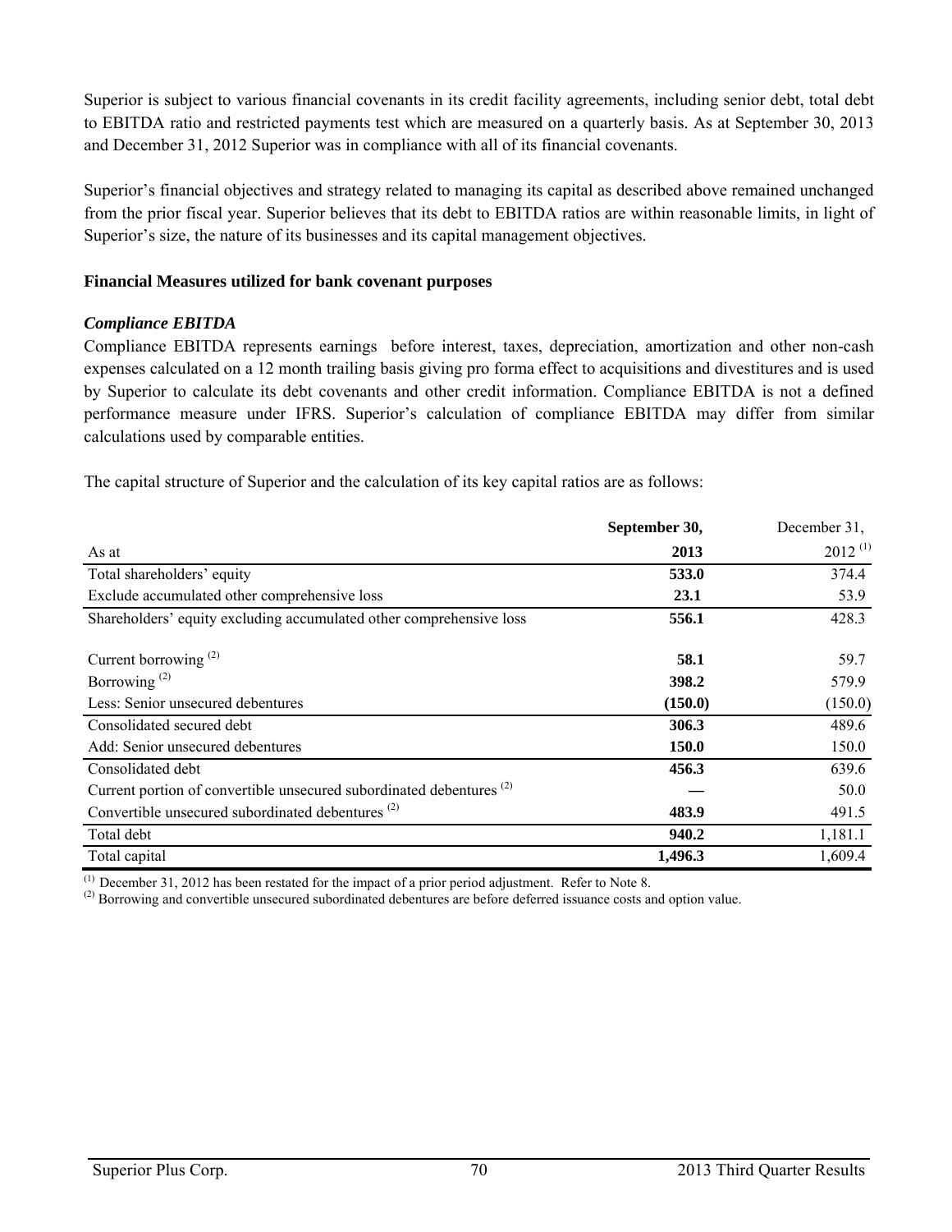Superior is subject to various financial covenants in its credit facility agreements, including senior debt, total debt to EBITDA ratio and restricted payments test which are measured on a quarterly basis. As at September 30, 2013 and December 31, 2012 Superior was in compliance with all of its financial covenants.

Superior's financial objectives and strategy related to managing its capital as described above remained unchanged from the prior fiscal year. Superior believes that its debt to EBITDA ratios are within reasonable limits, in light of Superior's size, the nature of its businesses and its capital management objectives.

**Financial Measures utilized for bank covenant purposes**

***Compliance EBITDA***

Compliance EBITDA represents earnings before interest, taxes, depreciation, amortization and other non-cash expenses calculated on a 12 month trailing basis giving pro forma effect to acquisitions and divestitures and is used by Superior to calculate its debt covenants and other credit information. Compliance EBITDA is not a defined performance measure under IFRS. Superior's calculation of compliance EBITDA may differ from similar calculations used by comparable entities.

The capital structure of Superior and the calculation of its key capital ratios are as follows:

| As at | **September 30, 2013** | December 31, 2012 [(1)] |
|---|---|---|
| Total shareholders' equity | **533.0** | 374.4 |
| Exclude accumulated other comprehensive loss | **23.1** | 53.9 |
| Shareholders' equity excluding accumulated other comprehensive loss | **556.1** | 428.3 |
| Current borrowing [(2)] | **58.1** | 59.7 |
| Borrowing [(2)] | **398.2** | 579.9 |
| Less: Senior unsecured debentures | **(150.0)** | (150.0) |
| Consolidated secured debt | **306.3** | 489.6 |
| Add: Senior unsecured debentures | **150.0** | 150.0 |
| Consolidated debt | **456.3** | 639.6 |
| Current portion of convertible unsecured subordinated debentures [(2)] | **—** | 50.0 |
| Convertible unsecured subordinated debentures [(2)] | **483.9** | 491.5 |
| Total debt | **940.2** | 1,181.1 |
| Total capital | **1,496.3** | 1,609.4 |

(1) December 31, 2012 has been restated for the impact of a prior period adjustment. Refer to Note 8.
(2) Borrowing and convertible unsecured subordinated debentures are before deferred issuance costs and option value.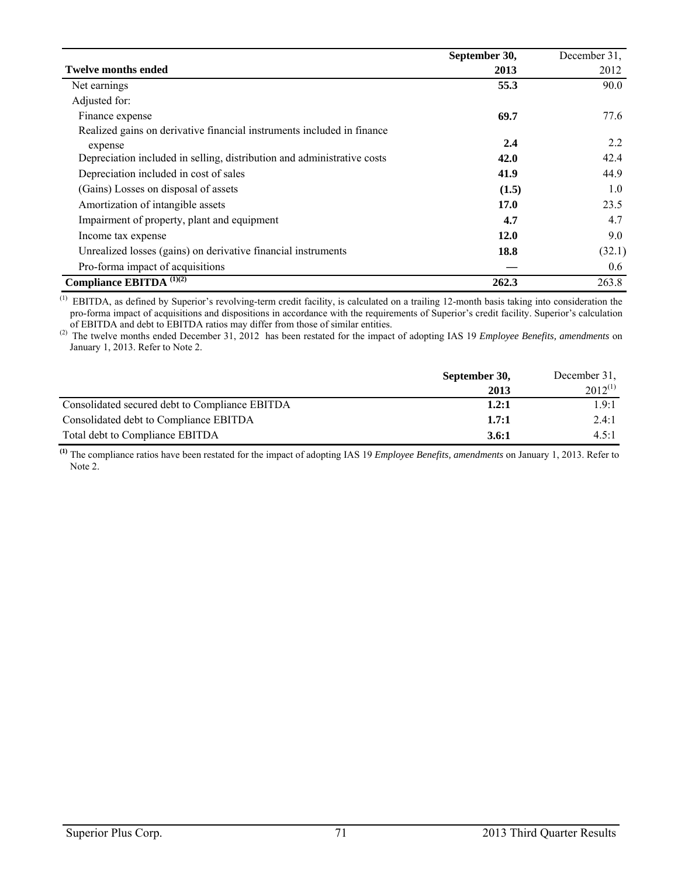| Twelve months ended | September 30, 2013 | December 31, 2012 |
|---|---|---|
| Net earnings | **55.3** | 90.0 |
| Adjusted for: | | |
| Finance expense | **69.7** | 77.6 |
| Realized gains on derivative financial instruments included in finance expense | **2.4** | 2.2 |
| Depreciation included in selling, distribution and administrative costs | **42.0** | 42.4 |
| Depreciation included in cost of sales | **41.9** | 44.9 |
| (Gains) Losses on disposal of assets | **(1.5)** | 1.0 |
| Amortization of intangible assets | **17.0** | 23.5 |
| Impairment of property, plant and equipment | **4.7** | 4.7 |
| Income tax expense | **12.0** | 9.0 |
| Unrealized losses (gains) on derivative financial instruments | **18.8** | (32.1) |
| Pro-forma impact of acquisitions | **—** | 0.6 |
| **Compliance EBITDA** [(1)(2)] | **262.3** | 263.8 |

[(1)] EBITDA, as defined by Superior's revolving-term credit facility, is calculated on a trailing 12-month basis taking into consideration the pro-forma impact of acquisitions and dispositions in accordance with the requirements of Superior's credit facility. Superior's calculation of EBITDA and debt to EBITDA ratios may differ from those of similar entities.

[(2)] The twelve months ended December 31, 2012 has been restated for the impact of adopting IAS 19 *Employee Benefits, amendments* on January 1, 2013. Refer to Note 2.

| | September 30, 2013 | December 31, 2012[(1)] |
|---|---|---|
| Consolidated secured debt to Compliance EBITDA | **1.2:1** | 1.9:1 |
| Consolidated debt to Compliance EBITDA | **1.7:1** | 2.4:1 |
| Total debt to Compliance EBITDA | **3.6:1** | 4.5:1 |

**[(1)]** The compliance ratios have been restated for the impact of adopting IAS 19 *Employee Benefits, amendments* on January 1, 2013. Refer to Note 2.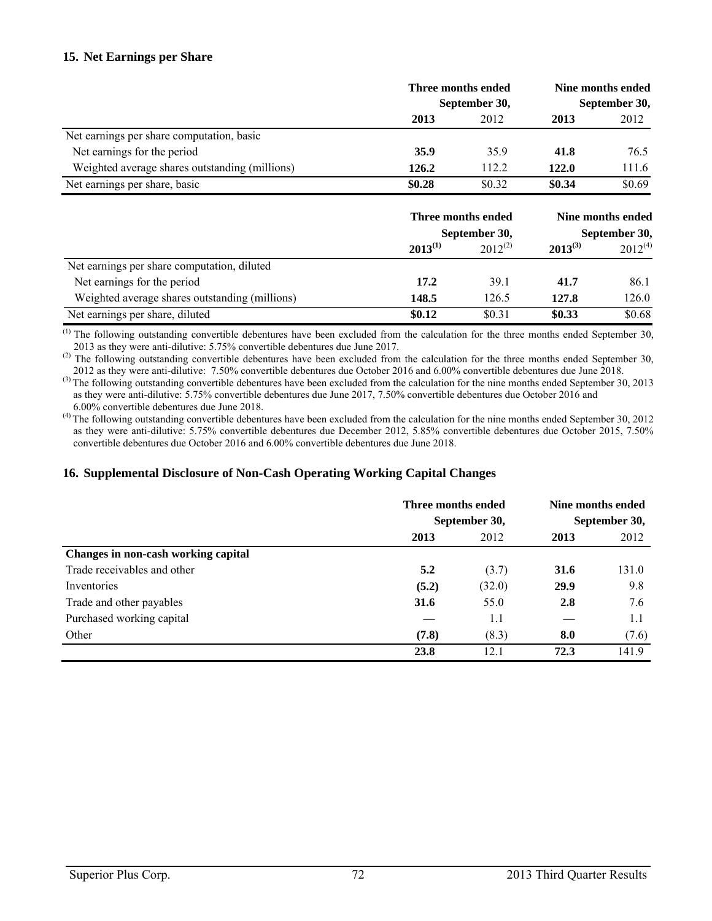## 15. Net Earnings per Share

| | Three months ended September 30, | | Nine months ended September 30, | |
|---|---|---|---|---|
| | **2013** | 2012 | **2013** | 2012 |
| Net earnings per share computation, basic | | | | |
| Net earnings for the period | **35.9** | 35.9 | **41.8** | 76.5 |
| Weighted average shares outstanding (millions) | **126.2** | 112.2 | **122.0** | 111.6 |
| Net earnings per share, basic | **$0.28** | $0.32 | **$0.34** | $0.69 |

| | Three months ended September 30, | | Nine months ended September 30, | |
|---|---|---|---|---|
| | **2013[(1)]** | 2012[(2)] | **2013[(3)]** | 2012[(4)] |
| Net earnings per share computation, diluted | | | | |
| Net earnings for the period | **17.2** | 39.1 | **41.7** | 86.1 |
| Weighted average shares outstanding (millions) | **148.5** | 126.5 | **127.8** | 126.0 |
| Net earnings per share, diluted | **$0.12** | $0.31 | **$0.33** | $0.68 |

(1) The following outstanding convertible debentures have been excluded from the calculation for the three months ended September 30, 2013 as they were anti-dilutive: 5.75% convertible debentures due June 2017.

(2) The following outstanding convertible debentures have been excluded from the calculation for the three months ended September 30, 2012 as they were anti-dilutive: 7.50% convertible debentures due October 2016 and 6.00% convertible debentures due June 2018.

(3) The following outstanding convertible debentures have been excluded from the calculation for the nine months ended September 30, 2013 as they were anti-dilutive: 5.75% convertible debentures due June 2017, 7.50% convertible debentures due October 2016 and 6.00% convertible debentures due June 2018.

(4) The following outstanding convertible debentures have been excluded from the calculation for the nine months ended September 30, 2012 as they were anti-dilutive: 5.75% convertible debentures due December 2012, 5.85% convertible debentures due October 2015, 7.50% convertible debentures due October 2016 and 6.00% convertible debentures due June 2018.

## 16. Supplemental Disclosure of Non-Cash Operating Working Capital Changes

| | Three months ended September 30, | | Nine months ended September 30, | |
|---|---|---|---|---|
| | **2013** | 2012 | **2013** | 2012 |
| **Changes in non-cash working capital** | | | | |
| Trade receivables and other | **5.2** | (3.7) | **31.6** | 131.0 |
| Inventories | **(5.2)** | (32.0) | **29.9** | 9.8 |
| Trade and other payables | **31.6** | 55.0 | **2.8** | 7.6 |
| Purchased working capital | **—** | 1.1 | **—** | 1.1 |
| Other | **(7.8)** | (8.3) | **8.0** | (7.6) |
| | **23.8** | 12.1 | **72.3** | 141.9 |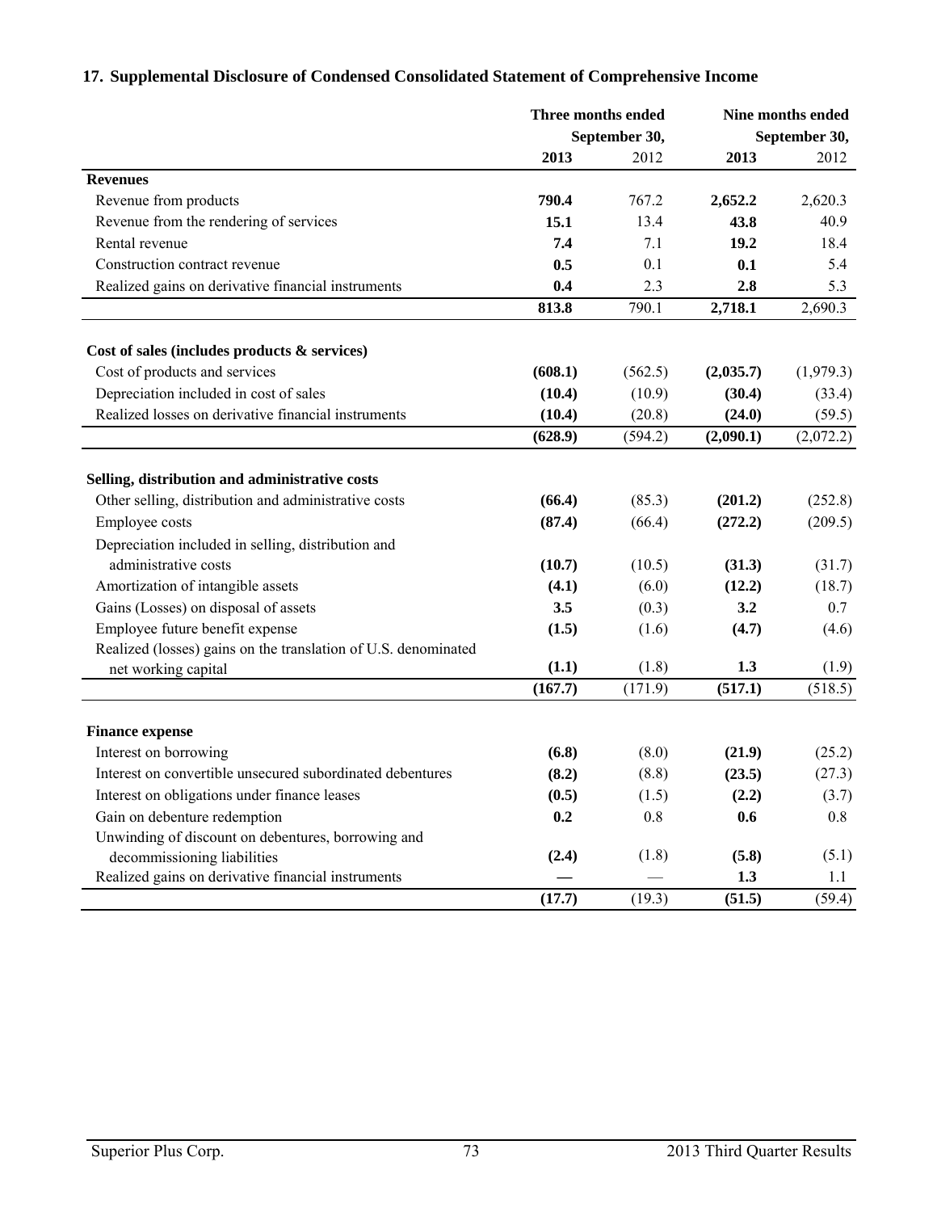## 17. Supplemental Disclosure of Condensed Consolidated Statement of Comprehensive Income

| | Three months ended September 30, | | Nine months ended September 30, | |
|---|---|---|---|---|
| | **2013** | 2012 | **2013** | 2012 |
| **Revenues** | | | | |
| Revenue from products | **790.4** | 767.2 | **2,652.2** | 2,620.3 |
| Revenue from the rendering of services | **15.1** | 13.4 | **43.8** | 40.9 |
| Rental revenue | **7.4** | 7.1 | **19.2** | 18.4 |
| Construction contract revenue | **0.5** | 0.1 | **0.1** | 5.4 |
| Realized gains on derivative financial instruments | **0.4** | 2.3 | **2.8** | 5.3 |
| | **813.8** | 790.1 | **2,718.1** | 2,690.3 |
| **Cost of sales (includes products & services)** | | | | |
| Cost of products and services | **(608.1)** | (562.5) | **(2,035.7)** | (1,979.3) |
| Depreciation included in cost of sales | **(10.4)** | (10.9) | **(30.4)** | (33.4) |
| Realized losses on derivative financial instruments | **(10.4)** | (20.8) | **(24.0)** | (59.5) |
| | **(628.9)** | (594.2) | **(2,090.1)** | (2,072.2) |
| **Selling, distribution and administrative costs** | | | | |
| Other selling, distribution and administrative costs | **(66.4)** | (85.3) | **(201.2)** | (252.8) |
| Employee costs | **(87.4)** | (66.4) | **(272.2)** | (209.5) |
| Depreciation included in selling, distribution and administrative costs | **(10.7)** | (10.5) | **(31.3)** | (31.7) |
| Amortization of intangible assets | **(4.1)** | (6.0) | **(12.2)** | (18.7) |
| Gains (Losses) on disposal of assets | **3.5** | (0.3) | **3.2** | 0.7 |
| Employee future benefit expense | **(1.5)** | (1.6) | **(4.7)** | (4.6) |
| Realized (losses) gains on the translation of U.S. denominated net working capital | **(1.1)** | (1.8) | **1.3** | (1.9) |
| | **(167.7)** | (171.9) | **(517.1)** | (518.5) |
| **Finance expense** | | | | |
| Interest on borrowing | **(6.8)** | (8.0) | **(21.9)** | (25.2) |
| Interest on convertible unsecured subordinated debentures | **(8.2)** | (8.8) | **(23.5)** | (27.3) |
| Interest on obligations under finance leases | **(0.5)** | (1.5) | **(2.2)** | (3.7) |
| Gain on debenture redemption | **0.2** | 0.8 | **0.6** | 0.8 |
| Unwinding of discount on debentures, borrowing and decommissioning liabilities | **(2.4)** | (1.8) | **(5.8)** | (5.1) |
| Realized gains on derivative financial instruments | **—** | — | **1.3** | 1.1 |
| | **(17.7)** | (19.3) | **(51.5)** | (59.4) |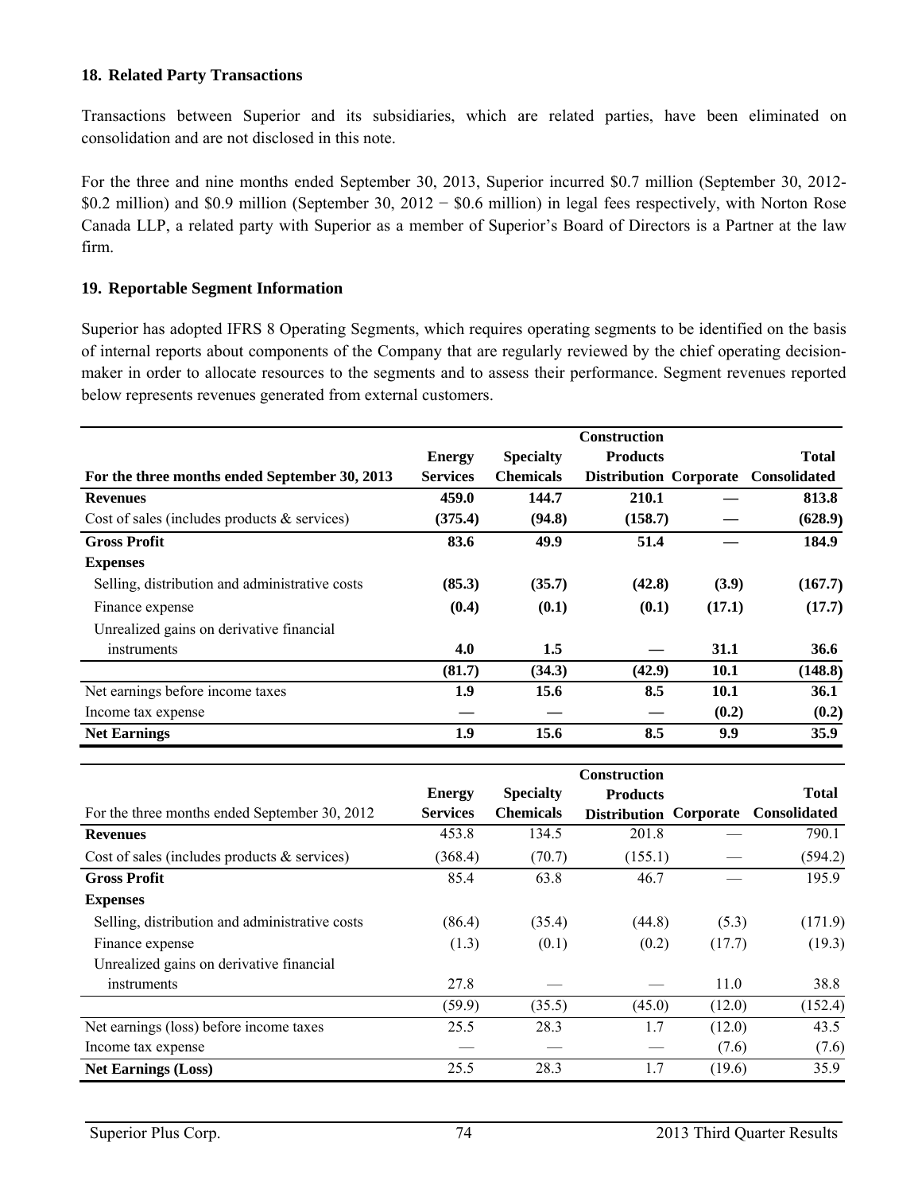### 18. Related Party Transactions

Transactions between Superior and its subsidiaries, which are related parties, have been eliminated on consolidation and are not disclosed in this note.

For the three and nine months ended September 30, 2013, Superior incurred \$0.7 million (September 30, 2012- \$0.2 million) and \$0.9 million (September 30, 2012 − \$0.6 million) in legal fees respectively, with Norton Rose Canada LLP, a related party with Superior as a member of Superior's Board of Directors is a Partner at the law firm.

### 19. Reportable Segment Information

Superior has adopted IFRS 8 Operating Segments, which requires operating segments to be identified on the basis of internal reports about components of the Company that are regularly reviewed by the chief operating decision-maker in order to allocate resources to the segments and to assess their performance. Segment revenues reported below represents revenues generated from external customers.

| For the three months ended September 30, 2013 | Energy Services | Specialty Chemicals | Construction Products Distribution | Corporate | Total Consolidated |
|---|---|---|---|---|---|
| **Revenues** | **459.0** | **144.7** | **210.1** | **—** | **813.8** |
| Cost of sales (includes products & services) | **(375.4)** | **(94.8)** | **(158.7)** | **—** | **(628.9)** |
| **Gross Profit** | **83.6** | **49.9** | **51.4** | **—** | **184.9** |
| **Expenses** | | | | | |
| Selling, distribution and administrative costs | **(85.3)** | **(35.7)** | **(42.8)** | **(3.9)** | **(167.7)** |
| Finance expense | **(0.4)** | **(0.1)** | **(0.1)** | **(17.1)** | **(17.7)** |
| Unrealized gains on derivative financial instruments | **4.0** | **1.5** | **—** | **31.1** | **36.6** |
| | **(81.7)** | **(34.3)** | **(42.9)** | **10.1** | **(148.8)** |
| Net earnings before income taxes | **1.9** | **15.6** | **8.5** | **10.1** | **36.1** |
| Income tax expense | **—** | **—** | **—** | **(0.2)** | **(0.2)** |
| **Net Earnings** | **1.9** | **15.6** | **8.5** | **9.9** | **35.9** |

| For the three months ended September 30, 2012 | Energy Services | Specialty Chemicals | Construction Products Distribution | Corporate | Total Consolidated |
|---|---|---|---|---|---|
| **Revenues** | 453.8 | 134.5 | 201.8 | — | 790.1 |
| Cost of sales (includes products & services) | (368.4) | (70.7) | (155.1) | — | (594.2) |
| **Gross Profit** | 85.4 | 63.8 | 46.7 | — | 195.9 |
| **Expenses** | | | | | |
| Selling, distribution and administrative costs | (86.4) | (35.4) | (44.8) | (5.3) | (171.9) |
| Finance expense | (1.3) | (0.1) | (0.2) | (17.7) | (19.3) |
| Unrealized gains on derivative financial instruments | 27.8 | — | — | 11.0 | 38.8 |
| | (59.9) | (35.5) | (45.0) | (12.0) | (152.4) |
| Net earnings (loss) before income taxes | 25.5 | 28.3 | 1.7 | (12.0) | 43.5 |
| Income tax expense | — | — | — | (7.6) | (7.6) |
| **Net Earnings (Loss)** | 25.5 | 28.3 | 1.7 | (19.6) | 35.9 |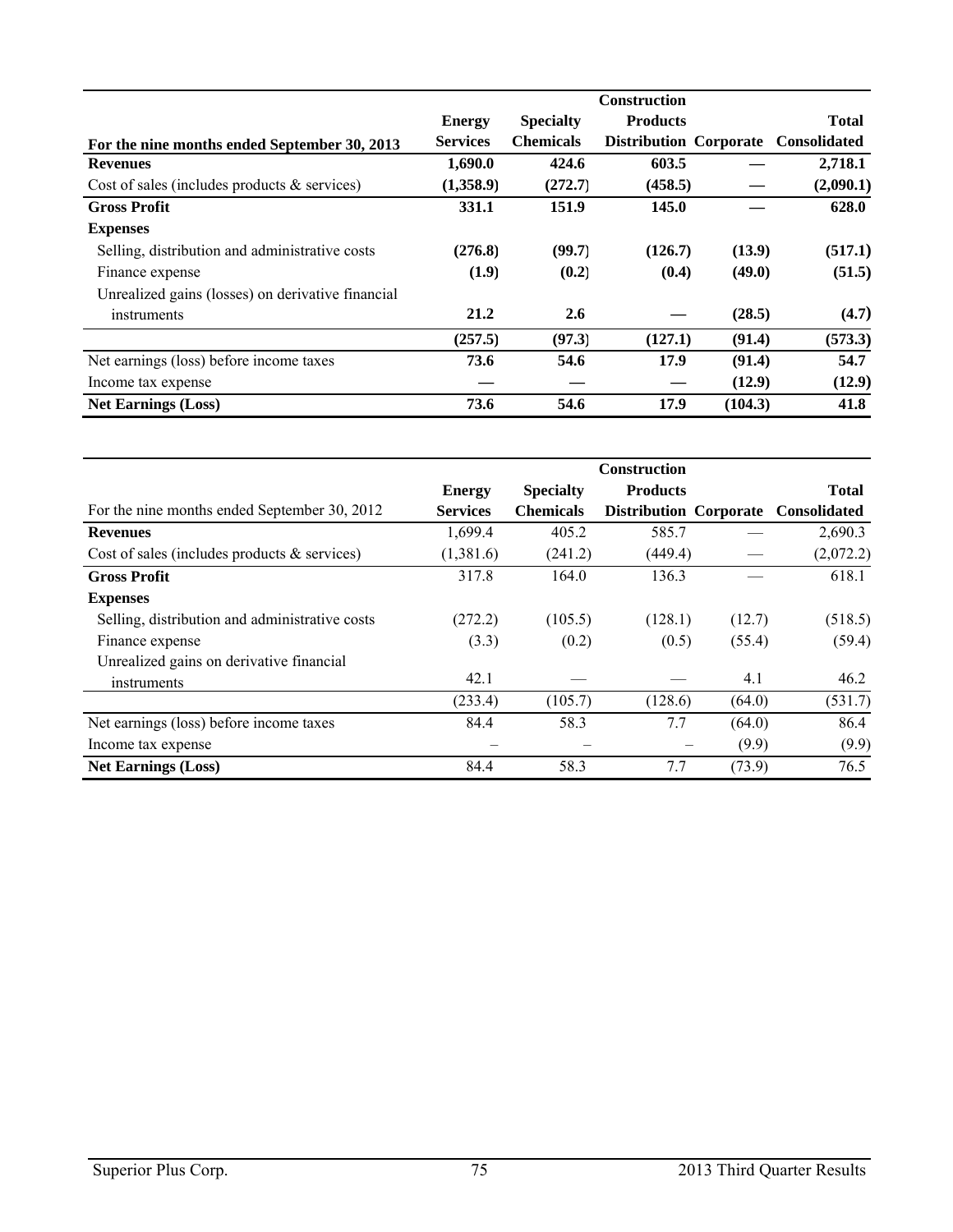| For the nine months ended September 30, 2013 | Energy Services | Specialty Chemicals | Construction Products Distribution | Corporate | Total Consolidated |
|---|---|---|---|---|---|
| **Revenues** | **1,690.0** | **424.6** | **603.5** | **—** | **2,718.1** |
| Cost of sales (includes products & services) | **(1,358.9)** | **(272.7)** | **(458.5)** | **—** | **(2,090.1)** |
| **Gross Profit** | **331.1** | **151.9** | **145.0** | **—** | **628.0** |
| **Expenses** | | | | | |
| Selling, distribution and administrative costs | **(276.8)** | **(99.7)** | **(126.7)** | **(13.9)** | **(517.1)** |
| Finance expense | **(1.9)** | **(0.2)** | **(0.4)** | **(49.0)** | **(51.5)** |
| Unrealized gains (losses) on derivative financial instruments | **21.2** | **2.6** | **—** | **(28.5)** | **(4.7)** |
| | **(257.5)** | **(97.3)** | **(127.1)** | **(91.4)** | **(573.3)** |
| Net earnings (loss) before income taxes | **73.6** | **54.6** | **17.9** | **(91.4)** | **54.7** |
| Income tax expense | **—** | **—** | **—** | **(12.9)** | **(12.9)** |
| **Net Earnings (Loss)** | **73.6** | **54.6** | **17.9** | **(104.3)** | **41.8** |

| For the nine months ended September 30, 2012 | Energy Services | Specialty Chemicals | Construction Products Distribution | Corporate | Total Consolidated |
|---|---|---|---|---|---|
| **Revenues** | 1,699.4 | 405.2 | 585.7 | — | 2,690.3 |
| Cost of sales (includes products & services) | (1,381.6) | (241.2) | (449.4) | — | (2,072.2) |
| **Gross Profit** | 317.8 | 164.0 | 136.3 | — | 618.1 |
| **Expenses** | | | | | |
| Selling, distribution and administrative costs | (272.2) | (105.5) | (128.1) | (12.7) | (518.5) |
| Finance expense | (3.3) | (0.2) | (0.5) | (55.4) | (59.4) |
| Unrealized gains on derivative financial instruments | 42.1 | — | — | 4.1 | 46.2 |
| | (233.4) | (105.7) | (128.6) | (64.0) | (531.7) |
| Net earnings (loss) before income taxes | 84.4 | 58.3 | 7.7 | (64.0) | 86.4 |
| Income tax expense | – | – | – | (9.9) | (9.9) |
| **Net Earnings (Loss)** | 84.4 | 58.3 | 7.7 | (73.9) | 76.5 |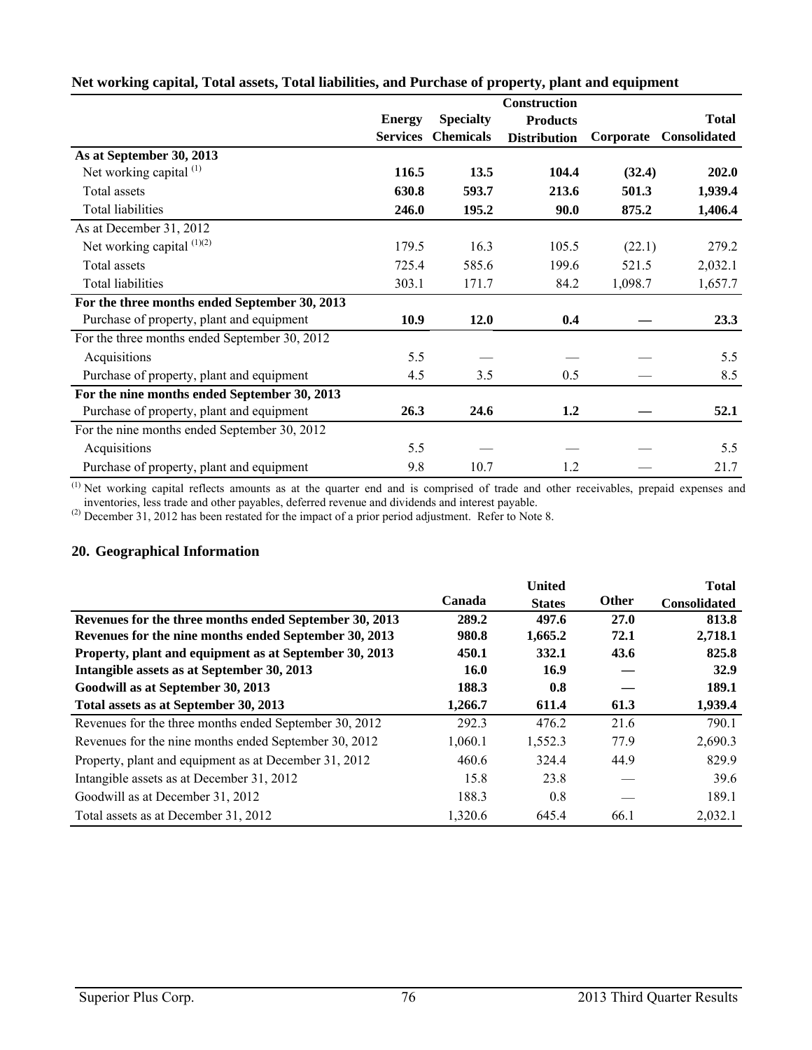**Net working capital, Total assets, Total liabilities, and Purchase of property, plant and equipment**

| | Energy Services | Specialty Chemicals | Construction Products Distribution | Corporate | Total Consolidated |
|---|---|---|---|---|---|
| **As at September 30, 2013** | | | | | |
| Net working capital [(1)] | **116.5** | **13.5** | **104.4** | **(32.4)** | **202.0** |
| Total assets | **630.8** | **593.7** | **213.6** | **501.3** | **1,939.4** |
| Total liabilities | **246.0** | **195.2** | **90.0** | **875.2** | **1,406.4** |
| As at December 31, 2012 | | | | | |
| Net working capital [(1)(2)] | 179.5 | 16.3 | 105.5 | (22.1) | 279.2 |
| Total assets | 725.4 | 585.6 | 199.6 | 521.5 | 2,032.1 |
| Total liabilities | 303.1 | 171.7 | 84.2 | 1,098.7 | 1,657.7 |
| **For the three months ended September 30, 2013** | | | | | |
| Purchase of property, plant and equipment | **10.9** | **12.0** | **0.4** | **—** | **23.3** |
| For the three months ended September 30, 2012 | | | | | |
| Acquisitions | 5.5 | — | — | — | 5.5 |
| Purchase of property, plant and equipment | 4.5 | 3.5 | 0.5 | — | 8.5 |
| **For the nine months ended September 30, 2013** | | | | | |
| Purchase of property, plant and equipment | **26.3** | **24.6** | **1.2** | **—** | **52.1** |
| For the nine months ended September 30, 2012 | | | | | |
| Acquisitions | 5.5 | — | — | — | 5.5 |
| Purchase of property, plant and equipment | 9.8 | 10.7 | 1.2 | — | 21.7 |

[(1)] Net working capital reflects amounts as at the quarter end and is comprised of trade and other receivables, prepaid expenses and inventories, less trade and other payables, deferred revenue and dividends and interest payable.
[(2)] December 31, 2012 has been restated for the impact of a prior period adjustment. Refer to Note 8.

## 20. Geographical Information

| | Canada | United States | Other | Total Consolidated |
|---|---|---|---|---|
| **Revenues for the three months ended September 30, 2013** | **289.2** | **497.6** | **27.0** | **813.8** |
| **Revenues for the nine months ended September 30, 2013** | **980.8** | **1,665.2** | **72.1** | **2,718.1** |
| **Property, plant and equipment as at September 30, 2013** | **450.1** | **332.1** | **43.6** | **825.8** |
| **Intangible assets as at September 30, 2013** | **16.0** | **16.9** | **—** | **32.9** |
| **Goodwill as at September 30, 2013** | **188.3** | **0.8** | **—** | **189.1** |
| **Total assets as at September 30, 2013** | **1,266.7** | **611.4** | **61.3** | **1,939.4** |
| Revenues for the three months ended September 30, 2012 | 292.3 | 476.2 | 21.6 | 790.1 |
| Revenues for the nine months ended September 30, 2012 | 1,060.1 | 1,552.3 | 77.9 | 2,690.3 |
| Property, plant and equipment as at December 31, 2012 | 460.6 | 324.4 | 44.9 | 829.9 |
| Intangible assets as at December 31, 2012 | 15.8 | 23.8 | — | 39.6 |
| Goodwill as at December 31, 2012 | 188.3 | 0.8 | — | 189.1 |
| Total assets as at December 31, 2012 | 1,320.6 | 645.4 | 66.1 | 2,032.1 |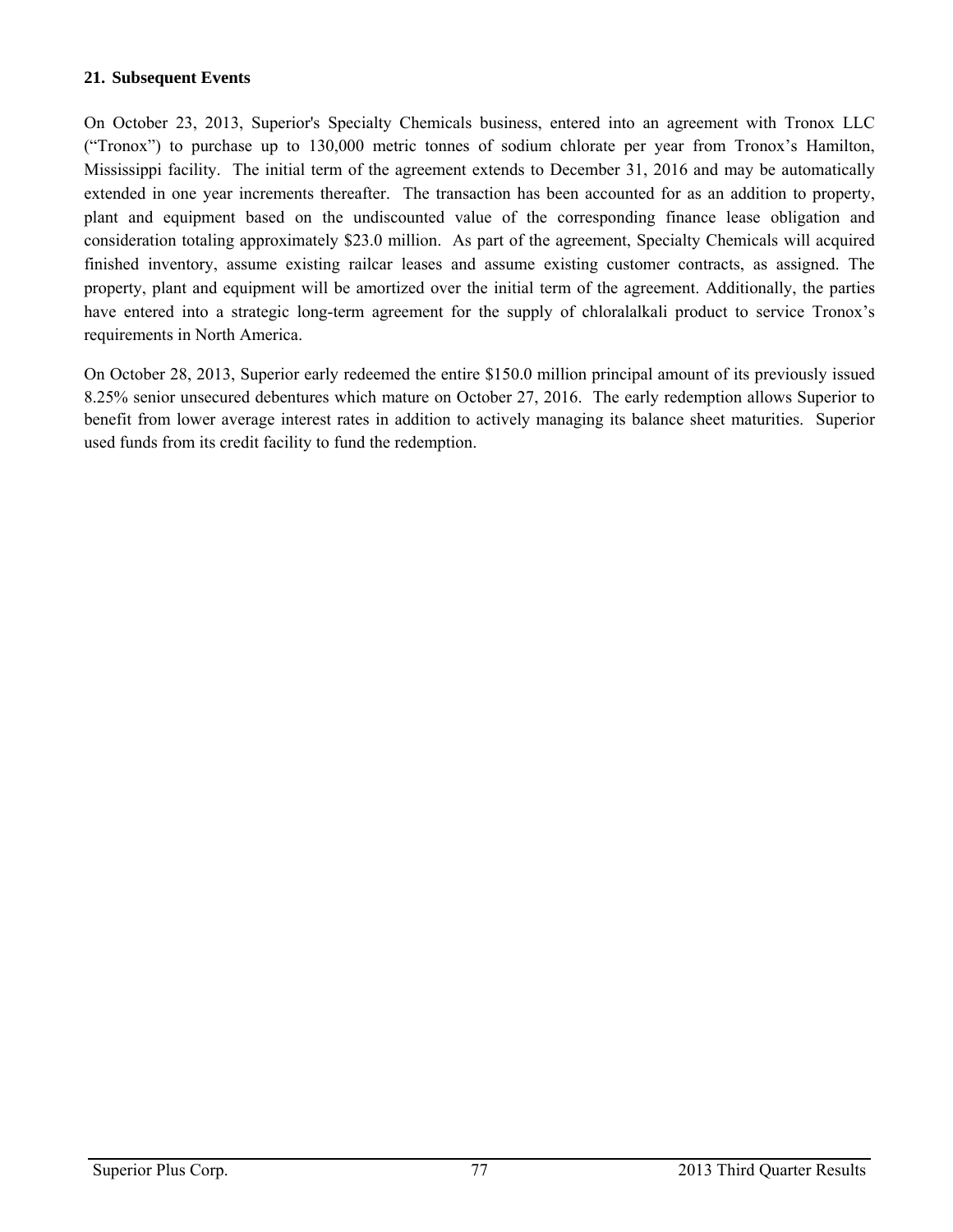## 21. Subsequent Events

On October 23, 2013, Superior's Specialty Chemicals business, entered into an agreement with Tronox LLC ("Tronox") to purchase up to 130,000 metric tonnes of sodium chlorate per year from Tronox's Hamilton, Mississippi facility. The initial term of the agreement extends to December 31, 2016 and may be automatically extended in one year increments thereafter. The transaction has been accounted for as an addition to property, plant and equipment based on the undiscounted value of the corresponding finance lease obligation and consideration totaling approximately $23.0 million. As part of the agreement, Specialty Chemicals will acquired finished inventory, assume existing railcar leases and assume existing customer contracts, as assigned. The property, plant and equipment will be amortized over the initial term of the agreement. Additionally, the parties have entered into a strategic long-term agreement for the supply of chloralalkali product to service Tronox's requirements in North America.

On October 28, 2013, Superior early redeemed the entire $150.0 million principal amount of its previously issued 8.25% senior unsecured debentures which mature on October 27, 2016. The early redemption allows Superior to benefit from lower average interest rates in addition to actively managing its balance sheet maturities. Superior used funds from its credit facility to fund the redemption.